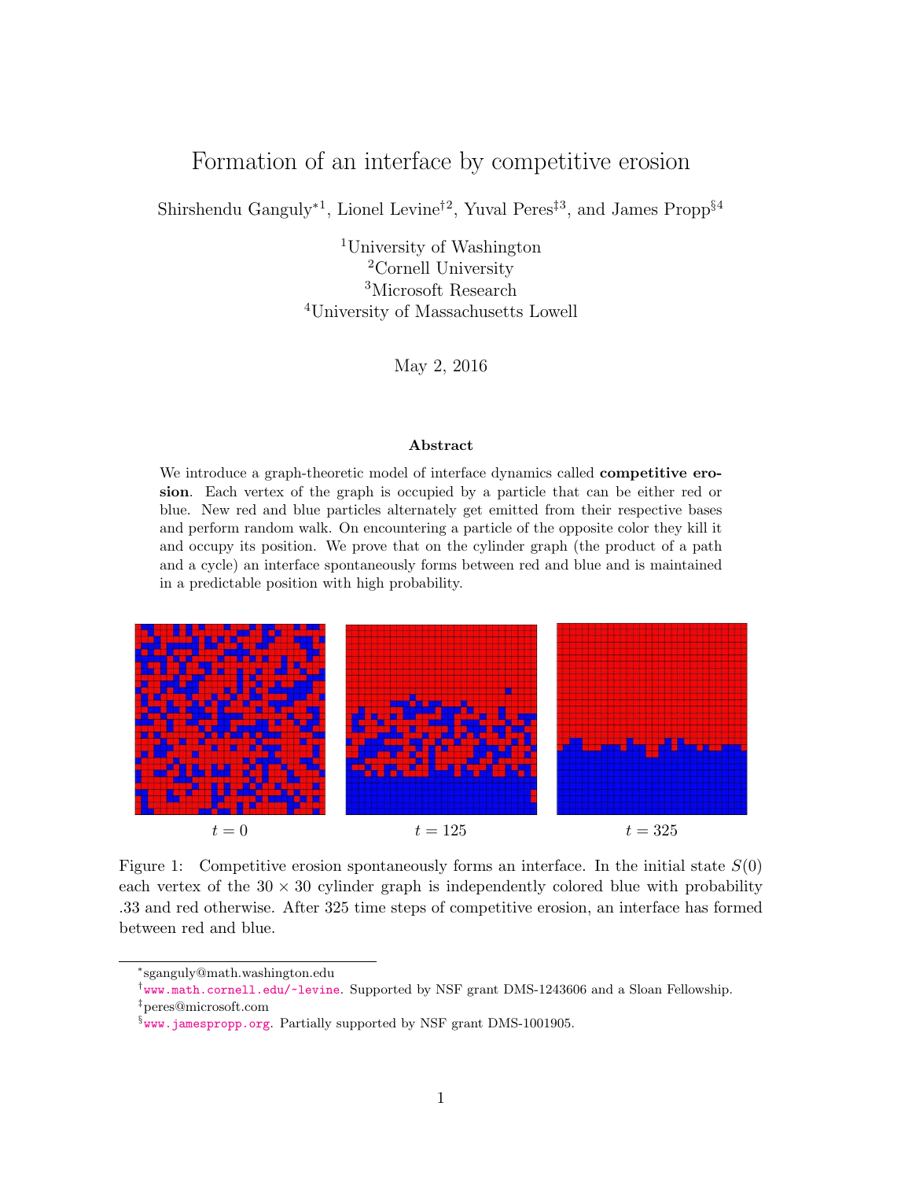# Formation of an interface by competitive erosion

Shirshendu Ganguly*[1], Lionel Levine†[2], Yuval Peres‡[3], and James Propp§[4]

[1]University of Washington
[2]Cornell University
[3]Microsoft Research
[4]University of Massachusetts Lowell

May 2, 2016

### Abstract

We introduce a graph-theoretic model of interface dynamics called **competitive erosion**. Each vertex of the graph is occupied by a particle that can be either red or blue. New red and blue particles alternately get emitted from their respective bases and perform random walk. On encountering a particle of the opposite color they kill it and occupy its position. We prove that on the cylinder graph (the product of a path and a cycle) an interface spontaneously forms between red and blue and is maintained in a predictable position with high probability.

$t = 0$ $t = 125$ $t = 325$

Figure 1: Competitive erosion spontaneously forms an interface. In the initial state $S(0)$ each vertex of the $30 \times 30$ cylinder graph is independently colored blue with probability .33 and red otherwise. After 325 time steps of competitive erosion, an interface has formed between red and blue.

*sganguly@math.washington.edu
†www.math.cornell.edu/~levine. Supported by NSF grant DMS-1243606 and a Sloan Fellowship.
‡peres@microsoft.com
§www.jamespropp.org. Partially supported by NSF grant DMS-1001905.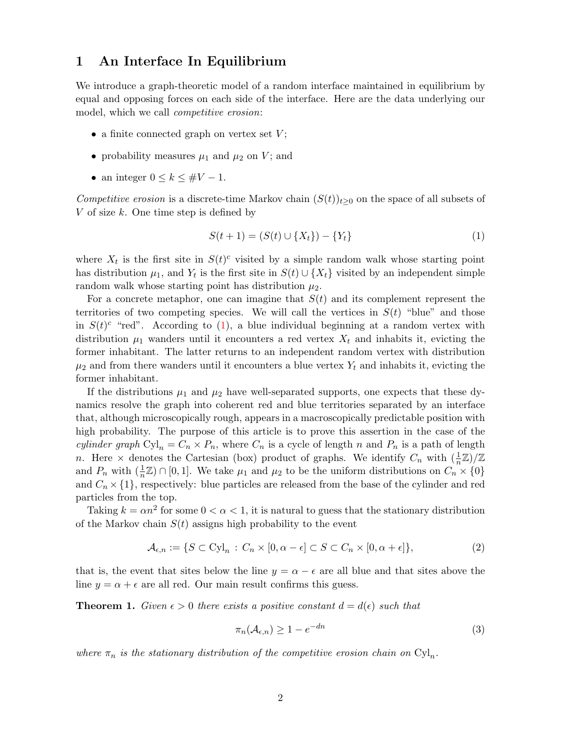# 1 An Interface In Equilibrium

We introduce a graph-theoretic model of a random interface maintained in equilibrium by equal and opposing forces on each side of the interface. Here are the data underlying our model, which we call *competitive erosion*:

- a finite connected graph on vertex set $V$;
- probability measures $\mu_1$ and $\mu_2$ on $V$; and
- an integer $0 \le k \le \#V - 1$.

*Competitive erosion* is a discrete-time Markov chain $(S(t))_{t \ge 0}$ on the space of all subsets of $V$ of size $k$. One time step is defined by

$$S(t+1) = (S(t) \cup \{X_t\}) - \{Y_t\} \tag{1}$$

where $X_t$ is the first site in $S(t)^c$ visited by a simple random walk whose starting point has distribution $\mu_1$, and $Y_t$ is the first site in $S(t) \cup \{X_t\}$ visited by an independent simple random walk whose starting point has distribution $\mu_2$.

For a concrete metaphor, one can imagine that $S(t)$ and its complement represent the territories of two competing species. We will call the vertices in $S(t)$ "blue" and those in $S(t)^c$ "red". According to (1), a blue individual beginning at a random vertex with distribution $\mu_1$ wanders until it encounters a red vertex $X_t$ and inhabits it, evicting the former inhabitant. The latter returns to an independent random vertex with distribution $\mu_2$ and from there wanders until it encounters a blue vertex $Y_t$ and inhabits it, evicting the former inhabitant.

If the distributions $\mu_1$ and $\mu_2$ have well-separated supports, one expects that these dynamics resolve the graph into coherent red and blue territories separated by an interface that, although microscopically rough, appears in a macroscopically predictable position with high probability. The purpose of this article is to prove this assertion in the case of the *cylinder graph* $\mathrm{Cyl}_n = C_n \times P_n$, where $C_n$ is a cycle of length $n$ and $P_n$ is a path of length $n$. Here $\times$ denotes the Cartesian (box) product of graphs. We identify $C_n$ with $(\frac{1}{n}\mathbb{Z})/\mathbb{Z}$ and $P_n$ with $(\frac{1}{n}\mathbb{Z}) \cap [0,1]$. We take $\mu_1$ and $\mu_2$ to be the uniform distributions on $C_n \times \{0\}$ and $C_n \times \{1\}$, respectively: blue particles are released from the base of the cylinder and red particles from the top.

Taking $k = \alpha n^2$ for some $0 < \alpha < 1$, it is natural to guess that the stationary distribution of the Markov chain $S(t)$ assigns high probability to the event

$$\mathcal{A}_{\epsilon,n} := \{S \subset \mathrm{Cyl}_n \,:\, C_n \times [0, \alpha - \epsilon] \subset S \subset C_n \times [0, \alpha + \epsilon]\}, \tag{2}$$

that is, the event that sites below the line $y = \alpha - \epsilon$ are all blue and that sites above the line $y = \alpha + \epsilon$ are all red. Our main result confirms this guess.

**Theorem 1.** *Given $\epsilon > 0$ there exists a positive constant $d = d(\epsilon)$ such that*

$$\pi_n(\mathcal{A}_{\epsilon,n}) \ge 1 - e^{-dn} \tag{3}$$

*where $\pi_n$ is the stationary distribution of the competitive erosion chain on $\mathrm{Cyl}_n$.*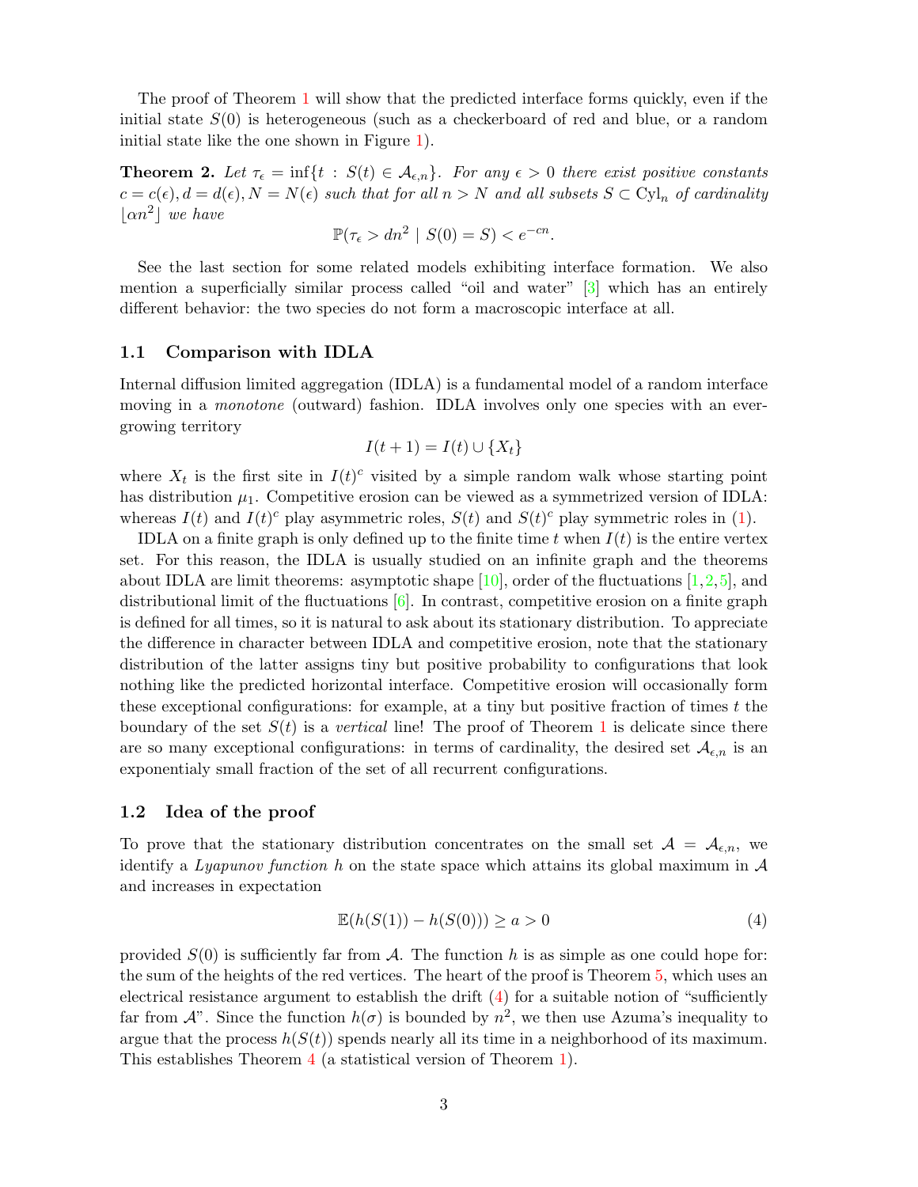The proof of Theorem 1 will show that the predicted interface forms quickly, even if the initial state $S(0)$ is heterogeneous (such as a checkerboard of red and blue, or a random initial state like the one shown in Figure 1).

**Theorem 2.** *Let $\tau_\epsilon = \inf\{t : S(t) \in \mathcal{A}_{\epsilon,n}\}$. For any $\epsilon > 0$ there exist positive constants $c = c(\epsilon), d = d(\epsilon), N = N(\epsilon)$ such that for all $n > N$ and all subsets $S \subset \mathrm{Cyl}_n$ of cardinality $\lfloor \alpha n^2 \rfloor$ we have*

$$\mathbb{P}(\tau_\epsilon > dn^2 \mid S(0) = S) < e^{-cn}.$$

See the last section for some related models exhibiting interface formation. We also mention a superficially similar process called "oil and water" [3] which has an entirely different behavior: the two species do not form a macroscopic interface at all.

### 1.1 Comparison with IDLA

Internal diffusion limited aggregation (IDLA) is a fundamental model of a random interface moving in a *monotone* (outward) fashion. IDLA involves only one species with an ever-growing territory

$$I(t+1) = I(t) \cup \{X_t\}$$

where $X_t$ is the first site in $I(t)^c$ visited by a simple random walk whose starting point has distribution $\mu_1$. Competitive erosion can be viewed as a symmetrized version of IDLA: whereas $I(t)$ and $I(t)^c$ play asymmetric roles, $S(t)$ and $S(t)^c$ play symmetric roles in (1).

IDLA on a finite graph is only defined up to the finite time $t$ when $I(t)$ is the entire vertex set. For this reason, the IDLA is usually studied on an infinite graph and the theorems about IDLA are limit theorems: asymptotic shape [10], order of the fluctuations [1,2,5], and distributional limit of the fluctuations [6]. In contrast, competitive erosion on a finite graph is defined for all times, so it is natural to ask about its stationary distribution. To appreciate the difference in character between IDLA and competitive erosion, note that the stationary distribution of the latter assigns tiny but positive probability to configurations that look nothing like the predicted horizontal interface. Competitive erosion will occasionally form these exceptional configurations: for example, at a tiny but positive fraction of times $t$ the boundary of the set $S(t)$ is a *vertical* line! The proof of Theorem 1 is delicate since there are so many exceptional configurations: in terms of cardinality, the desired set $\mathcal{A}_{\epsilon,n}$ is an exponentialy small fraction of the set of all recurrent configurations.

### 1.2 Idea of the proof

To prove that the stationary distribution concentrates on the small set $\mathcal{A} = \mathcal{A}_{\epsilon,n}$, we identify a *Lyapunov function* $h$ on the state space which attains its global maximum in $\mathcal{A}$ and increases in expectation

$$\mathbb{E}(h(S(1)) - h(S(0))) \geq a > 0 \tag{4}$$

provided $S(0)$ is sufficiently far from $\mathcal{A}$. The function $h$ is as simple as one could hope for: the sum of the heights of the red vertices. The heart of the proof is Theorem 5, which uses an electrical resistance argument to establish the drift (4) for a suitable notion of "sufficiently far from $\mathcal{A}$". Since the function $h(\sigma)$ is bounded by $n^2$, we then use Azuma's inequality to argue that the process $h(S(t))$ spends nearly all its time in a neighborhood of its maximum. This establishes Theorem 4 (a statistical version of Theorem 1).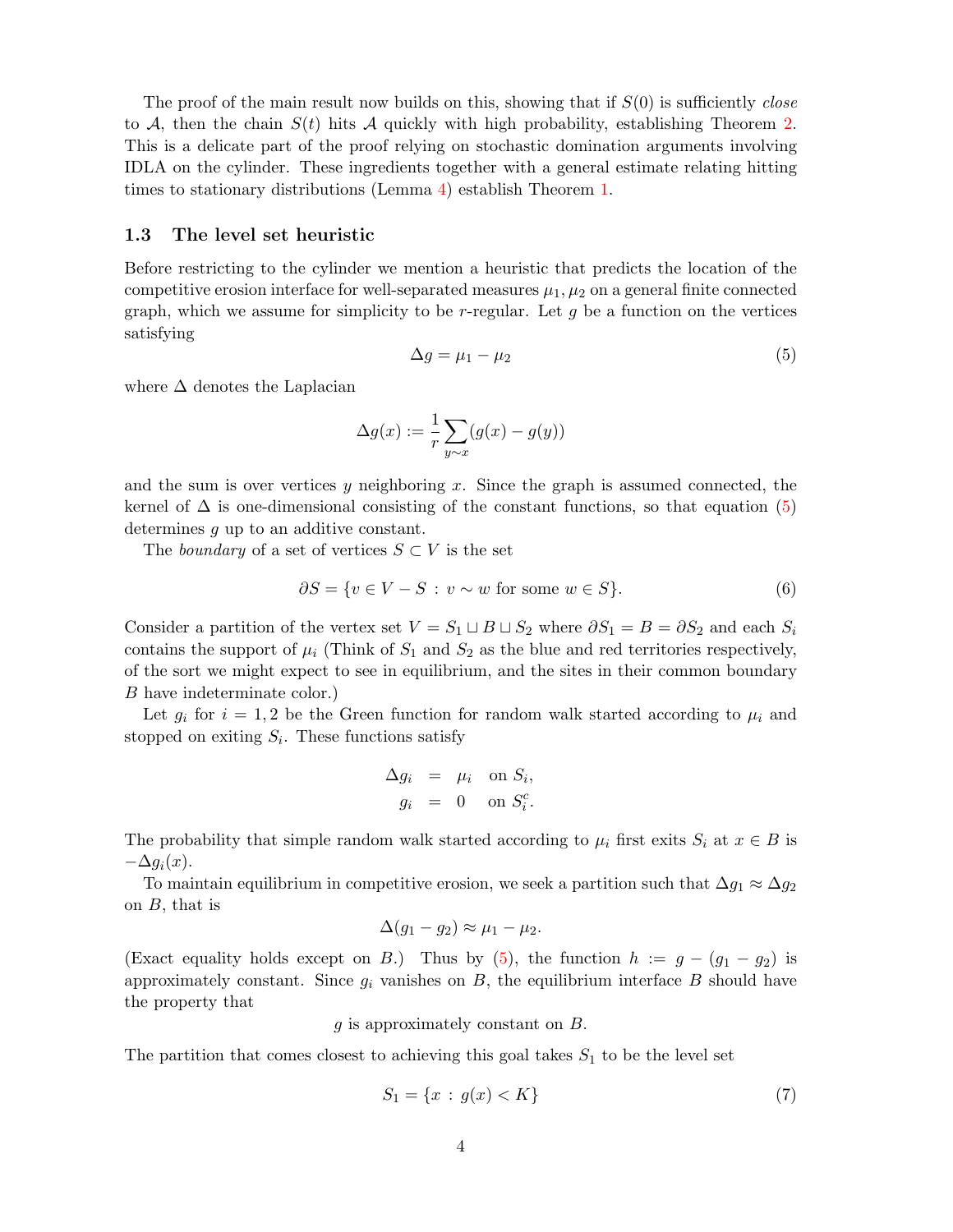The proof of the main result now builds on this, showing that if $S(0)$ is sufficiently *close* to $\mathcal{A}$, then the chain $S(t)$ hits $\mathcal{A}$ quickly with high probability, establishing Theorem 2. This is a delicate part of the proof relying on stochastic domination arguments involving IDLA on the cylinder. These ingredients together with a general estimate relating hitting times to stationary distributions (Lemma 4) establish Theorem 1.

### 1.3 The level set heuristic

Before restricting to the cylinder we mention a heuristic that predicts the location of the competitive erosion interface for well-separated measures $\mu_1, \mu_2$ on a general finite connected graph, which we assume for simplicity to be $r$-regular. Let $g$ be a function on the vertices satisfying

$$\Delta g = \mu_1 - \mu_2 \tag{5}$$

where $\Delta$ denotes the Laplacian

$$\Delta g(x) := \frac{1}{r} \sum_{y \sim x} (g(x) - g(y))$$

and the sum is over vertices $y$ neighboring $x$. Since the graph is assumed connected, the kernel of $\Delta$ is one-dimensional consisting of the constant functions, so that equation (5) determines $g$ up to an additive constant.

The *boundary* of a set of vertices $S \subset V$ is the set

$$\partial S = \{ v \in V - S \, : \, v \sim w \text{ for some } w \in S \}. \tag{6}$$

Consider a partition of the vertex set $V = S_1 \sqcup B \sqcup S_2$ where $\partial S_1 = B = \partial S_2$ and each $S_i$ contains the support of $\mu_i$ (Think of $S_1$ and $S_2$ as the blue and red territories respectively, of the sort we might expect to see in equilibrium, and the sites in their common boundary $B$ have indeterminate color.)

Let $g_i$ for $i = 1, 2$ be the Green function for random walk started according to $\mu_i$ and stopped on exiting $S_i$. These functions satisfy

$$\begin{aligned} \Delta g_i &= \mu_i \quad \text{on } S_i, \\ g_i &= 0 \quad \text{on } S_i^c. \end{aligned}$$

The probability that simple random walk started according to $\mu_i$ first exits $S_i$ at $x \in B$ is $-\Delta g_i(x)$.

To maintain equilibrium in competitive erosion, we seek a partition such that $\Delta g_1 \approx \Delta g_2$ on $B$, that is

$$\Delta(g_1 - g_2) \approx \mu_1 - \mu_2.$$

(Exact equality holds except on $B$.) Thus by (5), the function $h := g - (g_1 - g_2)$ is approximately constant. Since $g_i$ vanishes on $B$, the equilibrium interface $B$ should have the property that

$$g \text{ is approximately constant on } B.$$

The partition that comes closest to achieving this goal takes $S_1$ to be the level set

$$S_1 = \{ x \, : \, g(x) < K \} \tag{7}$$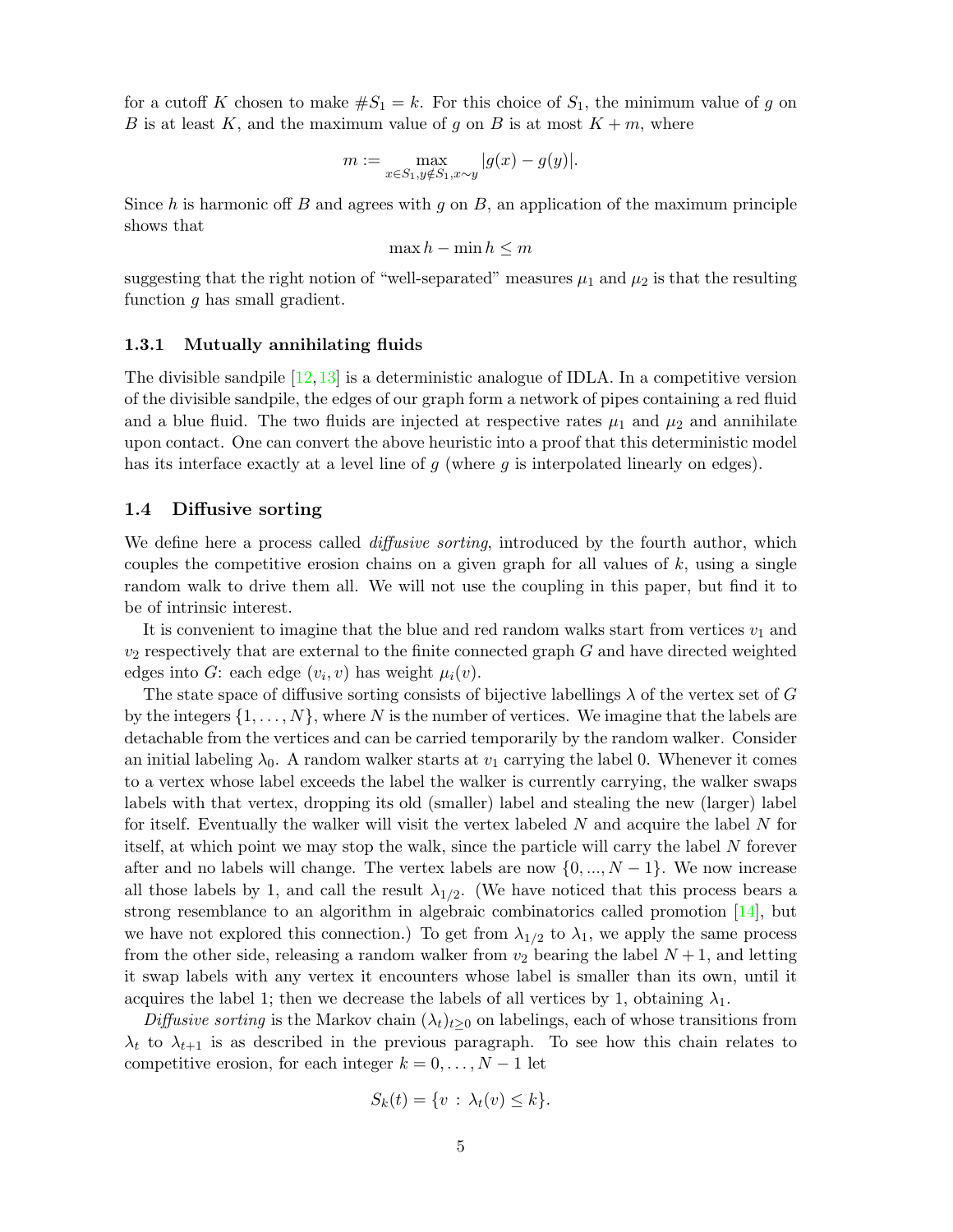for a cutoff $K$ chosen to make $\#S_1 = k$. For this choice of $S_1$, the minimum value of $g$ on $B$ is at least $K$, and the maximum value of $g$ on $B$ is at most $K + m$, where

$$m := \max_{x \in S_1, y \notin S_1, x \sim y} |g(x) - g(y)|.$$

Since $h$ is harmonic off $B$ and agrees with $g$ on $B$, an application of the maximum principle shows that

$$\max h - \min h \leq m$$

suggesting that the right notion of "well-separated" measures $\mu_1$ and $\mu_2$ is that the resulting function $g$ has small gradient.

#### 1.3.1 Mutually annihilating fluids

The divisible sandpile [12, 13] is a deterministic analogue of IDLA. In a competitive version of the divisible sandpile, the edges of our graph form a network of pipes containing a red fluid and a blue fluid. The two fluids are injected at respective rates $\mu_1$ and $\mu_2$ and annihilate upon contact. One can convert the above heuristic into a proof that this deterministic model has its interface exactly at a level line of $g$ (where $g$ is interpolated linearly on edges).

### 1.4 Diffusive sorting

We define here a process called *diffusive sorting*, introduced by the fourth author, which couples the competitive erosion chains on a given graph for all values of $k$, using a single random walk to drive them all. We will not use the coupling in this paper, but find it to be of intrinsic interest.

It is convenient to imagine that the blue and red random walks start from vertices $v_1$ and $v_2$ respectively that are external to the finite connected graph $G$ and have directed weighted edges into $G$: each edge $(v_i, v)$ has weight $\mu_i(v)$.

The state space of diffusive sorting consists of bijective labellings $\lambda$ of the vertex set of $G$ by the integers $\{1, \ldots, N\}$, where $N$ is the number of vertices. We imagine that the labels are detachable from the vertices and can be carried temporarily by the random walker. Consider an initial labeling $\lambda_0$. A random walker starts at $v_1$ carrying the label 0. Whenever it comes to a vertex whose label exceeds the label the walker is currently carrying, the walker swaps labels with that vertex, dropping its old (smaller) label and stealing the new (larger) label for itself. Eventually the walker will visit the vertex labeled $N$ and acquire the label $N$ for itself, at which point we may stop the walk, since the particle will carry the label $N$ forever after and no labels will change. The vertex labels are now $\{0, ..., N-1\}$. We now increase all those labels by 1, and call the result $\lambda_{1/2}$. (We have noticed that this process bears a strong resemblance to an algorithm in algebraic combinatorics called promotion [14], but we have not explored this connection.) To get from $\lambda_{1/2}$ to $\lambda_1$, we apply the same process from the other side, releasing a random walker from $v_2$ bearing the label $N+1$, and letting it swap labels with any vertex it encounters whose label is smaller than its own, until it acquires the label 1; then we decrease the labels of all vertices by 1, obtaining $\lambda_1$.

*Diffusive sorting* is the Markov chain $(\lambda_t)_{t \geq 0}$ on labelings, each of whose transitions from $\lambda_t$ to $\lambda_{t+1}$ is as described in the previous paragraph. To see how this chain relates to competitive erosion, for each integer $k = 0, \ldots, N-1$ let

$$S_k(t) = \{v : \lambda_t(v) \leq k\}.$$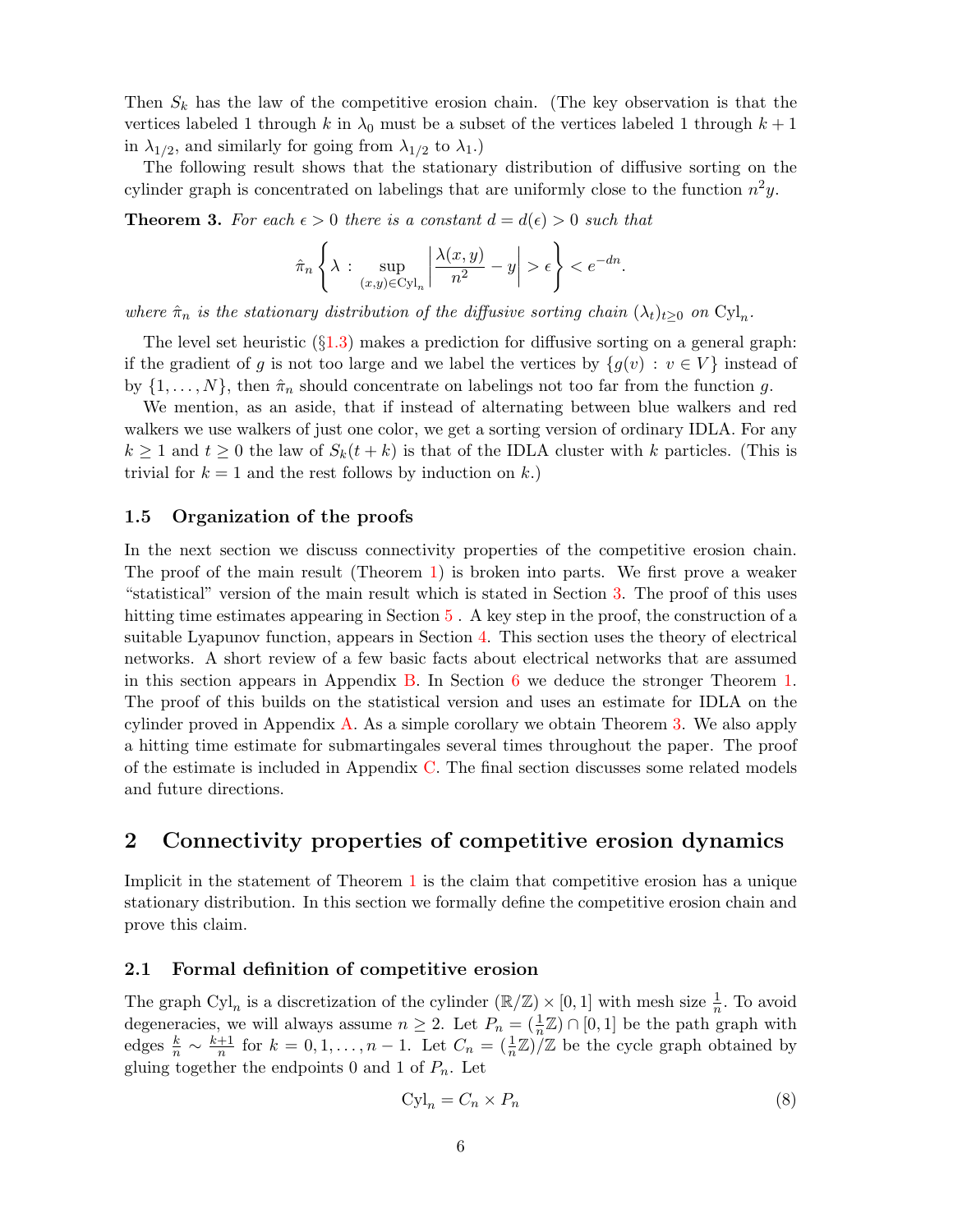Then $S_k$ has the law of the competitive erosion chain. (The key observation is that the vertices labeled 1 through $k$ in $\lambda_0$ must be a subset of the vertices labeled 1 through $k+1$ in $\lambda_{1/2}$, and similarly for going from $\lambda_{1/2}$ to $\lambda_1$.)

The following result shows that the stationary distribution of diffusive sorting on the cylinder graph is concentrated on labelings that are uniformly close to the function $n^2 y$.

**Theorem 3.** *For each $\epsilon > 0$ there is a constant $d = d(\epsilon) > 0$ such that*

$$\hat{\pi}_n \left\{ \lambda : \sup_{(x,y) \in \mathrm{Cyl}_n} \left| \frac{\lambda(x,y)}{n^2} - y \right| > \epsilon \right\} < e^{-dn}.$$

*where $\hat{\pi}_n$ is the stationary distribution of the diffusive sorting chain $(\lambda_t)_{t \geq 0}$ on $\mathrm{Cyl}_n$.*

The level set heuristic (§1.3) makes a prediction for diffusive sorting on a general graph: if the gradient of $g$ is not too large and we label the vertices by $\{g(v) : v \in V\}$ instead of by $\{1, \ldots, N\}$, then $\hat{\pi}_n$ should concentrate on labelings not too far from the function $g$.

We mention, as an aside, that if instead of alternating between blue walkers and red walkers we use walkers of just one color, we get a sorting version of ordinary IDLA. For any $k \geq 1$ and $t \geq 0$ the law of $S_k(t+k)$ is that of the IDLA cluster with $k$ particles. (This is trivial for $k = 1$ and the rest follows by induction on $k$.)

### 1.5 Organization of the proofs

In the next section we discuss connectivity properties of the competitive erosion chain. The proof of the main result (Theorem 1) is broken into parts. We first prove a weaker "statistical" version of the main result which is stated in Section 3. The proof of this uses hitting time estimates appearing in Section 5 . A key step in the proof, the construction of a suitable Lyapunov function, appears in Section 4. This section uses the theory of electrical networks. A short review of a few basic facts about electrical networks that are assumed in this section appears in Appendix B. In Section 6 we deduce the stronger Theorem 1. The proof of this builds on the statistical version and uses an estimate for IDLA on the cylinder proved in Appendix A. As a simple corollary we obtain Theorem 3. We also apply a hitting time estimate for submartingales several times throughout the paper. The proof of the estimate is included in Appendix C. The final section discusses some related models and future directions.

## 2 Connectivity properties of competitive erosion dynamics

Implicit in the statement of Theorem 1 is the claim that competitive erosion has a unique stationary distribution. In this section we formally define the competitive erosion chain and prove this claim.

### 2.1 Formal definition of competitive erosion

The graph $\mathrm{Cyl}_n$ is a discretization of the cylinder $(\mathbb{R}/\mathbb{Z}) \times [0,1]$ with mesh size $\frac{1}{n}$. To avoid degeneracies, we will always assume $n \geq 2$. Let $P_n = (\frac{1}{n}\mathbb{Z}) \cap [0,1]$ be the path graph with edges $\frac{k}{n} \sim \frac{k+1}{n}$ for $k = 0, 1, \ldots, n-1$. Let $C_n = (\frac{1}{n}\mathbb{Z})/\mathbb{Z}$ be the cycle graph obtained by gluing together the endpoints 0 and 1 of $P_n$. Let

$$\mathrm{Cyl}_n = C_n \times P_n \tag{8}$$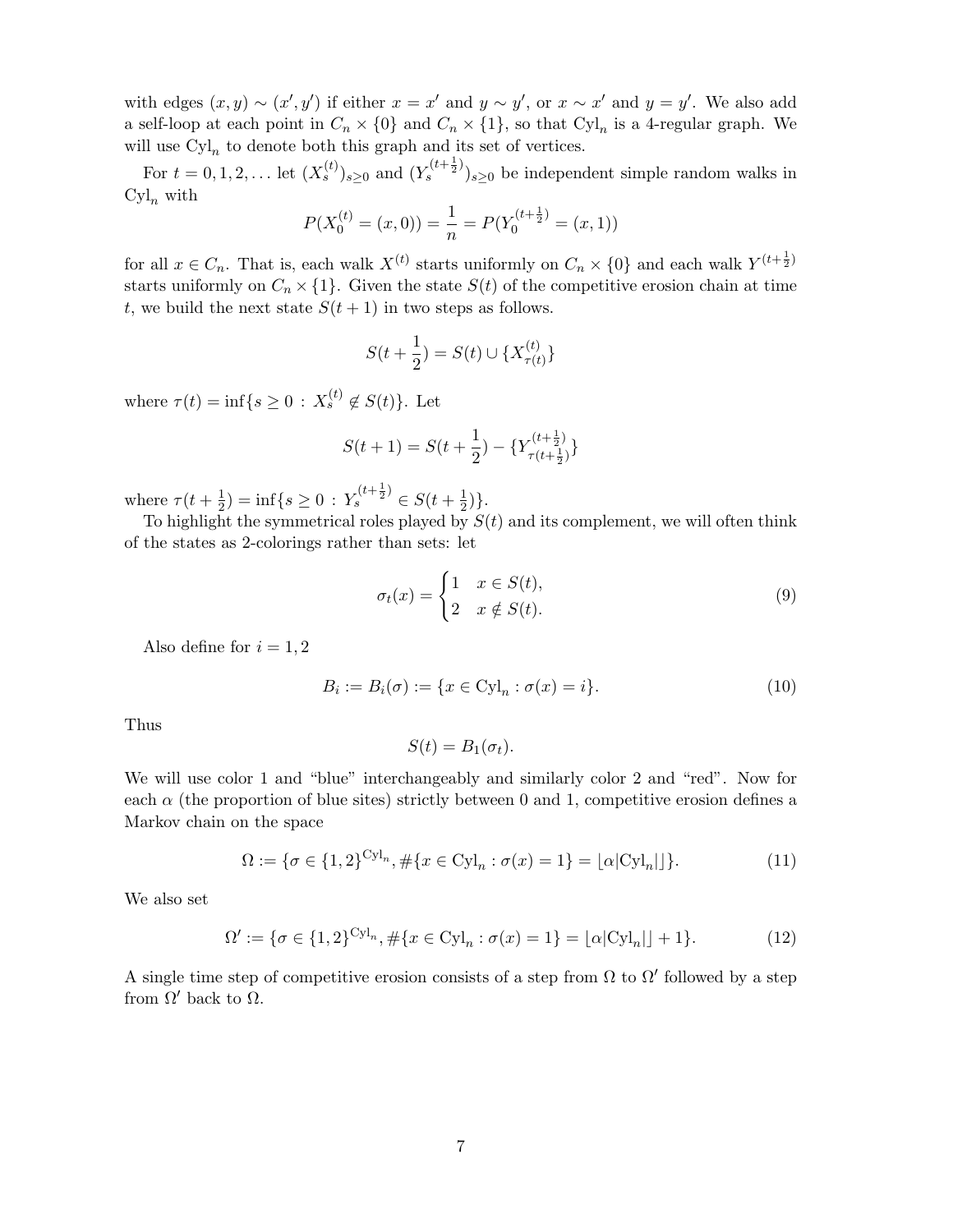with edges $(x, y) \sim (x', y')$ if either $x = x'$ and $y \sim y'$, or $x \sim x'$ and $y = y'$. We also add a self-loop at each point in $C_n \times \{0\}$ and $C_n \times \{1\}$, so that $\mathrm{Cyl}_n$ is a 4-regular graph. We will use $\mathrm{Cyl}_n$ to denote both this graph and its set of vertices.

For $t = 0, 1, 2, \ldots$ let $(X_s^{(t)})_{s \geq 0}$ and $(Y_s^{(t+\frac{1}{2})})_{s \geq 0}$ be independent simple random walks in $\mathrm{Cyl}_n$ with

$$P(X_0^{(t)} = (x, 0)) = \frac{1}{n} = P(Y_0^{(t+\frac{1}{2})} = (x, 1))$$

for all $x \in C_n$. That is, each walk $X^{(t)}$ starts uniformly on $C_n \times \{0\}$ and each walk $Y^{(t+\frac{1}{2})}$ starts uniformly on $C_n \times \{1\}$. Given the state $S(t)$ of the competitive erosion chain at time $t$, we build the next state $S(t+1)$ in two steps as follows.

$$S(t + \frac{1}{2}) = S(t) \cup \{X_{\tau(t)}^{(t)}\}$$

where $\tau(t) = \inf\{s \geq 0 \,:\, X_s^{(t)} \notin S(t)\}$. Let

$$S(t+1) = S(t + \frac{1}{2}) - \{Y_{\tau(t+\frac{1}{2})}^{(t+\frac{1}{2})}\}$$

where $\tau(t + \frac{1}{2}) = \inf\{s \geq 0 \,:\, Y_s^{(t+\frac{1}{2})} \in S(t + \frac{1}{2})\}$.

To highlight the symmetrical roles played by $S(t)$ and its complement, we will often think of the states as 2-colorings rather than sets: let

$$\sigma_t(x) = \begin{cases} 1 & x \in S(t), \\ 2 & x \notin S(t). \end{cases} \tag{9}$$

Also define for $i = 1, 2$

$$B_i := B_i(\sigma) := \{x \in \mathrm{Cyl}_n : \sigma(x) = i\}. \tag{10}$$

Thus

$$S(t) = B_1(\sigma_t).$$

We will use color 1 and "blue" interchangeably and similarly color 2 and "red". Now for each $\alpha$ (the proportion of blue sites) strictly between 0 and 1, competitive erosion defines a Markov chain on the space

$$\Omega := \{\sigma \in \{1, 2\}^{\mathrm{Cyl}_n}, \#\{x \in \mathrm{Cyl}_n : \sigma(x) = 1\} = \lfloor \alpha |\mathrm{Cyl}_n| \rfloor\}. \tag{11}$$

We also set

$$\Omega' := \{\sigma \in \{1, 2\}^{\mathrm{Cyl}_n}, \#\{x \in \mathrm{Cyl}_n : \sigma(x) = 1\} = \lfloor \alpha |\mathrm{Cyl}_n| \rfloor + 1\}. \tag{12}$$

A single time step of competitive erosion consists of a step from $\Omega$ to $\Omega'$ followed by a step from $\Omega'$ back to $\Omega$.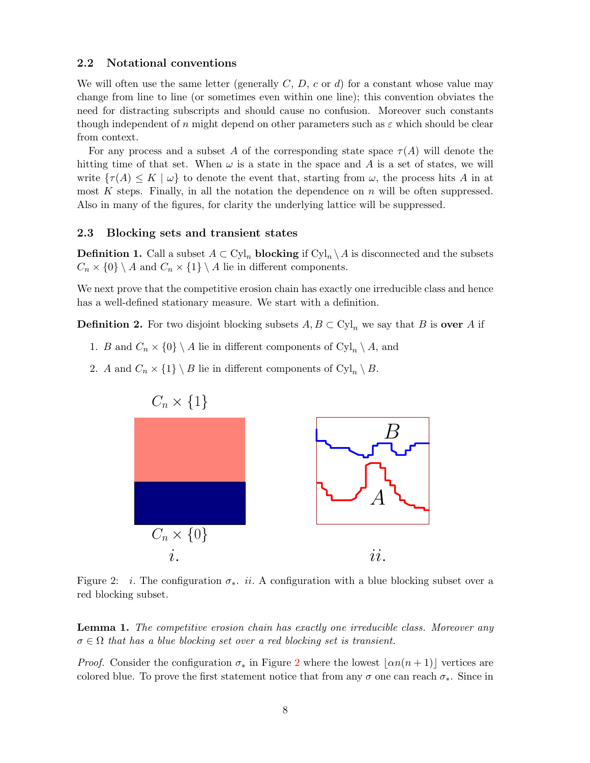### 2.2 Notational conventions

We will often use the same letter (generally $C$, $D$, $c$ or $d$) for a constant whose value may change from line to line (or sometimes even within one line); this convention obviates the need for distracting subscripts and should cause no confusion. Moreover such constants though independent of $n$ might depend on other parameters such as $\varepsilon$ which should be clear from context.

For any process and a subset $A$ of the corresponding state space $\tau(A)$ will denote the hitting time of that set. When $\omega$ is a state in the space and $A$ is a set of states, we will write $\{\tau(A) \leq K \mid \omega\}$ to denote the event that, starting from $\omega$, the process hits $A$ in at most $K$ steps. Finally, in all the notation the dependence on $n$ will be often suppressed. Also in many of the figures, for clarity the underlying lattice will be suppressed.

### 2.3 Blocking sets and transient states

**Definition 1.** Call a subset $A \subset \mathrm{Cyl}_n$ **blocking** if $\mathrm{Cyl}_n \setminus A$ is disconnected and the subsets $C_n \times \{0\} \setminus A$ and $C_n \times \{1\} \setminus A$ lie in different components.

We next prove that the competitive erosion chain has exactly one irreducible class and hence has a well-defined stationary measure. We start with a definition.

**Definition 2.** For two disjoint blocking subsets $A, B \subset \mathrm{Cyl}_n$ we say that $B$ is **over** $A$ if

1. $B$ and $C_n \times \{0\} \setminus A$ lie in different components of $\mathrm{Cyl}_n \setminus A$, and
2. $A$ and $C_n \times \{1\} \setminus B$ lie in different components of $\mathrm{Cyl}_n \setminus B$.

Figure 2: *i.* The configuration $\sigma_*$. *ii.* A configuration with a blue blocking subset over a red blocking subset.

**Lemma 1.** *The competitive erosion chain has exactly one irreducible class. Moreover any $\sigma \in \Omega$ that has a blue blocking set over a red blocking set is transient.*

*Proof.* Consider the configuration $\sigma_*$ in Figure 2 where the lowest $\lfloor \alpha n(n+1) \rfloor$ vertices are colored blue. To prove the first statement notice that from any $\sigma$ one can reach $\sigma_*$. Since in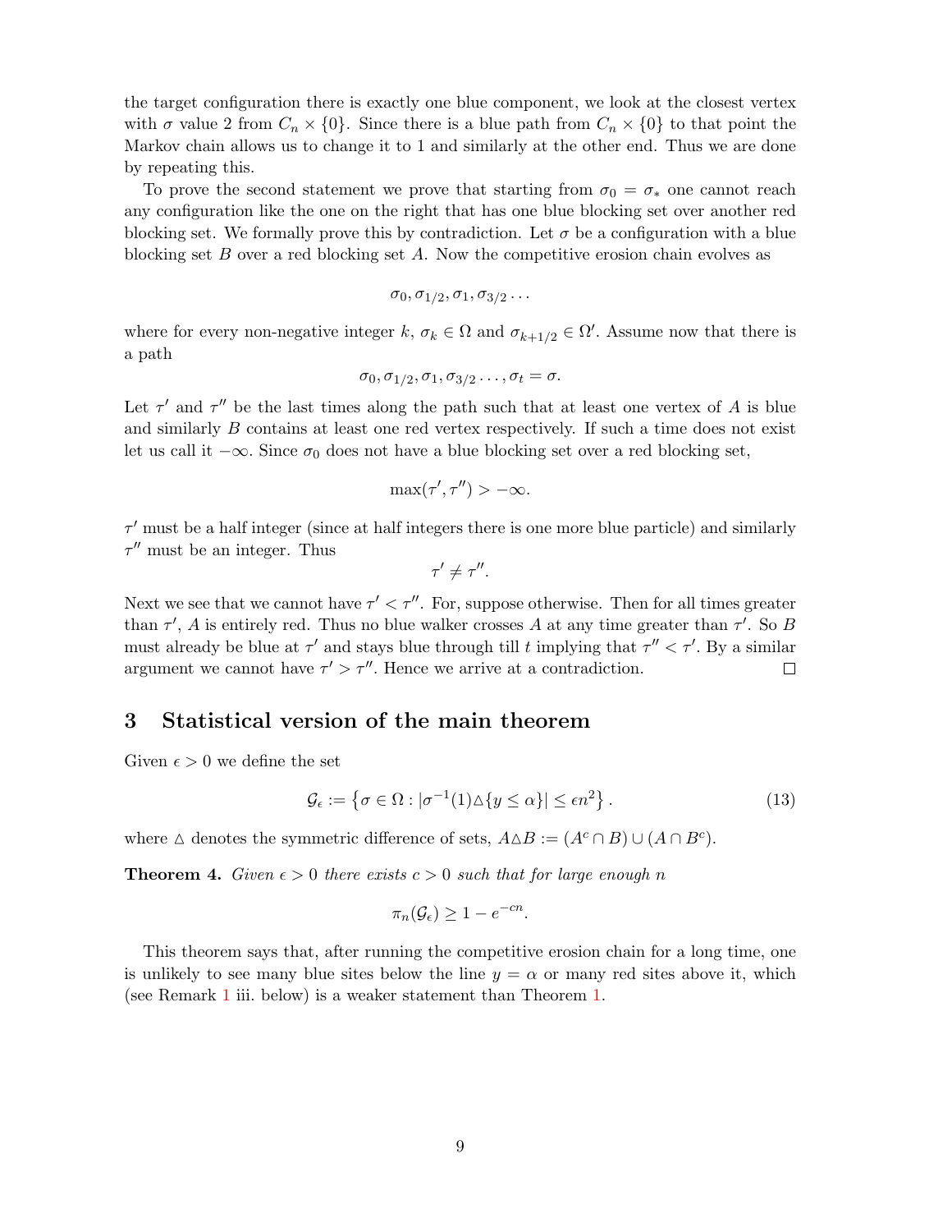the target configuration there is exactly one blue component, we look at the closest vertex with $\sigma$ value 2 from $C_n \times \{0\}$. Since there is a blue path from $C_n \times \{0\}$ to that point the Markov chain allows us to change it to 1 and similarly at the other end. Thus we are done by repeating this.

To prove the second statement we prove that starting from $\sigma_0 = \sigma_*$ one cannot reach any configuration like the one on the right that has one blue blocking set over another red blocking set. We formally prove this by contradiction. Let $\sigma$ be a configuration with a blue blocking set $B$ over a red blocking set $A$. Now the competitive erosion chain evolves as

$$\sigma_0, \sigma_{1/2}, \sigma_1, \sigma_{3/2} \dots$$

where for every non-negative integer $k$, $\sigma_k \in \Omega$ and $\sigma_{k+1/2} \in \Omega'$. Assume now that there is a path

$$\sigma_0, \sigma_{1/2}, \sigma_1, \sigma_{3/2} \dots, \sigma_t = \sigma.$$

Let $\tau'$ and $\tau''$ be the last times along the path such that at least one vertex of $A$ is blue and similarly $B$ contains at least one red vertex respectively. If such a time does not exist let us call it $-\infty$. Since $\sigma_0$ does not have a blue blocking set over a red blocking set,

$$\max(\tau', \tau'') > -\infty.$$

$\tau'$ must be a half integer (since at half integers there is one more blue particle) and similarly $\tau''$ must be an integer. Thus

$$\tau' \neq \tau''.$$

Next we see that we cannot have $\tau' < \tau''$. For, suppose otherwise. Then for all times greater than $\tau'$, $A$ is entirely red. Thus no blue walker crosses $A$ at any time greater than $\tau'$. So $B$ must already be blue at $\tau'$ and stays blue through till $t$ implying that $\tau'' < \tau'$. By a similar argument we cannot have $\tau' > \tau''$. Hence we arrive at a contradiction. $\square$

## 3 Statistical version of the main theorem

Given $\epsilon > 0$ we define the set

$$\mathcal{G}_\epsilon := \left\{ \sigma \in \Omega : |\sigma^{-1}(1) \triangle \{y \leq \alpha\}| \leq \epsilon n^2 \right\}. \tag{13}$$

where $\triangle$ denotes the symmetric difference of sets, $A \triangle B := (A^c \cap B) \cup (A \cap B^c)$.

**Theorem 4.** *Given $\epsilon > 0$ there exists $c > 0$ such that for large enough $n$*

$$\pi_n(\mathcal{G}_\epsilon) \geq 1 - e^{-cn}.$$

This theorem says that, after running the competitive erosion chain for a long time, one is unlikely to see many blue sites below the line $y = \alpha$ or many red sites above it, which (see Remark 1 iii. below) is a weaker statement than Theorem 1.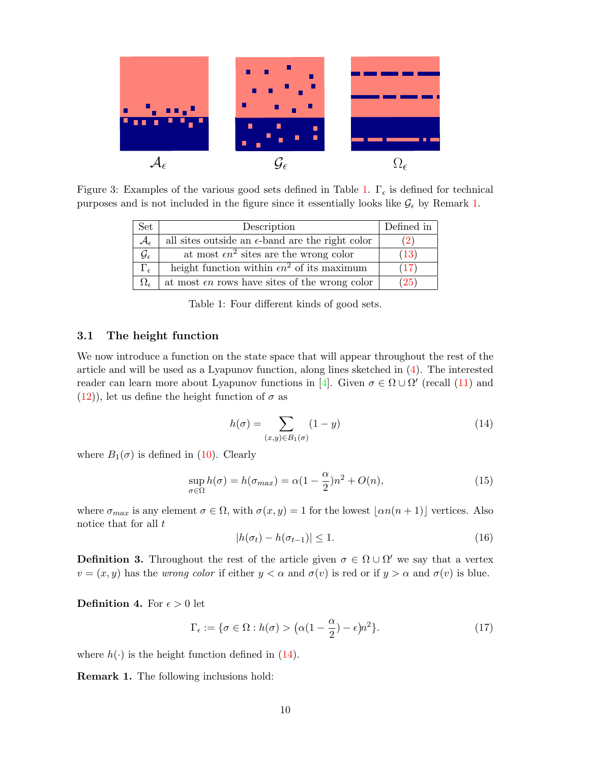$\mathcal{A}_\epsilon$ $\mathcal{G}_\epsilon$ $\Omega_\epsilon$

Figure 3: Examples of the various good sets defined in Table 1. $\Gamma_\epsilon$ is defined for technical purposes and is not included in the figure since it essentially looks like $\mathcal{G}_\epsilon$ by Remark 1.

| Set | Description | Defined in |
|---|---|---|
| $\mathcal{A}_\epsilon$ | all sites outside an $\epsilon$-band are the right color | (2) |
| $\mathcal{G}_\epsilon$ | at most $\epsilon n^2$ sites are the wrong color | (13) |
| $\Gamma_\epsilon$ | height function within $\epsilon n^2$ of its maximum | (17) |
| $\Omega_\epsilon$ | at most $\epsilon n$ rows have sites of the wrong color | (25) |

Table 1: Four different kinds of good sets.

### 3.1 The height function

We now introduce a function on the state space that will appear throughout the rest of the article and will be used as a Lyapunov function, along lines sketched in (4). The interested reader can learn more about Lyapunov functions in [4]. Given $\sigma \in \Omega \cup \Omega'$ (recall (11) and (12)), let us define the height function of $\sigma$ as

$$h(\sigma) = \sum_{(x,y)\in B_1(\sigma)} (1-y) \tag{14}$$

where $B_1(\sigma)$ is defined in (10). Clearly

$$\sup_{\sigma\in\Omega} h(\sigma) = h(\sigma_{max}) = \alpha(1-\frac{\alpha}{2})n^2 + O(n), \tag{15}$$

where $\sigma_{max}$ is any element $\sigma \in \Omega$, with $\sigma(x,y) = 1$ for the lowest $\lfloor \alpha n(n+1) \rfloor$ vertices. Also notice that for all $t$

$$|h(\sigma_t) - h(\sigma_{t-1})| \leq 1. \tag{16}$$

**Definition 3.** Throughout the rest of the article given $\sigma \in \Omega \cup \Omega'$ we say that a vertex $v = (x,y)$ has the *wrong color* if either $y < \alpha$ and $\sigma(v)$ is red or if $y > \alpha$ and $\sigma(v)$ is blue.

**Definition 4.** For $\epsilon > 0$ let

$$\Gamma_\epsilon := \{\sigma \in \Omega : h(\sigma) > \big(\alpha(1-\frac{\alpha}{2}) - \epsilon\big)n^2\}. \tag{17}$$

where $h(\cdot)$ is the height function defined in (14).

**Remark 1.** The following inclusions hold: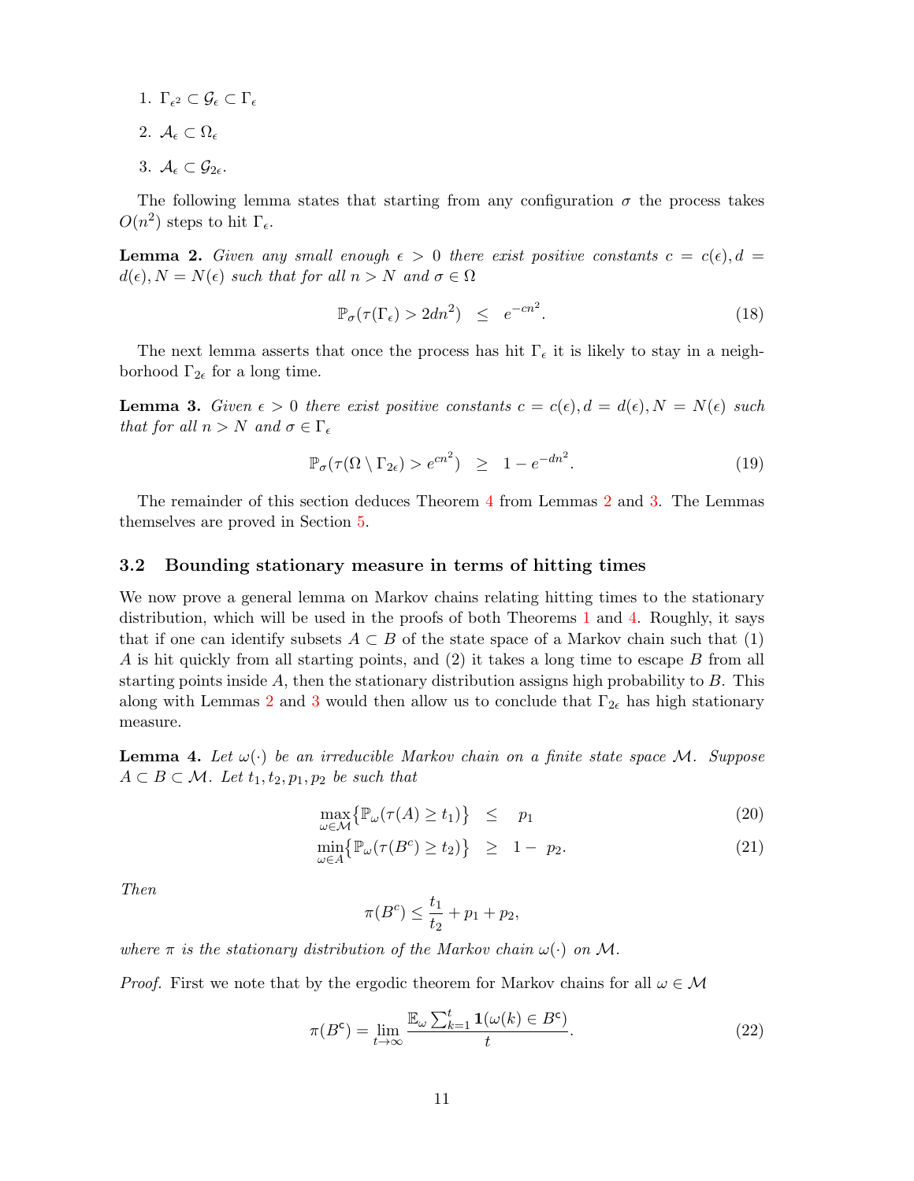1. $\Gamma_{\epsilon^2} \subset \mathcal{G}_\epsilon \subset \Gamma_\epsilon$
2. $\mathcal{A}_\epsilon \subset \Omega_\epsilon$
3. $\mathcal{A}_\epsilon \subset \mathcal{G}_{2\epsilon}$.

The following lemma states that starting from any configuration $\sigma$ the process takes $O(n^2)$ steps to hit $\Gamma_\epsilon$.

**Lemma 2.** *Given any small enough $\epsilon > 0$ there exist positive constants $c = c(\epsilon), d = d(\epsilon), N = N(\epsilon)$ such that for all $n > N$ and $\sigma \in \Omega$*

$$\mathbb{P}_\sigma(\tau(\Gamma_\epsilon) > 2dn^2) \quad \leq \quad e^{-cn^2}. \tag{18}$$

The next lemma asserts that once the process has hit $\Gamma_\epsilon$ it is likely to stay in a neighborhood $\Gamma_{2\epsilon}$ for a long time.

**Lemma 3.** *Given $\epsilon > 0$ there exist positive constants $c = c(\epsilon), d = d(\epsilon), N = N(\epsilon)$ such that for all $n > N$ and $\sigma \in \Gamma_\epsilon$*

$$\mathbb{P}_\sigma(\tau(\Omega \setminus \Gamma_{2\epsilon}) > e^{cn^2}) \quad \geq \quad 1 - e^{-dn^2}. \tag{19}$$

The remainder of this section deduces Theorem 4 from Lemmas 2 and 3. The Lemmas themselves are proved in Section 5.

### 3.2 Bounding stationary measure in terms of hitting times

We now prove a general lemma on Markov chains relating hitting times to the stationary distribution, which will be used in the proofs of both Theorems 1 and 4. Roughly, it says that if one can identify subsets $A \subset B$ of the state space of a Markov chain such that (1) $A$ is hit quickly from all starting points, and (2) it takes a long time to escape $B$ from all starting points inside $A$, then the stationary distribution assigns high probability to $B$. This along with Lemmas 2 and 3 would then allow us to conclude that $\Gamma_{2\epsilon}$ has high stationary measure.

**Lemma 4.** *Let $\omega(\cdot)$ be an irreducible Markov chain on a finite state space $\mathcal{M}$. Suppose $A \subset B \subset \mathcal{M}$. Let $t_1, t_2, p_1, p_2$ be such that*

$$\max_{\omega \in \mathcal{M}} \big\{\mathbb{P}_\omega(\tau(A) \geq t_1)\big\} \quad \leq \quad p_1 \tag{20}$$

$$\min_{\omega \in A} \big\{\mathbb{P}_\omega(\tau(B^c) \geq t_2)\big\} \quad \geq \quad 1 - \ p_2. \tag{21}$$

*Then*

$$\pi(B^c) \leq \frac{t_1}{t_2} + p_1 + p_2,$$

*where $\pi$ is the stationary distribution of the Markov chain $\omega(\cdot)$ on $\mathcal{M}$.*

*Proof.* First we note that by the ergodic theorem for Markov chains for all $\omega \in \mathcal{M}$

$$\pi(B^{\mathsf{c}}) = \lim_{t \to \infty} \frac{\mathbb{E}_\omega \sum_{k=1}^{t} \mathbf{1}(\omega(k) \in B^{\mathsf{c}})}{t}. \tag{22}$$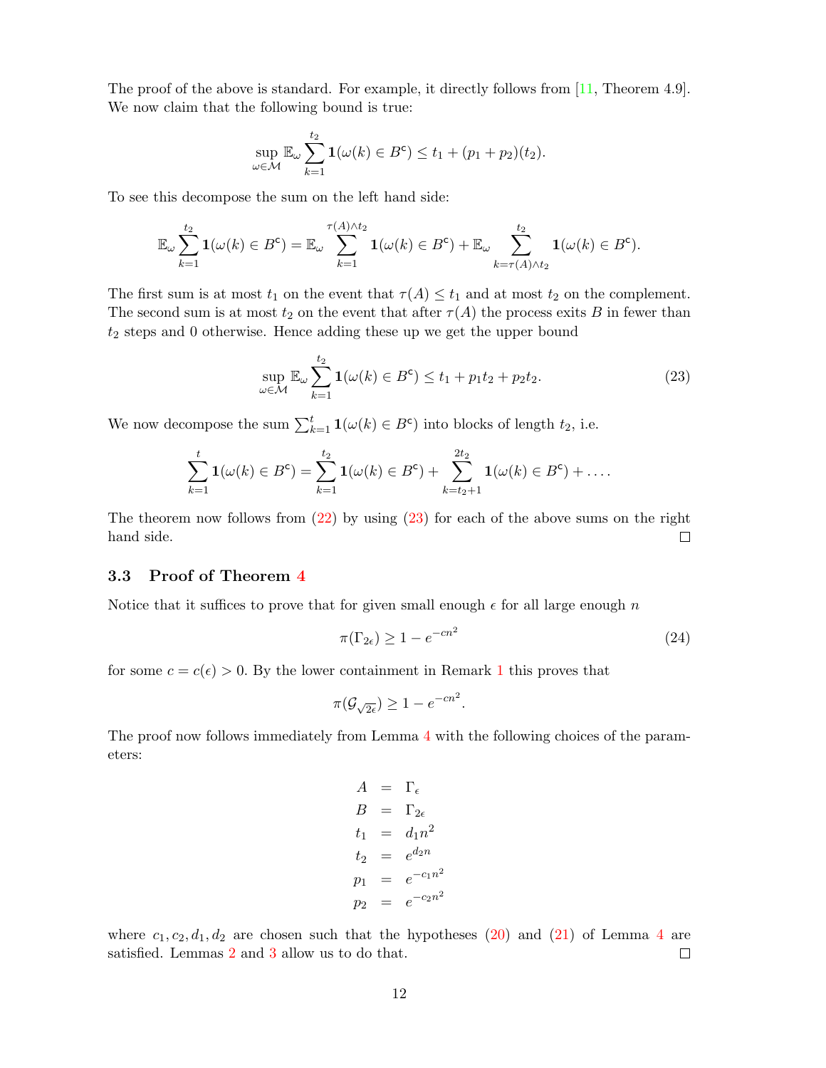The proof of the above is standard. For example, it directly follows from [11, Theorem 4.9]. We now claim that the following bound is true:

$$\sup_{\omega \in \mathcal{M}} \mathbb{E}_\omega \sum_{k=1}^{t_2} \mathbf{1}(\omega(k) \in B^{\mathsf{c}}) \leq t_1 + (p_1 + p_2)(t_2).$$

To see this decompose the sum on the left hand side:

$$\mathbb{E}_\omega \sum_{k=1}^{t_2} \mathbf{1}(\omega(k) \in B^{\mathsf{c}}) = \mathbb{E}_\omega \sum_{k=1}^{\tau(A)\wedge t_2} \mathbf{1}(\omega(k) \in B^{\mathsf{c}}) + \mathbb{E}_\omega \sum_{k=\tau(A)\wedge t_2}^{t_2} \mathbf{1}(\omega(k) \in B^{\mathsf{c}}).$$

The first sum is at most $t_1$ on the event that $\tau(A) \leq t_1$ and at most $t_2$ on the complement. The second sum is at most $t_2$ on the event that after $\tau(A)$ the process exits $B$ in fewer than $t_2$ steps and 0 otherwise. Hence adding these up we get the upper bound

$$\sup_{\omega \in \mathcal{M}} \mathbb{E}_\omega \sum_{k=1}^{t_2} \mathbf{1}(\omega(k) \in B^{\mathsf{c}}) \leq t_1 + p_1 t_2 + p_2 t_2. \tag{23}$$

We now decompose the sum $\sum_{k=1}^{t} \mathbf{1}(\omega(k) \in B^{\mathsf{c}})$ into blocks of length $t_2$, i.e.

$$\sum_{k=1}^{t} \mathbf{1}(\omega(k) \in B^{\mathsf{c}}) = \sum_{k=1}^{t_2} \mathbf{1}(\omega(k) \in B^{\mathsf{c}}) + \sum_{k=t_2+1}^{2t_2} \mathbf{1}(\omega(k) \in B^{\mathsf{c}}) + \ldots.$$

The theorem now follows from (22) by using (23) for each of the above sums on the right hand side. $\square$

### 3.3 Proof of Theorem 4

Notice that it suffices to prove that for given small enough $\epsilon$ for all large enough $n$

$$\pi(\Gamma_{2\epsilon}) \geq 1 - e^{-cn^2} \tag{24}$$

for some $c = c(\epsilon) > 0$. By the lower containment in Remark 1 this proves that

$$\pi(\mathcal{G}_{\sqrt{2\epsilon}}) \geq 1 - e^{-cn^2}.$$

The proof now follows immediately from Lemma 4 with the following choices of the parameters:

$$\begin{aligned}
A &= \Gamma_\epsilon \\
B &= \Gamma_{2\epsilon} \\
t_1 &= d_1 n^2 \\
t_2 &= e^{d_2 n} \\
p_1 &= e^{-c_1 n^2} \\
p_2 &= e^{-c_2 n^2}
\end{aligned}$$

where $c_1, c_2, d_1, d_2$ are chosen such that the hypotheses (20) and (21) of Lemma 4 are satisfied. Lemmas 2 and 3 allow us to do that. $\square$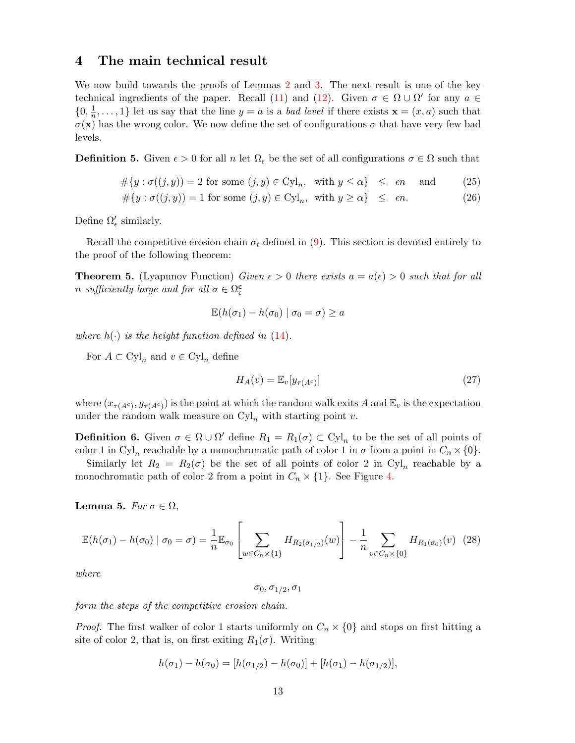## 4 The main technical result

We now build towards the proofs of Lemmas 2 and 3. The next result is one of the key technical ingredients of the paper. Recall (11) and (12). Given $\sigma \in \Omega \cup \Omega'$ for any $a \in \{0, \frac{1}{n}, \ldots, 1\}$ let us say that the line $y = a$ is a *bad level* if there exists $\mathbf{x} = (x, a)$ such that $\sigma(\mathbf{x})$ has the wrong color. We now define the set of configurations $\sigma$ that have very few bad levels.

**Definition 5.** Given $\epsilon > 0$ for all $n$ let $\Omega_\epsilon$ be the set of all configurations $\sigma \in \Omega$ such that

$$\#\{y : \sigma((j,y)) = 2 \text{ for some } (j,y) \in \mathrm{Cyl}_n, \text{ with } y \leq \alpha\} \leq \epsilon n \quad \text{and} \tag{25}$$

$$\#\{y : \sigma((j,y)) = 1 \text{ for some } (j,y) \in \mathrm{Cyl}_n, \text{ with } y \geq \alpha\} \leq \epsilon n. \tag{26}$$

Define $\Omega'_\epsilon$ similarly.

Recall the competitive erosion chain $\sigma_t$ defined in (9). This section is devoted entirely to the proof of the following theorem:

**Theorem 5.** (Lyapunov Function) *Given $\epsilon > 0$ there exists $a = a(\epsilon) > 0$ such that for all $n$ sufficiently large and for all $\sigma \in \Omega_\epsilon^\complement$*

$$\mathbb{E}(h(\sigma_1) - h(\sigma_0) \mid \sigma_0 = \sigma) \geq a$$

*where $h(\cdot)$ is the height function defined in (14).*

For $A \subset \mathrm{Cyl}_n$ and $v \in \mathrm{Cyl}_n$ define

$$H_A(v) = \mathbb{E}_v[y_{\tau(A^c)}] \tag{27}$$

where $(x_{\tau(A^c)}, y_{\tau(A^c)})$ is the point at which the random walk exits $A$ and $\mathbb{E}_v$ is the expectation under the random walk measure on $\mathrm{Cyl}_n$ with starting point $v$.

**Definition 6.** Given $\sigma \in \Omega \cup \Omega'$ define $R_1 = R_1(\sigma) \subset \mathrm{Cyl}_n$ to be the set of all points of color 1 in $\mathrm{Cyl}_n$ reachable by a monochromatic path of color 1 in $\sigma$ from a point in $C_n \times \{0\}$.

Similarly let $R_2 = R_2(\sigma)$ be the set of all points of color 2 in $\mathrm{Cyl}_n$ reachable by a monochromatic path of color 2 from a point in $C_n \times \{1\}$. See Figure 4.

**Lemma 5.** *For $\sigma \in \Omega$,*

$$\mathbb{E}(h(\sigma_1) - h(\sigma_0) \mid \sigma_0 = \sigma) = \frac{1}{n}\mathbb{E}_{\sigma_0}\left[\sum_{w \in C_n \times \{1\}} H_{R_2(\sigma_{1/2})}(w)\right] - \frac{1}{n}\sum_{v \in C_n \times \{0\}} H_{R_1(\sigma_0)}(v) \tag{28}$$

*where*

$$\sigma_0, \sigma_{1/2}, \sigma_1$$

*form the steps of the competitive erosion chain.*

*Proof.* The first walker of color 1 starts uniformly on $C_n \times \{0\}$ and stops on first hitting a site of color 2, that is, on first exiting $R_1(\sigma)$. Writing

$$h(\sigma_1) - h(\sigma_0) = [h(\sigma_{1/2}) - h(\sigma_0)] + [h(\sigma_1) - h(\sigma_{1/2})],$$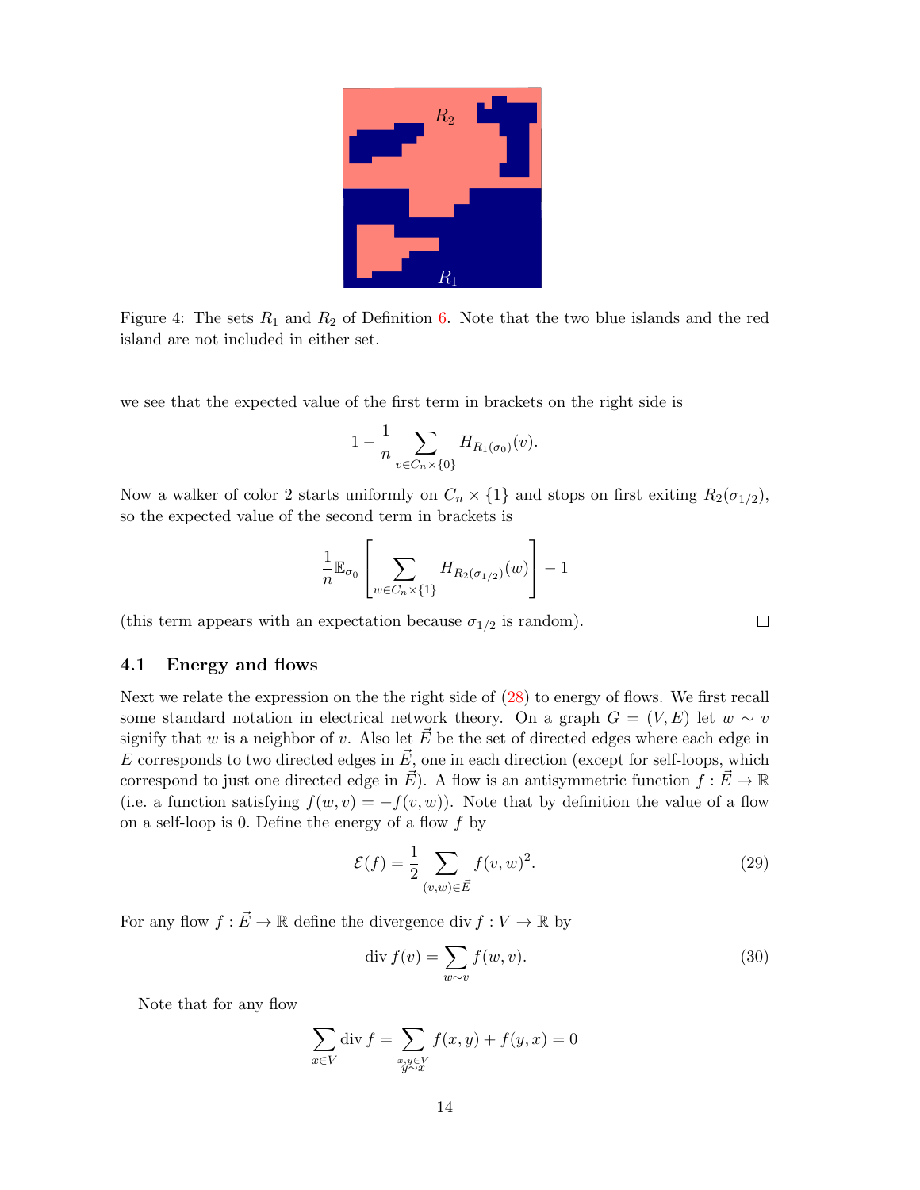Figure 4: The sets $R_1$ and $R_2$ of Definition 6. Note that the two blue islands and the red island are not included in either set.

we see that the expected value of the first term in brackets on the right side is

$$1 - \frac{1}{n} \sum_{v \in C_n \times \{0\}} H_{R_1(\sigma_0)}(v).$$

Now a walker of color 2 starts uniformly on $C_n \times \{1\}$ and stops on first exiting $R_2(\sigma_{1/2})$, so the expected value of the second term in brackets is

$$\frac{1}{n} \mathbb{E}_{\sigma_0} \left[ \sum_{w \in C_n \times \{1\}} H_{R_2(\sigma_{1/2})}(w) \right] - 1$$

(this term appears with an expectation because $\sigma_{1/2}$ is random). □

### 4.1 Energy and flows

Next we relate the expression on the the right side of (28) to energy of flows. We first recall some standard notation in electrical network theory. On a graph $G = (V, E)$ let $w \sim v$ signify that $w$ is a neighbor of $v$. Also let $\vec{E}$ be the set of directed edges where each edge in $E$ corresponds to two directed edges in $\vec{E}$, one in each direction (except for self-loops, which correspond to just one directed edge in $\vec{E}$). A flow is an antisymmetric function $f : \vec{E} \to \mathbb{R}$ (i.e. a function satisfying $f(w, v) = -f(v, w)$). Note that by definition the value of a flow on a self-loop is 0. Define the energy of a flow $f$ by

$$\mathcal{E}(f) = \frac{1}{2} \sum_{(v,w) \in \vec{E}} f(v, w)^2. \tag{29}$$

For any flow $f : \vec{E} \to \mathbb{R}$ define the divergence $\operatorname{div} f : V \to \mathbb{R}$ by

$$\operatorname{div} f(v) = \sum_{w \sim v} f(w, v). \tag{30}$$

Note that for any flow

$$\sum_{x \in V} \operatorname{div} f = \sum_{\substack{x,y \in V \\ y \sim x}} f(x, y) + f(y, x) = 0$$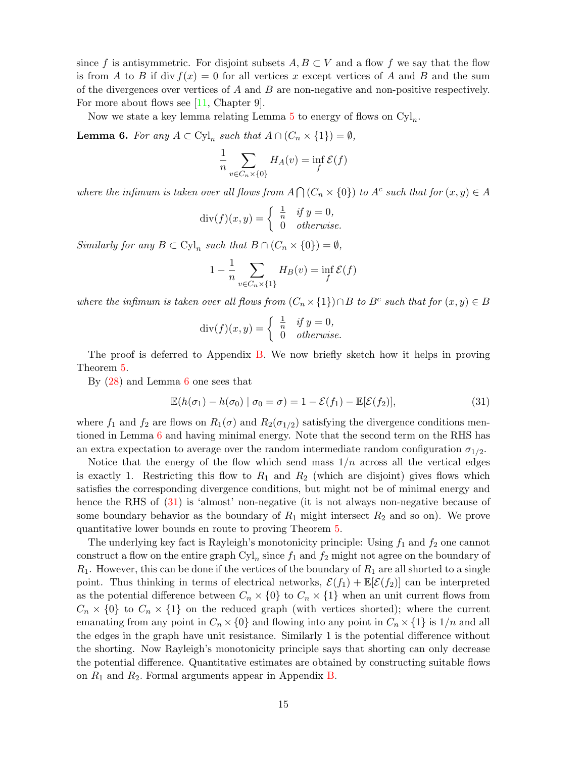since $f$ is antisymmetric. For disjoint subsets $A, B \subset V$ and a flow $f$ we say that the flow is from $A$ to $B$ if $\operatorname{div} f(x) = 0$ for all vertices $x$ except vertices of $A$ and $B$ and the sum of the divergences over vertices of $A$ and $B$ are non-negative and non-positive respectively. For more about flows see [11, Chapter 9].

Now we state a key lemma relating Lemma 5 to energy of flows on $\mathrm{Cyl}_n$.

**Lemma 6.** *For any $A \subset \mathrm{Cyl}_n$ such that $A \cap (C_n \times \{1\}) = \emptyset$,*

$$\frac{1}{n} \sum_{v \in C_n \times \{0\}} H_A(v) = \inf_f \mathcal{E}(f)$$

*where the infimum is taken over all flows from $A \bigcap (C_n \times \{0\})$ to $A^c$ such that for $(x, y) \in A$*

$$\operatorname{div}(f)(x, y) = \begin{cases} \frac{1}{n} & \text{if } y = 0, \\ 0 & \text{otherwise.} \end{cases}$$

*Similarly for any $B \subset \mathrm{Cyl}_n$ such that $B \cap (C_n \times \{0\}) = \emptyset$,*

$$1 - \frac{1}{n} \sum_{v \in C_n \times \{1\}} H_B(v) = \inf_f \mathcal{E}(f)$$

*where the infimum is taken over all flows from $(C_n \times \{1\}) \cap B$ to $B^c$ such that for $(x, y) \in B$*

$$\operatorname{div}(f)(x, y) = \begin{cases} \frac{1}{n} & \text{if } y = 0, \\ 0 & \text{otherwise.} \end{cases}$$

The proof is deferred to Appendix B. We now briefly sketch how it helps in proving Theorem 5.

By (28) and Lemma 6 one sees that

$$\mathbb{E}(h(\sigma_1) - h(\sigma_0) \mid \sigma_0 = \sigma) = 1 - \mathcal{E}(f_1) - \mathbb{E}[\mathcal{E}(f_2)], \tag{31}$$

where $f_1$ and $f_2$ are flows on $R_1(\sigma)$ and $R_2(\sigma_{1/2})$ satisfying the divergence conditions mentioned in Lemma 6 and having minimal energy. Note that the second term on the RHS has an extra expectation to average over the random intermediate random configuration $\sigma_{1/2}$.

Notice that the energy of the flow which send mass $1/n$ across all the vertical edges is exactly 1. Restricting this flow to $R_1$ and $R_2$ (which are disjoint) gives flows which satisfies the corresponding divergence conditions, but might not be of minimal energy and hence the RHS of (31) is 'almost' non-negative (it is not always non-negative because of some boundary behavior as the boundary of $R_1$ might intersect $R_2$ and so on). We prove quantitative lower bounds en route to proving Theorem 5.

The underlying key fact is Rayleigh's monotonicity principle: Using $f_1$ and $f_2$ one cannot construct a flow on the entire graph $\mathrm{Cyl}_n$ since $f_1$ and $f_2$ might not agree on the boundary of $R_1$. However, this can be done if the vertices of the boundary of $R_1$ are all shorted to a single point. Thus thinking in terms of electrical networks, $\mathcal{E}(f_1) + \mathbb{E}[\mathcal{E}(f_2)]$ can be interpreted as the potential difference between $C_n \times \{0\}$ to $C_n \times \{1\}$ when an unit current flows from $C_n \times \{0\}$ to $C_n \times \{1\}$ on the reduced graph (with vertices shorted); where the current emanating from any point in $C_n \times \{0\}$ and flowing into any point in $C_n \times \{1\}$ is $1/n$ and all the edges in the graph have unit resistance. Similarly 1 is the potential difference without the shorting. Now Rayleigh's monotonicity principle says that shorting can only decrease the potential difference. Quantitative estimates are obtained by constructing suitable flows on $R_1$ and $R_2$. Formal arguments appear in Appendix B.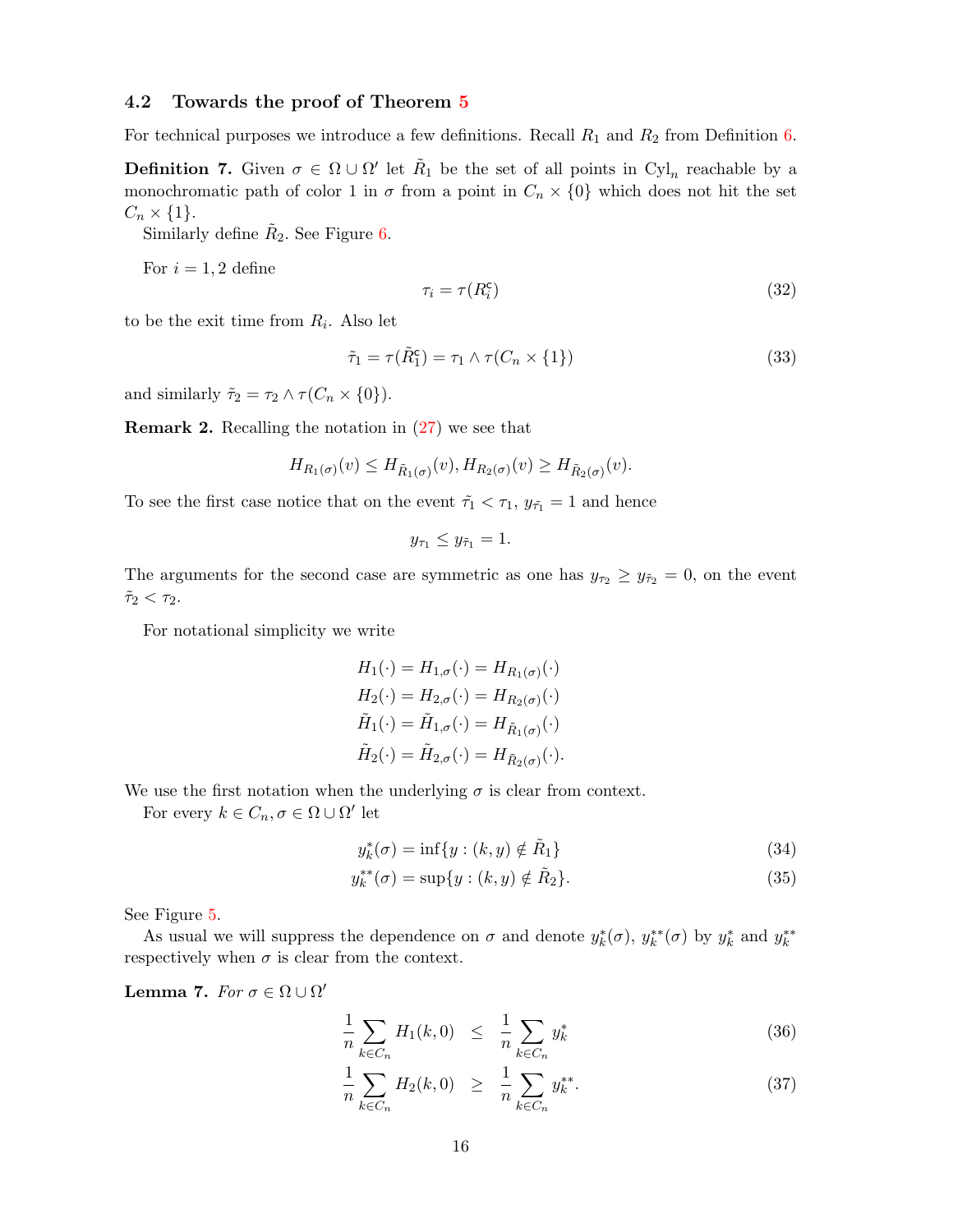### 4.2 Towards the proof of Theorem 5

For technical purposes we introduce a few definitions. Recall $R_1$ and $R_2$ from Definition 6.

**Definition 7.** Given $\sigma \in \Omega \cup \Omega'$ let $\tilde{R}_1$ be the set of all points in $\mathrm{Cyl}_n$ reachable by a monochromatic path of color 1 in $\sigma$ from a point in $C_n \times \{0\}$ which does not hit the set $C_n \times \{1\}$.

Similarly define $\tilde{R}_2$. See Figure 6.

For $i = 1, 2$ define

$$\tau_i = \tau(R_i^{\mathsf{c}}) \tag{32}$$

to be the exit time from $R_i$. Also let

$$\tilde{\tau}_1 = \tau(\tilde{R}_1^{\mathsf{c}}) = \tau_1 \wedge \tau(C_n \times \{1\}) \tag{33}$$

and similarly $\tilde{\tau}_2 = \tau_2 \wedge \tau(C_n \times \{0\})$.

**Remark 2.** Recalling the notation in (27) we see that

$$H_{R_1(\sigma)}(v) \leq H_{\tilde{R}_1(\sigma)}(v), H_{R_2(\sigma)}(v) \geq H_{\tilde{R}_2(\sigma)}(v).$$

To see the first case notice that on the event $\tilde{\tau}_1 < \tau_1$, $y_{\tilde{\tau}_1} = 1$ and hence

$$y_{\tau_1} \leq y_{\tilde{\tau}_1} = 1.$$

The arguments for the second case are symmetric as one has $y_{\tau_2} \geq y_{\tilde{\tau}_2} = 0$, on the event $\tilde{\tau}_2 < \tau_2$.

For notational simplicity we write

$$\begin{aligned}
H_1(\cdot) &= H_{1,\sigma}(\cdot) = H_{R_1(\sigma)}(\cdot) \\
H_2(\cdot) &= H_{2,\sigma}(\cdot) = H_{R_2(\sigma)}(\cdot) \\
\tilde{H}_1(\cdot) &= \tilde{H}_{1,\sigma}(\cdot) = H_{\tilde{R}_1(\sigma)}(\cdot) \\
\tilde{H}_2(\cdot) &= \tilde{H}_{2,\sigma}(\cdot) = H_{\tilde{R}_2(\sigma)}(\cdot).
\end{aligned}$$

We use the first notation when the underlying $\sigma$ is clear from context.

For every $k \in C_n, \sigma \in \Omega \cup \Omega'$ let

$$y_k^*(\sigma) = \inf\{y : (k, y) \notin \tilde{R}_1\} \tag{34}$$

$$y_k^{**}(\sigma) = \sup\{y : (k, y) \notin \tilde{R}_2\}. \tag{35}$$

See Figure 5.

As usual we will suppress the dependence on $\sigma$ and denote $y_k^*(\sigma)$, $y_k^{**}(\sigma)$ by $y_k^*$ and $y_k^{**}$ respectively when $\sigma$ is clear from the context.

**Lemma 7.** *For* $\sigma \in \Omega \cup \Omega'$

$$\frac{1}{n} \sum_{k \in C_n} H_1(k, 0) \quad \leq \quad \frac{1}{n} \sum_{k \in C_n} y_k^* \tag{36}$$

$$\frac{1}{n} \sum_{k \in C_n} H_2(k, 0) \quad \geq \quad \frac{1}{n} \sum_{k \in C_n} y_k^{**}. \tag{37}$$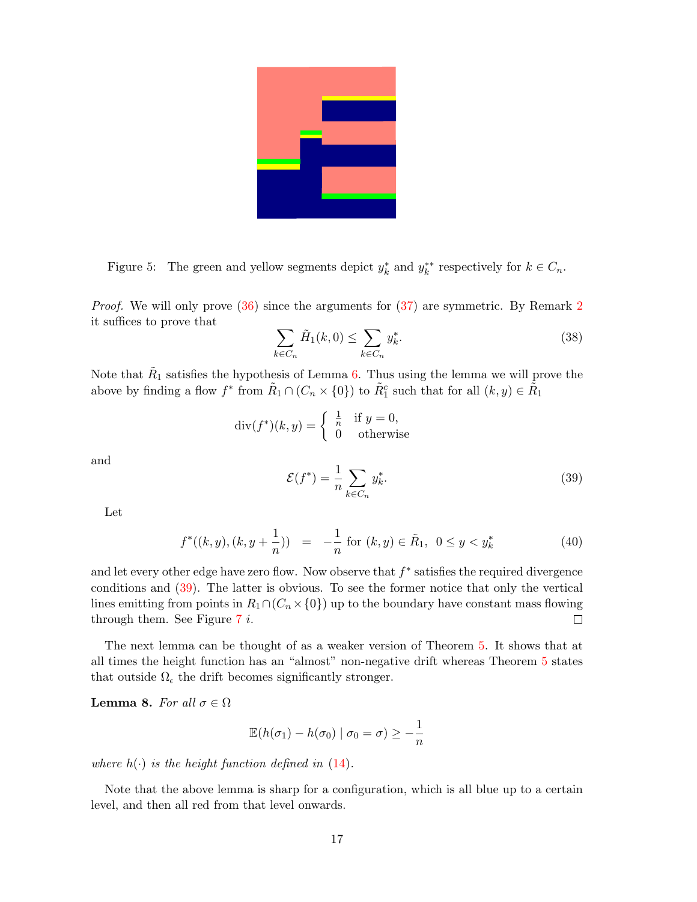Figure 5: The green and yellow segments depict $y_k^*$ and $y_k^{**}$ respectively for $k \in C_n$.

*Proof.* We will only prove (36) since the arguments for (37) are symmetric. By Remark 2 it suffices to prove that

$$\sum_{k \in C_n} \tilde{H}_1(k,0) \leq \sum_{k \in C_n} y_k^*. \tag{38}$$

Note that $\tilde{R}_1$ satisfies the hypothesis of Lemma 6. Thus using the lemma we will prove the above by finding a flow $f^*$ from $\tilde{R}_1 \cap (C_n \times \{0\})$ to $\tilde{R}_1^c$ such that for all $(k,y) \in \tilde{R}_1$

$$\text{div}(f^*)(k,y) = \begin{cases} \frac{1}{n} & \text{if } y = 0, \\ 0 & \text{otherwise} \end{cases}$$

and

$$\mathcal{E}(f^*) = \frac{1}{n} \sum_{k \in C_n} y_k^*. \tag{39}$$

Let

$$f^*((k,y),(k,y+\frac{1}{n})) \;\; = \;\; -\frac{1}{n} \text{ for } (k,y) \in \tilde{R}_1, \;\; 0 \leq y < y_k^* \tag{40}$$

and let every other edge have zero flow. Now observe that $f^*$ satisfies the required divergence conditions and (39). The latter is obvious. To see the former notice that only the vertical lines emitting from points in $R_1 \cap (C_n \times \{0\})$ up to the boundary have constant mass flowing through them. See Figure 7 *i*. $\square$

The next lemma can be thought of as a weaker version of Theorem 5. It shows that at all times the height function has an "almost" non-negative drift whereas Theorem 5 states that outside $\Omega_\epsilon$ the drift becomes significantly stronger.

**Lemma 8.** *For all* $\sigma \in \Omega$

$$\mathbb{E}(h(\sigma_1) - h(\sigma_0) \mid \sigma_0 = \sigma) \geq -\frac{1}{n}$$

*where* $h(\cdot)$ *is the height function defined in* (14).

Note that the above lemma is sharp for a configuration, which is all blue up to a certain level, and then all red from that level onwards.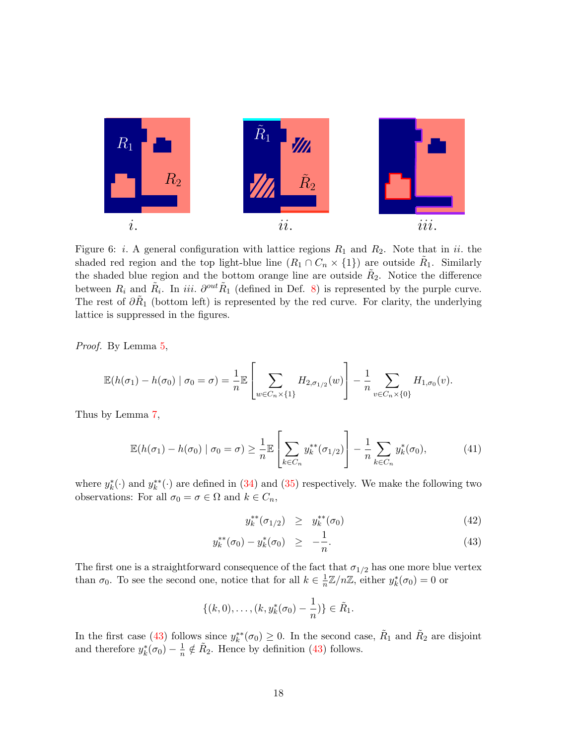Figure 6: *i.* A general configuration with lattice regions $R_1$ and $R_2$. Note that in *ii.* the shaded red region and the top light-blue line ($R_1 \cap C_n \times \{1\}$) are outside $\tilde{R}_1$. Similarly the shaded blue region and the bottom orange line are outside $\tilde{R}_2$. Notice the difference between $R_i$ and $\tilde{R}_i$. In *iii.* $\partial^{out}\tilde{R}_1$ (defined in Def. 8) is represented by the purple curve. The rest of $\partial\tilde{R}_1$ (bottom left) is represented by the red curve. For clarity, the underlying lattice is suppressed in the figures.

*Proof.* By Lemma 5,

$$\mathbb{E}(h(\sigma_1) - h(\sigma_0) \mid \sigma_0 = \sigma) = \frac{1}{n}\mathbb{E}\left[\sum_{w \in C_n \times \{1\}} H_{2,\sigma_{1/2}}(w)\right] - \frac{1}{n}\sum_{v \in C_n \times \{0\}} H_{1,\sigma_0}(v).$$

Thus by Lemma 7,

$$\mathbb{E}(h(\sigma_1) - h(\sigma_0) \mid \sigma_0 = \sigma) \geq \frac{1}{n}\mathbb{E}\left[\sum_{k \in C_n} y_k^{**}(\sigma_{1/2})\right] - \frac{1}{n}\sum_{k \in C_n} y_k^{*}(\sigma_0), \tag{41}$$

where $y_k^*(\cdot)$ and $y_k^{**}(\cdot)$ are defined in (34) and (35) respectively. We make the following two observations: For all $\sigma_0 = \sigma \in \Omega$ and $k \in C_n$,

$$y_k^{**}(\sigma_{1/2}) \quad \geq \quad y_k^{**}(\sigma_0) \tag{42}$$

$$y_k^{**}(\sigma_0) - y_k^{*}(\sigma_0) \quad \geq \quad -\frac{1}{n}. \tag{43}$$

The first one is a straightforward consequence of the fact that $\sigma_{1/2}$ has one more blue vertex than $\sigma_0$. To see the second one, notice that for all $k \in \frac{1}{n}\mathbb{Z}/n\mathbb{Z}$, either $y_k^*(\sigma_0) = 0$ or

$$\{(k, 0), \ldots, (k, y_k^*(\sigma_0) - \frac{1}{n})\} \in \tilde{R}_1.$$

In the first case (43) follows since $y_k^{**}(\sigma_0) \geq 0$. In the second case, $\tilde{R}_1$ and $\tilde{R}_2$ are disjoint and therefore $y_k^*(\sigma_0) - \frac{1}{n} \notin \tilde{R}_2$. Hence by definition (43) follows.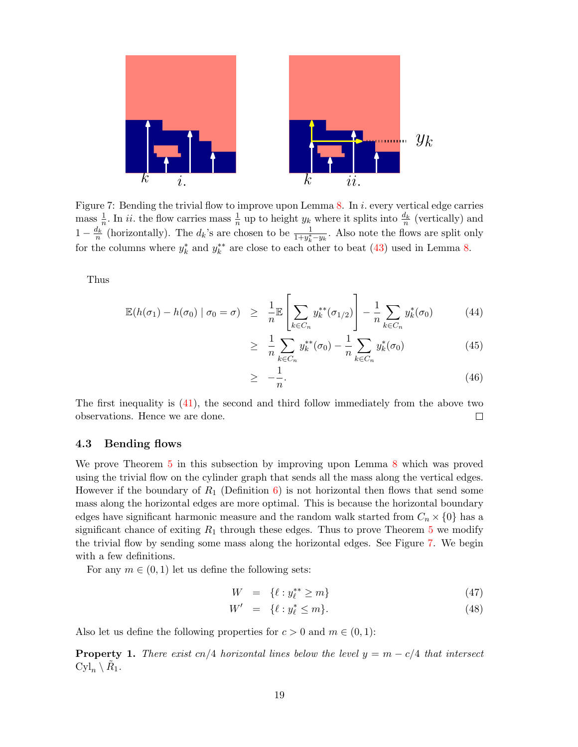Figure 7: Bending the trivial flow to improve upon Lemma 8. In $i.$ every vertical edge carries mass $\frac{1}{n}$. In $ii.$ the flow carries mass $\frac{1}{n}$ up to height $y_k$ where it splits into $\frac{d_k}{n}$ (vertically) and $1-\frac{d_k}{n}$ (horizontally). The $d_k$'s are chosen to be $\frac{1}{1+y_k^*-y_k}$. Also note the flows are split only for the columns where $y_k^*$ and $y_k^{**}$ are close to each other to beat (43) used in Lemma 8.

Thus

$$
\begin{aligned}
\mathbb{E}(h(\sigma_1)-h(\sigma_0)\mid \sigma_0=\sigma) &\geq \frac{1}{n}\mathbb{E}\left[\sum_{k\in C_n} y_k^{**}(\sigma_{1/2})\right]-\frac{1}{n}\sum_{k\in C_n} y_k^*(\sigma_0) && (44)\\
&\geq \frac{1}{n}\sum_{k\in C_n} y_k^{**}(\sigma_0)-\frac{1}{n}\sum_{k\in C_n} y_k^*(\sigma_0) && (45)\\
&\geq -\frac{1}{n}. && (46)
\end{aligned}
$$

The first inequality is (41), the second and third follow immediately from the above two observations. Hence we are done. □

### 4.3 Bending flows

We prove Theorem 5 in this subsection by improving upon Lemma 8 which was proved using the trivial flow on the cylinder graph that sends all the mass along the vertical edges. However if the boundary of $R_1$ (Definition 6) is not horizontal then flows that send some mass along the horizontal edges are more optimal. This is because the horizontal boundary edges have significant harmonic measure and the random walk started from $C_n\times\{0\}$ has a significant chance of exiting $R_1$ through these edges. Thus to prove Theorem 5 we modify the trivial flow by sending some mass along the horizontal edges. See Figure 7. We begin with a few definitions.

For any $m\in(0,1)$ let us define the following sets:

$$
\begin{aligned}
W &= \{\ell : y_\ell^{**}\geq m\} && (47)\\
W' &= \{\ell : y_\ell^{*}\leq m\}. && (48)
\end{aligned}
$$

Also let us define the following properties for $c>0$ and $m\in(0,1)$:

**Property 1.** *There exist $cn/4$ horizontal lines below the level $y=m-c/4$ that intersect $\mathrm{Cyl}_n\setminus\tilde{R}_1$.*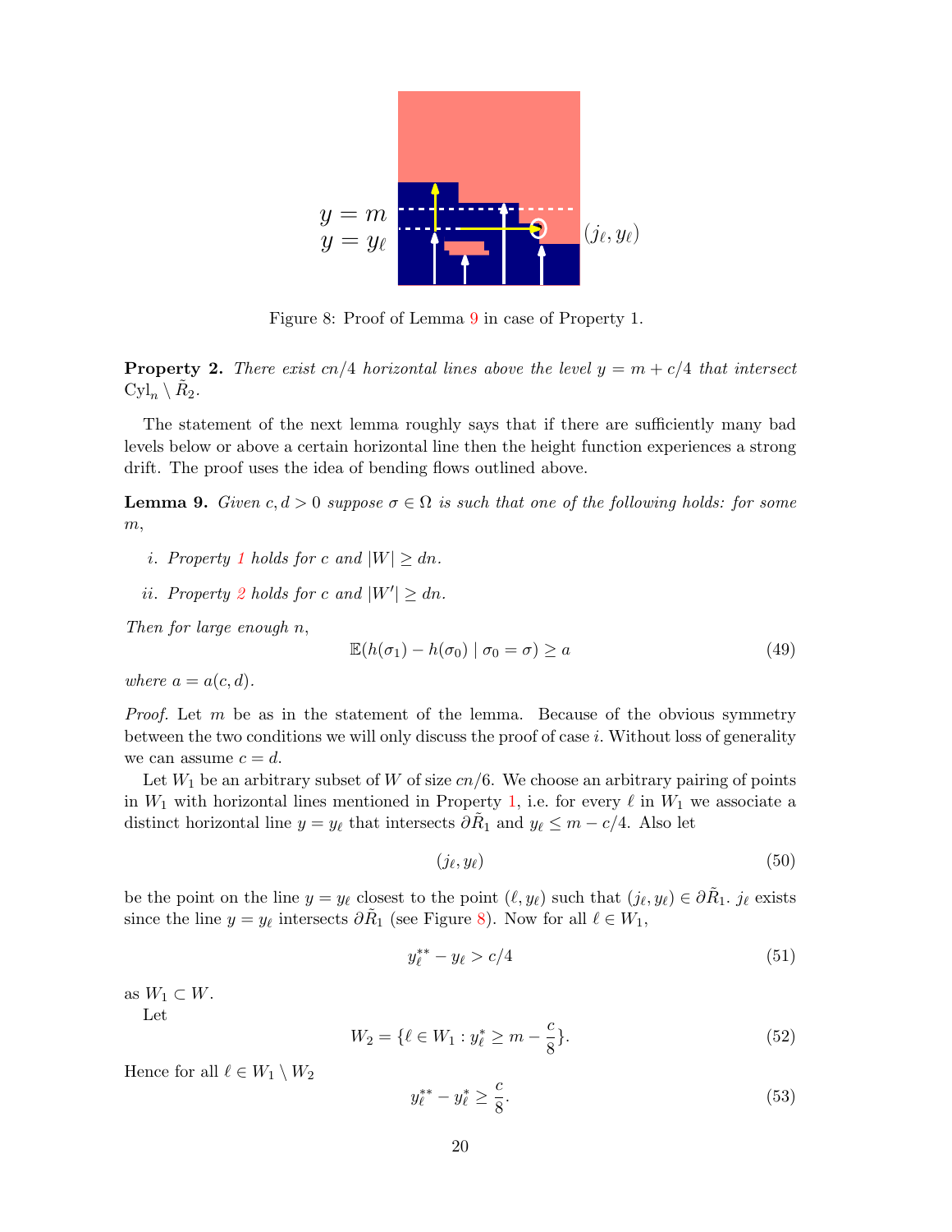Figure 8: Proof of Lemma 9 in case of Property 1.

**Property 2.** *There exist $cn/4$ horizontal lines above the level $y = m + c/4$ that intersect $\mathrm{Cyl}_n \setminus \tilde{R}_2$.*

The statement of the next lemma roughly says that if there are sufficiently many bad levels below or above a certain horizontal line then the height function experiences a strong drift. The proof uses the idea of bending flows outlined above.

**Lemma 9.** *Given $c, d > 0$ suppose $\sigma \in \Omega$ is such that one of the following holds: for some $m$,*

*i. Property 1 holds for $c$ and $|W| \geq dn$.*

*ii. Property 2 holds for $c$ and $|W'| \geq dn$.*

*Then for large enough $n$,*

$$\mathbb{E}(h(\sigma_1) - h(\sigma_0) \mid \sigma_0 = \sigma) \geq a \tag{49}$$

*where $a = a(c, d)$.*

*Proof.* Let $m$ be as in the statement of the lemma. Because of the obvious symmetry between the two conditions we will only discuss the proof of case $i$. Without loss of generality we can assume $c = d$.

Let $W_1$ be an arbitrary subset of $W$ of size $cn/6$. We choose an arbitrary pairing of points in $W_1$ with horizontal lines mentioned in Property 1, i.e. for every $\ell$ in $W_1$ we associate a distinct horizontal line $y = y_\ell$ that intersects $\partial\tilde{R}_1$ and $y_\ell \leq m - c/4$. Also let

$$(j_\ell, y_\ell) \tag{50}$$

be the point on the line $y = y_\ell$ closest to the point $(\ell, y_\ell)$ such that $(j_\ell, y_\ell) \in \partial\tilde{R}_1$. $j_\ell$ exists since the line $y = y_\ell$ intersects $\partial\tilde{R}_1$ (see Figure 8). Now for all $\ell \in W_1$,

$$y^{**}_\ell - y_\ell > c/4 \tag{51}$$

as $W_1 \subset W$.

Let

$$W_2 = \{\ell \in W_1 : y^*_\ell \geq m - \frac{c}{8}\}. \tag{52}$$

Hence for all $\ell \in W_1 \setminus W_2$

$$y^{**}_\ell - y^*_\ell \geq \frac{c}{8}. \tag{53}$$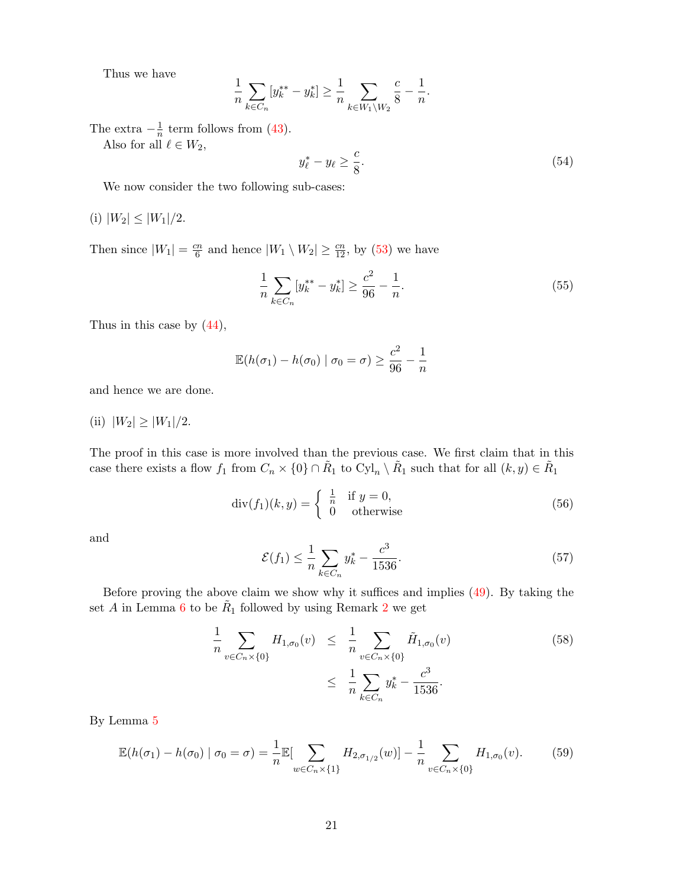Thus we have

$$\frac{1}{n}\sum_{k\in C_n}[y_k^{**}-y_k^*]\geq \frac{1}{n}\sum_{k\in W_1\setminus W_2}\frac{c}{8}-\frac{1}{n}.$$

The extra $-\frac{1}{n}$ term follows from (43).

Also for all $\ell\in W_2$,

$$y_\ell^*-y_\ell\geq \frac{c}{8}. \tag{54}$$

We now consider the two following sub-cases:

(i) $|W_2|\leq |W_1|/2$.

Then since $|W_1|=\frac{cn}{6}$ and hence $|W_1\setminus W_2|\geq \frac{cn}{12}$, by (53) we have

$$\frac{1}{n}\sum_{k\in C_n}[y_k^{**}-y_k^*]\geq \frac{c^2}{96}-\frac{1}{n}. \tag{55}$$

Thus in this case by (44),

$$\mathbb{E}(h(\sigma_1)-h(\sigma_0)\mid \sigma_0=\sigma)\geq \frac{c^2}{96}-\frac{1}{n}$$

and hence we are done.

(ii) $|W_2|\geq |W_1|/2$.

The proof in this case is more involved than the previous case. We first claim that in this case there exists a flow $f_1$ from $C_n\times\{0\}\cap\tilde{R}_1$ to $\text{Cyl}_n\setminus\tilde{R}_1$ such that for all $(k,y)\in\tilde{R}_1$

$$\text{div}(f_1)(k,y)=\begin{cases}\frac{1}{n} & \text{if } y=0,\\ 0 & \text{otherwise}\end{cases} \tag{56}$$

and

$$\mathcal{E}(f_1)\leq \frac{1}{n}\sum_{k\in C_n}y_k^*-\frac{c^3}{1536}. \tag{57}$$

Before proving the above claim we show why it suffices and implies (49). By taking the set $A$ in Lemma 6 to be $\tilde{R}_1$ followed by using Remark 2 we get

$$\begin{aligned}\frac{1}{n}\sum_{v\in C_n\times\{0\}}H_{1,\sigma_0}(v) &\leq \frac{1}{n}\sum_{v\in C_n\times\{0\}}\tilde{H}_{1,\sigma_0}(v) \\ &\leq \frac{1}{n}\sum_{k\in C_n}y_k^*-\frac{c^3}{1536}.\end{aligned} \tag{58}$$

By Lemma 5

$$\mathbb{E}(h(\sigma_1)-h(\sigma_0)\mid\sigma_0=\sigma)=\frac{1}{n}\mathbb{E}[\sum_{w\in C_n\times\{1\}}H_{2,\sigma_{1/2}}(w)]-\frac{1}{n}\sum_{v\in C_n\times\{0\}}H_{1,\sigma_0}(v). \tag{59}$$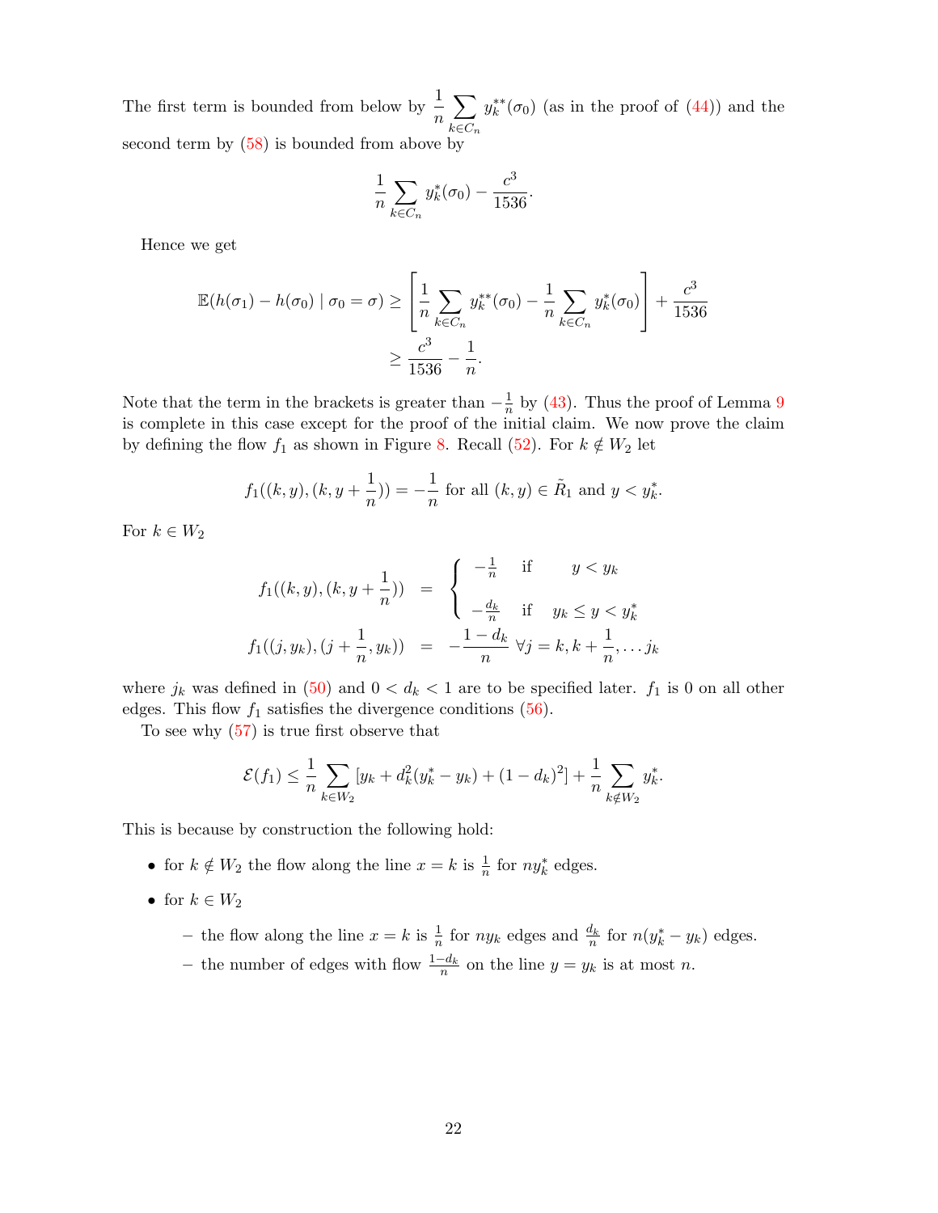The first term is bounded from below by $\frac{1}{n}\sum_{k\in C_n} y_k^{**}(\sigma_0)$ (as in the proof of (44)) and the second term by (58) is bounded from above by

$$\frac{1}{n}\sum_{k\in C_n} y_k^{*}(\sigma_0) - \frac{c^3}{1536}.$$

Hence we get

$$\begin{aligned}
\mathbb{E}(h(\sigma_1) - h(\sigma_0) \mid \sigma_0 = \sigma) &\geq \left[\frac{1}{n}\sum_{k\in C_n} y_k^{**}(\sigma_0) - \frac{1}{n}\sum_{k\in C_n} y_k^{*}(\sigma_0)\right] + \frac{c^3}{1536} \\
&\geq \frac{c^3}{1536} - \frac{1}{n}.
\end{aligned}$$

Note that the term in the brackets is greater than $-\frac{1}{n}$ by (43). Thus the proof of Lemma 9 is complete in this case except for the proof of the initial claim. We now prove the claim by defining the flow $f_1$ as shown in Figure 8. Recall (52). For $k \notin W_2$ let

$$f_1((k,y),(k,y+\frac{1}{n})) = -\frac{1}{n} \text{ for all } (k,y)\in \tilde{R}_1 \text{ and } y < y_k^*.$$

For $k \in W_2$

$$\begin{aligned}
f_1((k,y),(k,y+\frac{1}{n})) &= \begin{cases} -\frac{1}{n} & \text{if} \quad y < y_k \\ -\frac{d_k}{n} & \text{if} \quad y_k \leq y < y_k^* \end{cases} \\
f_1((j,y_k),(j+\frac{1}{n},y_k)) &= -\frac{1-d_k}{n} \ \forall j = k, k+\frac{1}{n}, \dots j_k
\end{aligned}$$

where $j_k$ was defined in (50) and $0 < d_k < 1$ are to be specified later. $f_1$ is 0 on all other edges. This flow $f_1$ satisfies the divergence conditions (56).

To see why (57) is true first observe that

$$\mathcal{E}(f_1) \leq \frac{1}{n}\sum_{k\in W_2}\left[y_k + d_k^2(y_k^* - y_k) + (1-d_k)^2\right] + \frac{1}{n}\sum_{k\notin W_2} y_k^*.$$

This is because by construction the following hold:

- for $k \notin W_2$ the flow along the line $x = k$ is $\frac{1}{n}$ for $ny_k^*$ edges.
- for $k \in W_2$
  - the flow along the line $x = k$ is $\frac{1}{n}$ for $ny_k$ edges and $\frac{d_k}{n}$ for $n(y_k^* - y_k)$ edges.
  - the number of edges with flow $\frac{1-d_k}{n}$ on the line $y = y_k$ is at most $n$.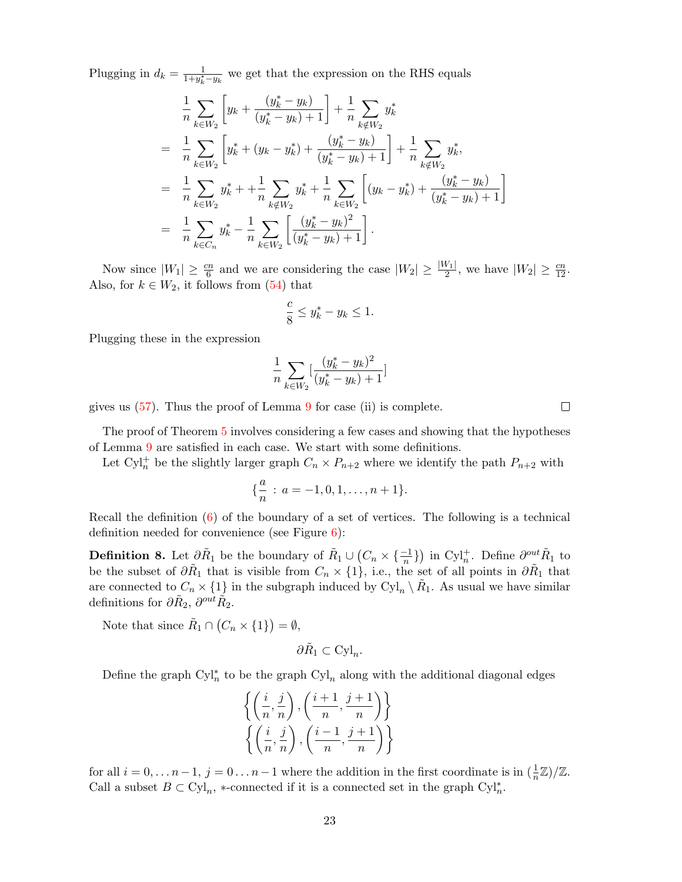Plugging in $d_k = \frac{1}{1+y_k^*-y_k}$ we get that the expression on the RHS equals

$$
\begin{aligned}
& \frac{1}{n}\sum_{k\in W_2}\left[y_k + \frac{(y_k^*-y_k)}{(y_k^*-y_k)+1}\right] + \frac{1}{n}\sum_{k\notin W_2} y_k^* \\
= \;& \frac{1}{n}\sum_{k\in W_2}\left[y_k^* + (y_k - y_k^*) + \frac{(y_k^*-y_k)}{(y_k^*-y_k)+1}\right] + \frac{1}{n}\sum_{k\notin W_2} y_k^*, \\
= \;& \frac{1}{n}\sum_{k\in W_2} y_k^* + + \frac{1}{n}\sum_{k\notin W_2} y_k^* + \frac{1}{n}\sum_{k\in W_2}\left[(y_k - y_k^*) + \frac{(y_k^*-y_k)}{(y_k^*-y_k)+1}\right] \\
= \;& \frac{1}{n}\sum_{k\in C_n} y_k^* - \frac{1}{n}\sum_{k\in W_2}\left[\frac{(y_k^*-y_k)^2}{(y_k^*-y_k)+1}\right].
\end{aligned}
$$

Now since $|W_1| \geq \frac{cn}{6}$ and we are considering the case $|W_2| \geq \frac{|W_1|}{2}$, we have $|W_2| \geq \frac{cn}{12}$. Also, for $k \in W_2$, it follows from (54) that

$$
\frac{c}{8} \leq y_k^* - y_k \leq 1.
$$

Plugging these in the expression

$$
\frac{1}{n}\sum_{k\in W_2}\left[\frac{(y_k^*-y_k)^2}{(y_k^*-y_k)+1}\right]
$$

gives us (57). Thus the proof of Lemma 9 for case (ii) is complete. ◻

The proof of Theorem 5 involves considering a few cases and showing that the hypotheses of Lemma 9 are satisfied in each case. We start with some definitions.

Let $\mathrm{Cyl}_n^+$ be the slightly larger graph $C_n \times P_{n+2}$ where we identify the path $P_{n+2}$ with

$$
\{\frac{a}{n} : a = -1, 0, 1, \ldots, n+1\}.
$$

Recall the definition (6) of the boundary of a set of vertices. The following is a technical definition needed for convenience (see Figure 6):

**Definition 8.** Let $\partial\tilde{R}_1$ be the boundary of $\tilde{R}_1 \cup \left(C_n \times \{\frac{-1}{n}\}\right)$ in $\mathrm{Cyl}_n^+$. Define $\partial^{out}\tilde{R}_1$ to be the subset of $\partial\tilde{R}_1$ that is visible from $C_n \times \{1\}$, i.e., the set of all points in $\partial\tilde{R}_1$ that are connected to $C_n \times \{1\}$ in the subgraph induced by $\mathrm{Cyl}_n \setminus \tilde{R}_1$. As usual we have similar definitions for $\partial\tilde{R}_2$, $\partial^{out}\tilde{R}_2$.

Note that since $\tilde{R}_1 \cap \left(C_n \times \{1\}\right) = \emptyset$,

$$
\partial\tilde{R}_1 \subset \mathrm{Cyl}_n.
$$

Define the graph $\mathrm{Cyl}_n^*$ to be the graph $\mathrm{Cyl}_n$ along with the additional diagonal edges

$$
\left\{\left(\frac{i}{n}, \frac{j}{n}\right), \left(\frac{i+1}{n}, \frac{j+1}{n}\right)\right\}
$$
$$
\left\{\left(\frac{i}{n}, \frac{j}{n}\right), \left(\frac{i-1}{n}, \frac{j+1}{n}\right)\right\}
$$

for all $i = 0, \ldots n-1$, $j = 0 \ldots n-1$ where the addition in the first coordinate is in $(\frac{1}{n}\mathbb{Z})/\mathbb{Z}$. Call a subset $B \subset \mathrm{Cyl}_n$, $*$-connected if it is a connected set in the graph $\mathrm{Cyl}_n^*$.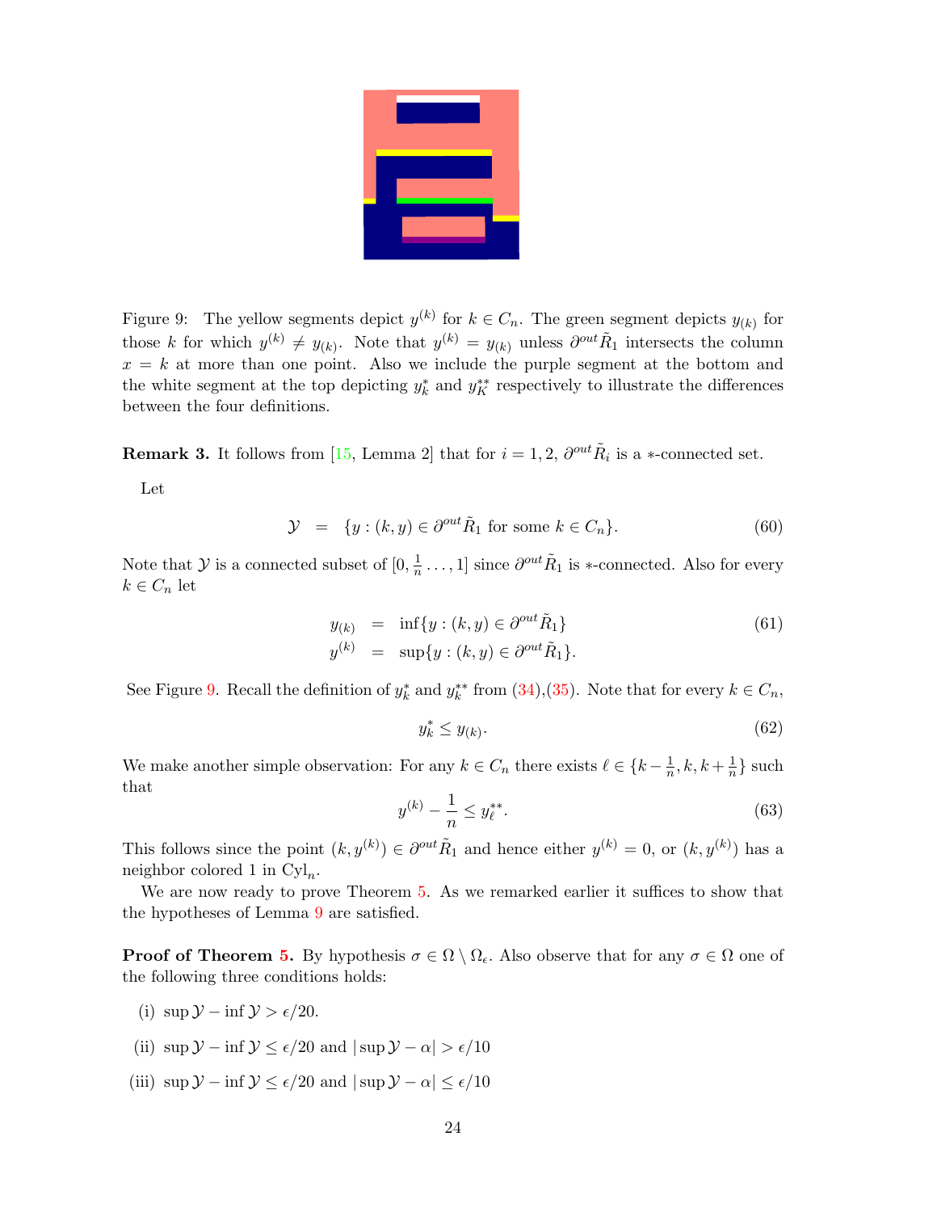Figure 9: The yellow segments depict $y^{(k)}$ for $k \in C_n$. The green segment depicts $y_{(k)}$ for those $k$ for which $y^{(k)} \neq y_{(k)}$. Note that $y^{(k)} = y_{(k)}$ unless $\partial^{out}\tilde{R}_1$ intersects the column $x = k$ at more than one point. Also we include the purple segment at the bottom and the white segment at the top depicting $y_k^*$ and $y_K^{**}$ respectively to illustrate the differences between the four definitions.

**Remark 3.** It follows from [15, Lemma 2] that for $i = 1, 2$, $\partial^{out}\tilde{R}_i$ is a $*$-connected set.

Let

$$\mathcal{Y} \quad = \quad \{y : (k, y) \in \partial^{out}\tilde{R}_1 \text{ for some } k \in C_n\}. \tag{60}$$

Note that $\mathcal{Y}$ is a connected subset of $[0, \frac{1}{n} \ldots, 1]$ since $\partial^{out}\tilde{R}_1$ is $*$-connected. Also for every $k \in C_n$ let

$$\begin{aligned} y_{(k)} &= \inf\{y : (k, y) \in \partial^{out}\tilde{R}_1\} \\ y^{(k)} &= \sup\{y : (k, y) \in \partial^{out}\tilde{R}_1\}. \end{aligned} \tag{61}$$

See Figure 9. Recall the definition of $y_k^*$ and $y_k^{**}$ from (34),(35). Note that for every $k \in C_n$,

$$y_k^* \leq y_{(k)}. \tag{62}$$

We make another simple observation: For any $k \in C_n$ there exists $\ell \in \{k - \frac{1}{n}, k, k + \frac{1}{n}\}$ such that

$$y^{(k)} - \frac{1}{n} \leq y_\ell^{**}. \tag{63}$$

This follows since the point $(k, y^{(k)}) \in \partial^{out}\tilde{R}_1$ and hence either $y^{(k)} = 0$, or $(k, y^{(k)})$ has a neighbor colored 1 in $\mathrm{Cyl}_n$.

We are now ready to prove Theorem 5. As we remarked earlier it suffices to show that the hypotheses of Lemma 9 are satisfied.

**Proof of Theorem 5.** By hypothesis $\sigma \in \Omega \setminus \Omega_\epsilon$. Also observe that for any $\sigma \in \Omega$ one of the following three conditions holds:

(i) $\sup \mathcal{Y} - \inf \mathcal{Y} > \epsilon/20$.

(ii) $\sup \mathcal{Y} - \inf \mathcal{Y} \leq \epsilon/20$ and $|\sup \mathcal{Y} - \alpha| > \epsilon/10$

(iii) $\sup \mathcal{Y} - \inf \mathcal{Y} \leq \epsilon/20$ and $|\sup \mathcal{Y} - \alpha| \leq \epsilon/10$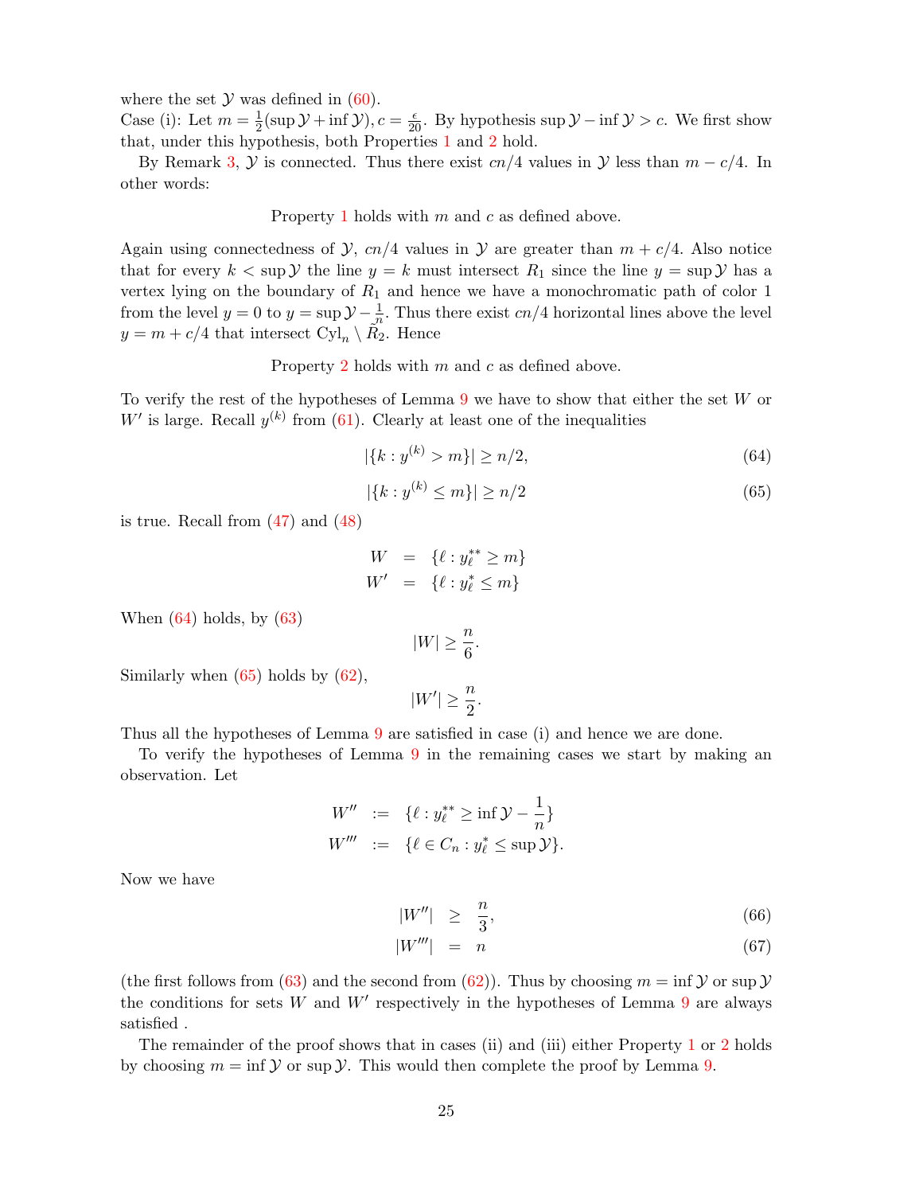where the set $\mathcal{Y}$ was defined in (60).

Case (i): Let $m = \frac{1}{2}(\sup \mathcal{Y} + \inf \mathcal{Y}), c = \frac{\epsilon}{20}$. By hypothesis $\sup \mathcal{Y} - \inf \mathcal{Y} > c$. We first show that, under this hypothesis, both Properties 1 and 2 hold.

By Remark 3, $\mathcal{Y}$ is connected. Thus there exist $cn/4$ values in $\mathcal{Y}$ less than $m - c/4$. In other words:

Property 1 holds with $m$ and $c$ as defined above.

Again using connectedness of $\mathcal{Y}$, $cn/4$ values in $\mathcal{Y}$ are greater than $m + c/4$. Also notice that for every $k < \sup \mathcal{Y}$ the line $y = k$ must intersect $R_1$ since the line $y = \sup \mathcal{Y}$ has a vertex lying on the boundary of $R_1$ and hence we have a monochromatic path of color 1 from the level $y = 0$ to $y = \sup \mathcal{Y} - \frac{1}{n}$. Thus there exist $cn/4$ horizontal lines above the level $y = m + c/4$ that intersect $\mathrm{Cyl}_n \setminus R_2$. Hence

Property 2 holds with $m$ and $c$ as defined above.

To verify the rest of the hypotheses of Lemma 9 we have to show that either the set $W$ or $W'$ is large. Recall $y^{(k)}$ from (61). Clearly at least one of the inequalities

$$|\{k : y^{(k)} > m\}| \geq n/2, \tag{64}$$

$$|\{k : y^{(k)} \leq m\}| \geq n/2 \tag{65}$$

is true. Recall from (47) and (48)

$$\begin{aligned} W &= \{\ell : y^{**}_\ell \geq m\} \\ W' &= \{\ell : y^{*}_\ell \leq m\} \end{aligned}$$

When (64) holds, by (63)

$$|W| \geq \frac{n}{6}.$$

Similarly when (65) holds by (62),

$$|W'| \geq \frac{n}{2}.$$

Thus all the hypotheses of Lemma 9 are satisfied in case (i) and hence we are done.

To verify the hypotheses of Lemma 9 in the remaining cases we start by making an observation. Let

$$\begin{aligned} W'' &:= \{\ell : y^{**}_\ell \geq \inf \mathcal{Y} - \frac{1}{n}\} \\ W''' &:= \{\ell \in C_n : y^{*}_\ell \leq \sup \mathcal{Y}\}. \end{aligned}$$

Now we have

$$|W''| \geq \frac{n}{3}, \tag{66}$$

$$|W'''| = n \tag{67}$$

(the first follows from (63) and the second from (62)). Thus by choosing $m = \inf \mathcal{Y}$ or $\sup \mathcal{Y}$ the conditions for sets $W$ and $W'$ respectively in the hypotheses of Lemma 9 are always satisfied .

The remainder of the proof shows that in cases (ii) and (iii) either Property 1 or 2 holds by choosing $m = \inf \mathcal{Y}$ or $\sup \mathcal{Y}$. This would then complete the proof by Lemma 9.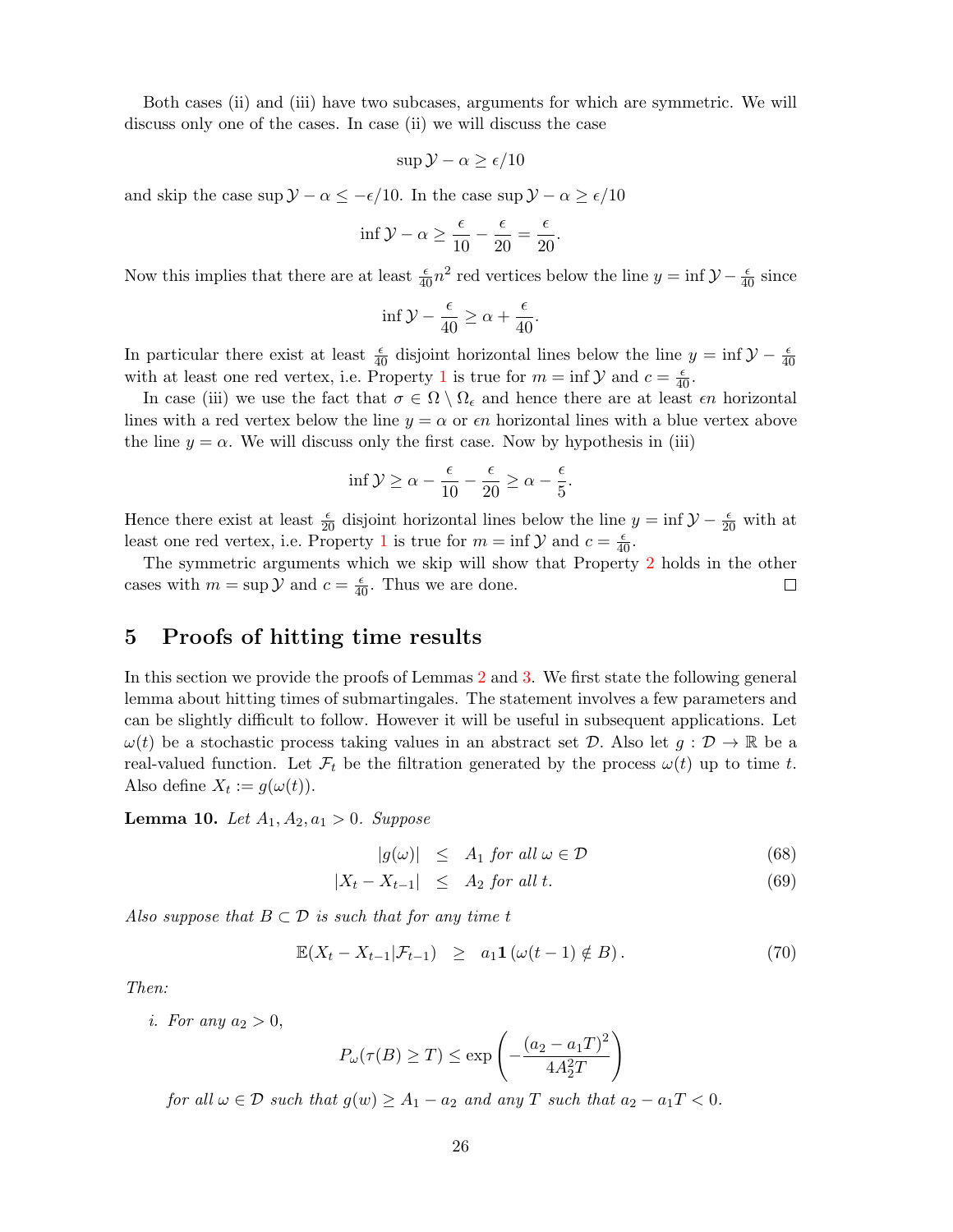Both cases (ii) and (iii) have two subcases, arguments for which are symmetric. We will discuss only one of the cases. In case (ii) we will discuss the case

$$\sup \mathcal{Y} - \alpha \geq \epsilon/10$$

and skip the case $\sup \mathcal{Y} - \alpha \leq -\epsilon/10$. In the case $\sup \mathcal{Y} - \alpha \geq \epsilon/10$

$$\inf \mathcal{Y} - \alpha \geq \frac{\epsilon}{10} - \frac{\epsilon}{20} = \frac{\epsilon}{20}.$$

Now this implies that there are at least $\frac{\epsilon}{40} n^2$ red vertices below the line $y = \inf \mathcal{Y} - \frac{\epsilon}{40}$ since

$$\inf \mathcal{Y} - \frac{\epsilon}{40} \geq \alpha + \frac{\epsilon}{40}.$$

In particular there exist at least $\frac{\epsilon}{40}$ disjoint horizontal lines below the line $y = \inf \mathcal{Y} - \frac{\epsilon}{40}$ with at least one red vertex, i.e. Property 1 is true for $m = \inf \mathcal{Y}$ and $c = \frac{\epsilon}{40}$.

In case (iii) we use the fact that $\sigma \in \Omega \setminus \Omega_\epsilon$ and hence there are at least $\epsilon n$ horizontal lines with a red vertex below the line $y = \alpha$ or $\epsilon n$ horizontal lines with a blue vertex above the line $y = \alpha$. We will discuss only the first case. Now by hypothesis in (iii)

$$\inf \mathcal{Y} \geq \alpha - \frac{\epsilon}{10} - \frac{\epsilon}{20} \geq \alpha - \frac{\epsilon}{5}.$$

Hence there exist at least $\frac{\epsilon}{20}$ disjoint horizontal lines below the line $y = \inf \mathcal{Y} - \frac{\epsilon}{20}$ with at least one red vertex, i.e. Property 1 is true for $m = \inf \mathcal{Y}$ and $c = \frac{\epsilon}{40}$.

The symmetric arguments which we skip will show that Property 2 holds in the other cases with $m = \sup \mathcal{Y}$ and $c = \frac{\epsilon}{40}$. Thus we are done. $\square$

## 5 Proofs of hitting time results

In this section we provide the proofs of Lemmas 2 and 3. We first state the following general lemma about hitting times of submartingales. The statement involves a few parameters and can be slightly difficult to follow. However it will be useful in subsequent applications. Let $\omega(t)$ be a stochastic process taking values in an abstract set $\mathcal{D}$. Also let $g : \mathcal{D} \to \mathbb{R}$ be a real-valued function. Let $\mathcal{F}_t$ be the filtration generated by the process $\omega(t)$ up to time $t$. Also define $X_t := g(\omega(t))$.

**Lemma 10.** *Let $A_1, A_2, a_1 > 0$. Suppose*

$$|g(\omega)| \leq A_1 \text{ for all } \omega \in \mathcal{D} \tag{68}$$

$$|X_t - X_{t-1}| \leq A_2 \text{ for all } t. \tag{69}$$

*Also suppose that $B \subset \mathcal{D}$ is such that for any time $t$*

$$\mathbb{E}(X_t - X_{t-1} | \mathcal{F}_{t-1}) \geq a_1 \mathbf{1}(\omega(t-1) \notin B). \tag{70}$$

*Then:*

*i. For any $a_2 > 0$,*

$$P_\omega(\tau(B) \geq T) \leq \exp\left(-\frac{(a_2 - a_1 T)^2}{4A_2^2 T}\right)$$

*for all $\omega \in \mathcal{D}$ such that $g(w) \geq A_1 - a_2$ and any $T$ such that $a_2 - a_1 T < 0$.*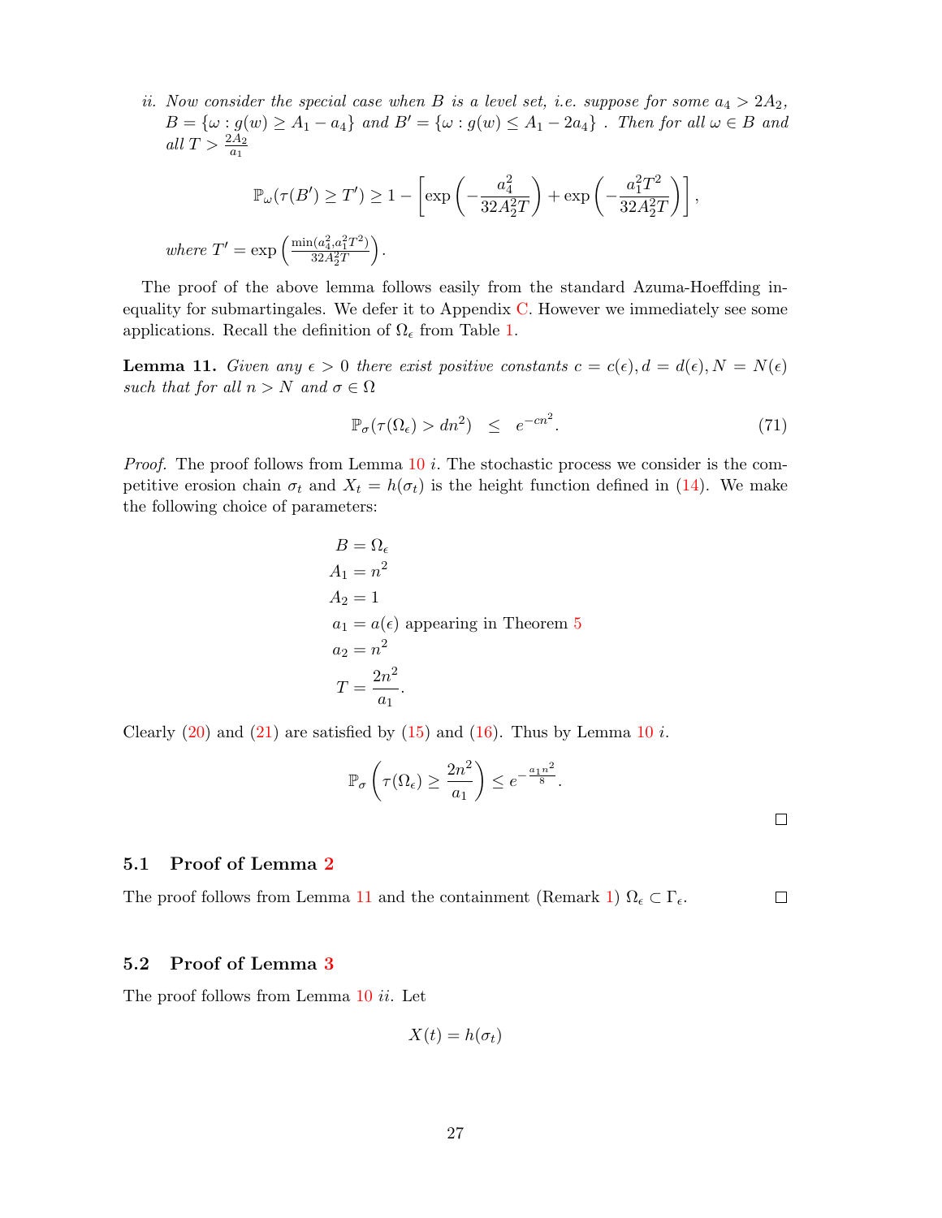*ii. Now consider the special case when $B$ is a level set, i.e. suppose for some $a_4 > 2A_2$, $B = \{\omega : g(w) \geq A_1 - a_4\}$ and $B' = \{\omega : g(w) \leq A_1 - 2a_4\}$ . Then for all $\omega \in B$ and all $T > \frac{2A_2}{a_1}$*

$$\mathbb{P}_\omega(\tau(B') \geq T') \geq 1 - \left[\exp\left(-\frac{a_4^2}{32A_2^2T}\right) + \exp\left(-\frac{a_1^2T^2}{32A_2^2T}\right)\right],$$

*where $T' = \exp\left(\frac{\min(a_4^2, a_1^2T^2)}{32A_2^2T}\right)$.*

The proof of the above lemma follows easily from the standard Azuma-Hoeffding inequality for submartingales. We defer it to Appendix C. However we immediately see some applications. Recall the definition of $\Omega_\epsilon$ from Table 1.

**Lemma 11.** *Given any $\epsilon > 0$ there exist positive constants $c = c(\epsilon), d = d(\epsilon), N = N(\epsilon)$ such that for all $n > N$ and $\sigma \in \Omega$*

$$\mathbb{P}_\sigma(\tau(\Omega_\epsilon) > dn^2) \;\; \leq \;\; e^{-cn^2}. \tag{71}$$

*Proof.* The proof follows from Lemma 10 *i*. The stochastic process we consider is the competitive erosion chain $\sigma_t$ and $X_t = h(\sigma_t)$ is the height function defined in (14). We make the following choice of parameters:

$$\begin{aligned}
B &= \Omega_\epsilon \\
A_1 &= n^2 \\
A_2 &= 1 \\
a_1 &= a(\epsilon) \text{ appearing in Theorem 5} \\
a_2 &= n^2 \\
T &= \frac{2n^2}{a_1}.
\end{aligned}$$

Clearly (20) and (21) are satisfied by (15) and (16). Thus by Lemma 10 *i*.

$$\mathbb{P}_\sigma\left(\tau(\Omega_\epsilon) \geq \frac{2n^2}{a_1}\right) \leq e^{-\frac{a_1 n^2}{8}}.$$

□

## 5.1 Proof of Lemma 2

The proof follows from Lemma 11 and the containment (Remark 1) $\Omega_\epsilon \subset \Gamma_\epsilon$. □

## 5.2 Proof of Lemma 3

The proof follows from Lemma 10 *ii*. Let

$$X(t) = h(\sigma_t)$$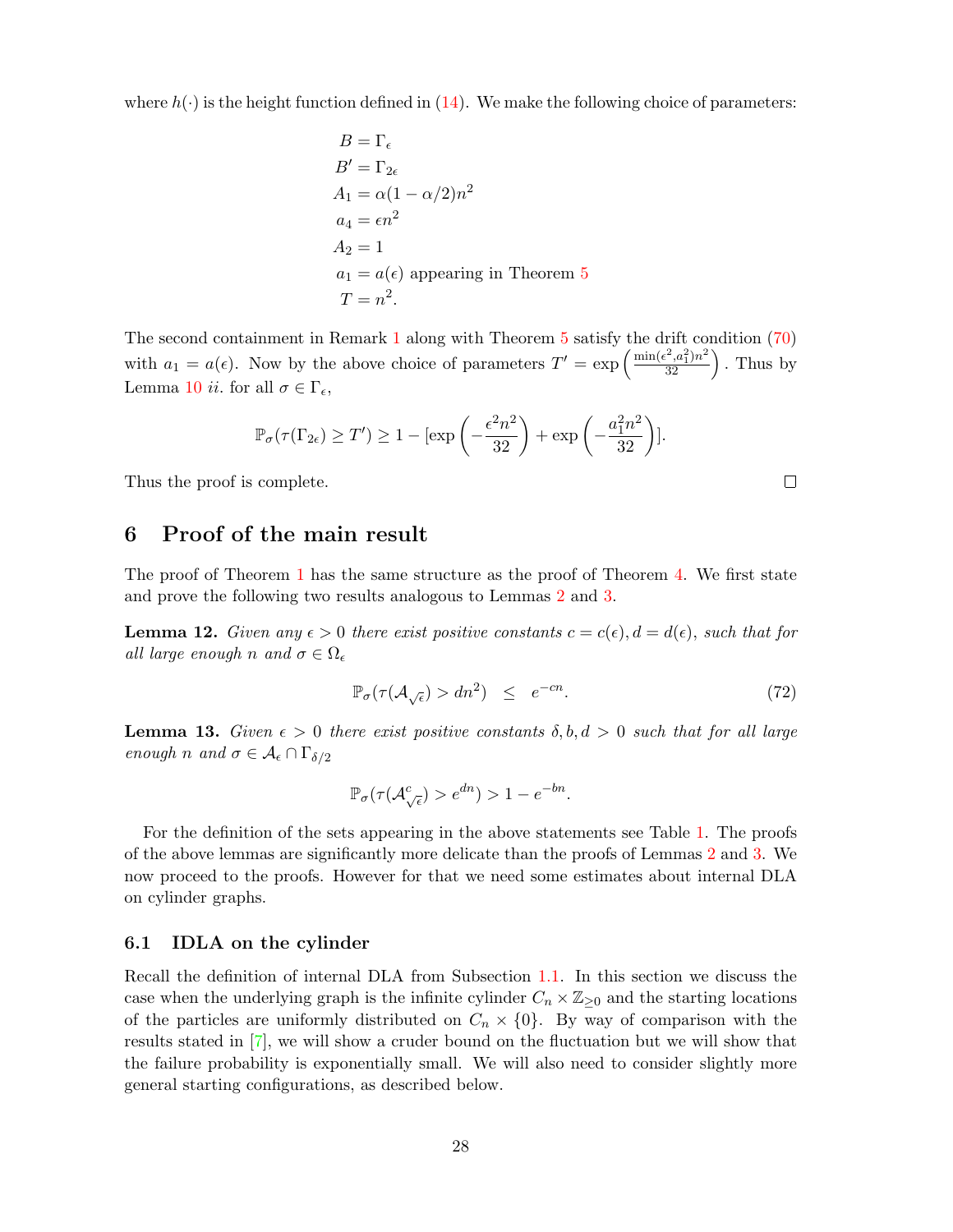where $h(\cdot)$ is the height function defined in (14). We make the following choice of parameters:

$$
\begin{aligned}
B &= \Gamma_\epsilon \\
B' &= \Gamma_{2\epsilon} \\
A_1 &= \alpha(1-\alpha/2)n^2 \\
a_4 &= \epsilon n^2 \\
A_2 &= 1 \\
a_1 &= a(\epsilon) \text{ appearing in Theorem 5} \\
T &= n^2.
\end{aligned}
$$

The second containment in Remark 1 along with Theorem 5 satisfy the drift condition (70) with $a_1 = a(\epsilon)$. Now by the above choice of parameters $T' = \exp\left(\frac{\min(\epsilon^2, a_1^2)n^2}{32}\right)$. Thus by Lemma 10 *ii.* for all $\sigma \in \Gamma_\epsilon$,

$$
\mathbb{P}_\sigma(\tau(\Gamma_{2\epsilon}) \geq T') \geq 1 - [\exp\left(-\frac{\epsilon^2 n^2}{32}\right) + \exp\left(-\frac{a_1^2 n^2}{32}\right)].
$$

Thus the proof is complete. □

# 6 Proof of the main result

The proof of Theorem 1 has the same structure as the proof of Theorem 4. We first state and prove the following two results analogous to Lemmas 2 and 3.

**Lemma 12.** *Given any $\epsilon > 0$ there exist positive constants $c = c(\epsilon), d = d(\epsilon)$, such that for all large enough $n$ and $\sigma \in \Omega_\epsilon$*

$$
\mathbb{P}_\sigma(\tau(\mathcal{A}_{\sqrt{\epsilon}}) > dn^2) \quad \leq \quad e^{-cn}. \tag{72}
$$

**Lemma 13.** *Given $\epsilon > 0$ there exist positive constants $\delta, b, d > 0$ such that for all large enough $n$ and $\sigma \in \mathcal{A}_\epsilon \cap \Gamma_{\delta/2}$*

$$
\mathbb{P}_\sigma(\tau(\mathcal{A}^c_{\sqrt{\epsilon}}) > e^{dn}) > 1 - e^{-bn}.
$$

For the definition of the sets appearing in the above statements see Table 1. The proofs of the above lemmas are significantly more delicate than the proofs of Lemmas 2 and 3. We now proceed to the proofs. However for that we need some estimates about internal DLA on cylinder graphs.

## 6.1 IDLA on the cylinder

Recall the definition of internal DLA from Subsection 1.1. In this section we discuss the case when the underlying graph is the infinite cylinder $C_n \times \mathbb{Z}_{\geq 0}$ and the starting locations of the particles are uniformly distributed on $C_n \times \{0\}$. By way of comparison with the results stated in [7], we will show a cruder bound on the fluctuation but we will show that the failure probability is exponentially small. We will also need to consider slightly more general starting configurations, as described below.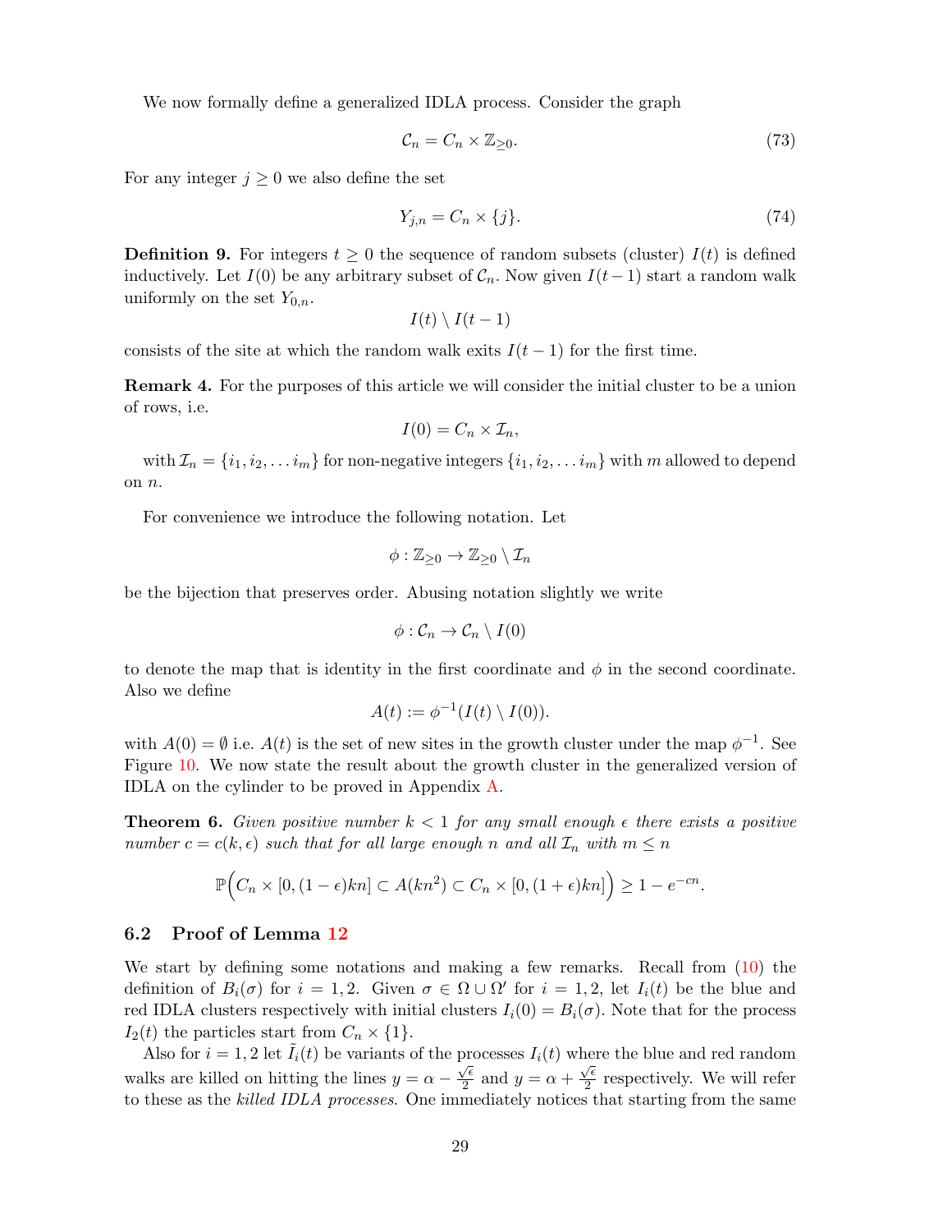We now formally define a generalized IDLA process. Consider the graph

$$\mathcal{C}_n = C_n \times \mathbb{Z}_{\geq 0}. \tag{73}$$

For any integer $j \geq 0$ we also define the set

$$Y_{j,n} = C_n \times \{j\}. \tag{74}$$

**Definition 9.** For integers $t \geq 0$ the sequence of random subsets (cluster) $I(t)$ is defined inductively. Let $I(0)$ be any arbitrary subset of $\mathcal{C}_n$. Now given $I(t-1)$ start a random walk uniformly on the set $Y_{0,n}$.

$$I(t) \setminus I(t-1)$$

consists of the site at which the random walk exits $I(t-1)$ for the first time.

**Remark 4.** For the purposes of this article we will consider the initial cluster to be a union of rows, i.e.

$$I(0) = C_n \times \mathcal{I}_n,$$

with $\mathcal{I}_n = \{i_1, i_2, \ldots i_m\}$ for non-negative integers $\{i_1, i_2, \ldots i_m\}$ with $m$ allowed to depend on $n$.

For convenience we introduce the following notation. Let

$$\phi : \mathbb{Z}_{\geq 0} \to \mathbb{Z}_{\geq 0} \setminus \mathcal{I}_n$$

be the bijection that preserves order. Abusing notation slightly we write

$$\phi : \mathcal{C}_n \to \mathcal{C}_n \setminus I(0)$$

to denote the map that is identity in the first coordinate and $\phi$ in the second coordinate. Also we define

$$A(t) := \phi^{-1}(I(t) \setminus I(0)).$$

with $A(0) = \emptyset$ i.e. $A(t)$ is the set of new sites in the growth cluster under the map $\phi^{-1}$. See Figure 10. We now state the result about the growth cluster in the generalized version of IDLA on the cylinder to be proved in Appendix A.

**Theorem 6.** *Given positive number $k < 1$ for any small enough $\epsilon$ there exists a positive number $c = c(k, \epsilon)$ such that for all large enough $n$ and all $\mathcal{I}_n$ with $m \leq n$*

$$\mathbb{P}\Big(C_n \times [0, (1-\epsilon)kn] \subset A(kn^2) \subset C_n \times [0, (1+\epsilon)kn]\Big) \geq 1 - e^{-cn}.$$

## 6.2 Proof of Lemma 12

We start by defining some notations and making a few remarks. Recall from (10) the definition of $B_i(\sigma)$ for $i = 1, 2$. Given $\sigma \in \Omega \cup \Omega'$ for $i = 1, 2$, let $I_i(t)$ be the blue and red IDLA clusters respectively with initial clusters $I_i(0) = B_i(\sigma)$. Note that for the process $I_2(t)$ the particles start from $C_n \times \{1\}$.

Also for $i = 1, 2$ let $\tilde{I}_i(t)$ be variants of the processes $I_i(t)$ where the blue and red random walks are killed on hitting the lines $y = \alpha - \frac{\sqrt{\epsilon}}{2}$ and $y = \alpha + \frac{\sqrt{\epsilon}}{2}$ respectively. We will refer to these as the *killed IDLA processes*. One immediately notices that starting from the same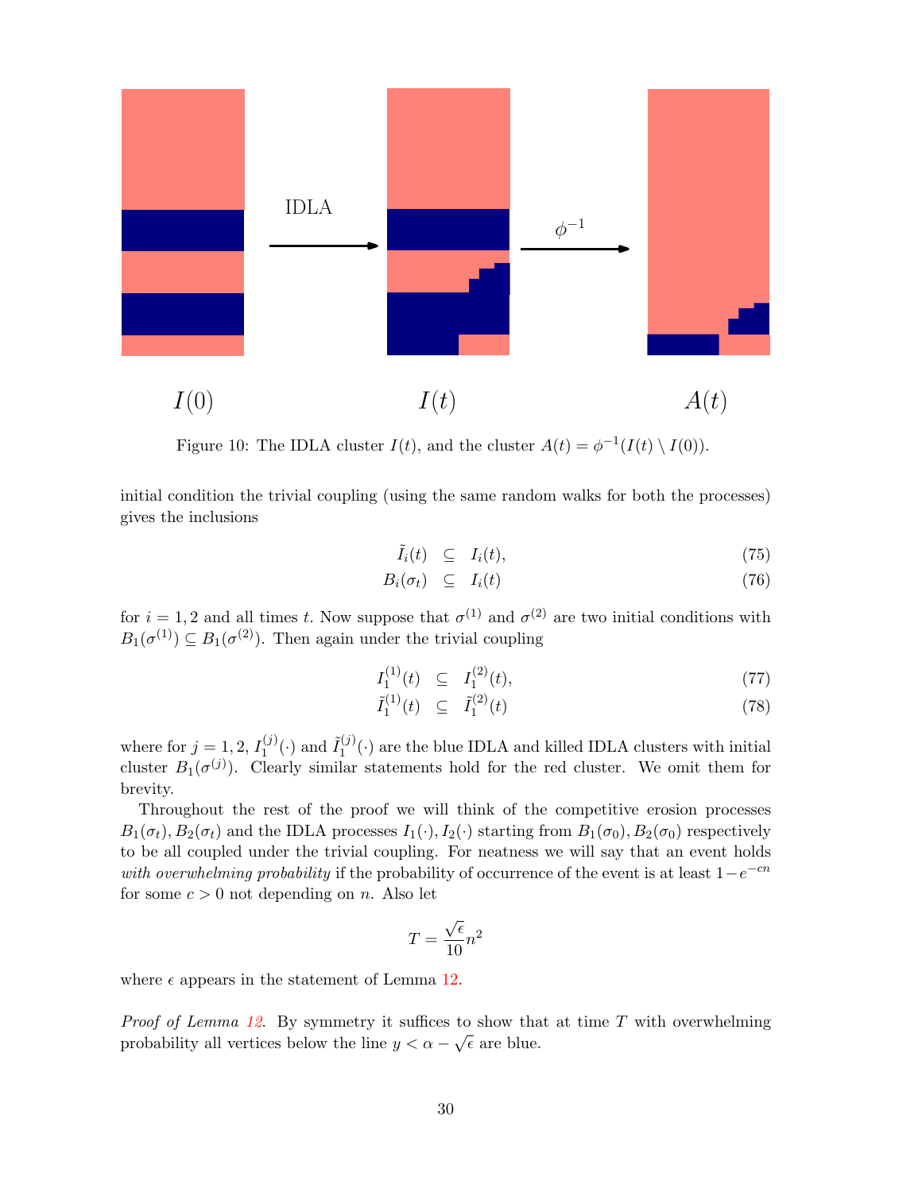Figure 10: The IDLA cluster $I(t)$, and the cluster $A(t) = \phi^{-1}(I(t) \setminus I(0))$.

initial condition the trivial coupling (using the same random walks for both the processes) gives the inclusions

$$\tilde{I}_i(t) \subseteq I_i(t), \tag{75}$$

$$B_i(\sigma_t) \subseteq I_i(t) \tag{76}$$

for $i = 1, 2$ and all times $t$. Now suppose that $\sigma^{(1)}$ and $\sigma^{(2)}$ are two initial conditions with $B_1(\sigma^{(1)}) \subseteq B_1(\sigma^{(2)})$. Then again under the trivial coupling

$$I_1^{(1)}(t) \subseteq I_1^{(2)}(t), \tag{77}$$

$$\tilde{I}_1^{(1)}(t) \subseteq \tilde{I}_1^{(2)}(t) \tag{78}$$

where for $j = 1, 2$, $I_1^{(j)}(\cdot)$ and $\tilde{I}_1^{(j)}(\cdot)$ are the blue IDLA and killed IDLA clusters with initial cluster $B_1(\sigma^{(j)})$. Clearly similar statements hold for the red cluster. We omit them for brevity.

Throughout the rest of the proof we will think of the competitive erosion processes $B_1(\sigma_t), B_2(\sigma_t)$ and the IDLA processes $I_1(\cdot), I_2(\cdot)$ starting from $B_1(\sigma_0), B_2(\sigma_0)$ respectively to be all coupled under the trivial coupling. For neatness we will say that an event holds *with overwhelming probability* if the probability of occurrence of the event is at least $1 - e^{-cn}$ for some $c > 0$ not depending on $n$. Also let

$$T = \frac{\sqrt{\epsilon}}{10} n^2$$

where $\epsilon$ appears in the statement of Lemma 12.

*Proof of Lemma 12.* By symmetry it suffices to show that at time $T$ with overwhelming probability all vertices below the line $y < \alpha - \sqrt{\epsilon}$ are blue.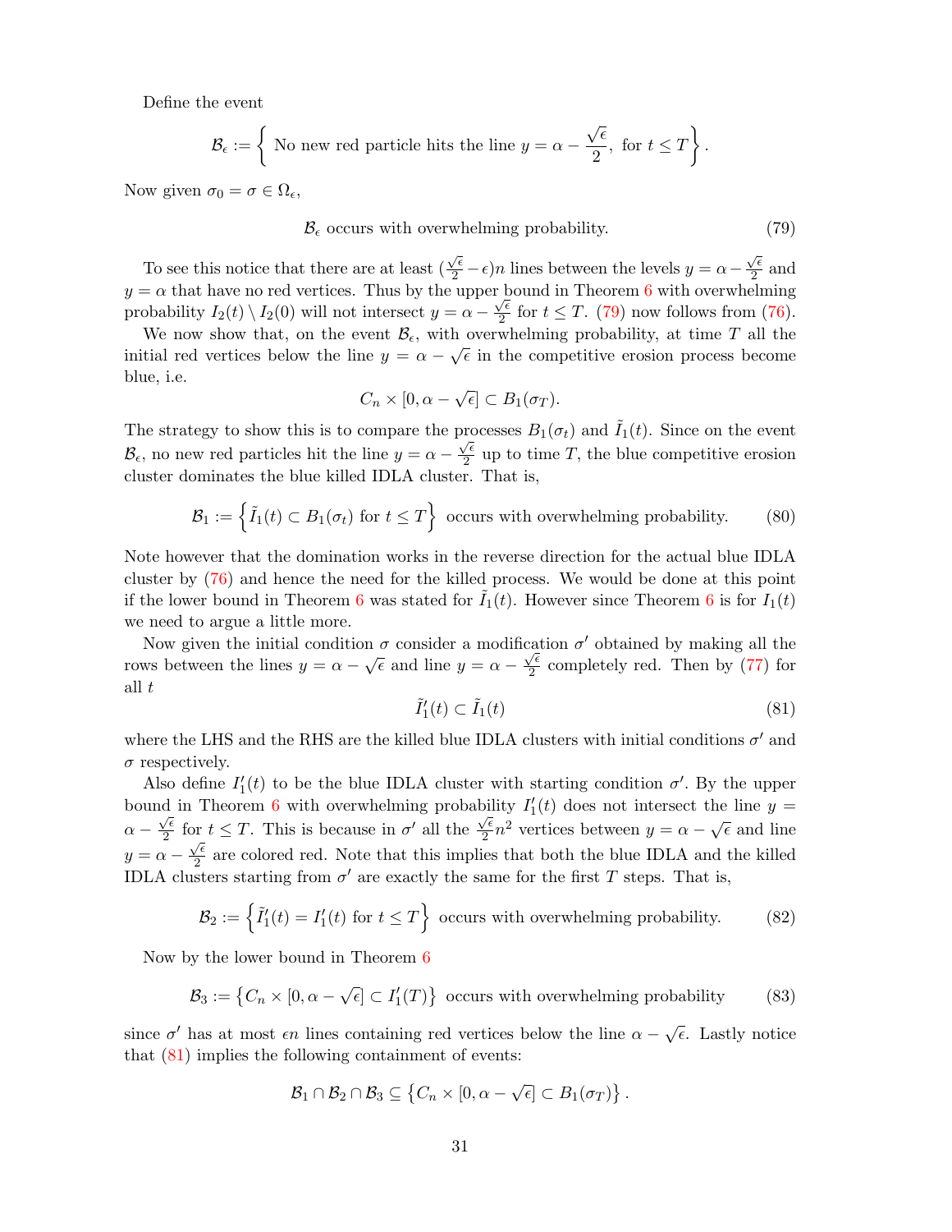Define the event

$$\mathcal{B}_\epsilon := \left\{ \text{ No new red particle hits the line } y = \alpha - \frac{\sqrt{\epsilon}}{2}, \text{ for } t \le T \right\}.$$

Now given $\sigma_0 = \sigma \in \Omega_\epsilon$,

$$\mathcal{B}_\epsilon \text{ occurs with overwhelming probability.} \tag{79}$$

To see this notice that there are at least $(\frac{\sqrt{\epsilon}}{2} - \epsilon)n$ lines between the levels $y = \alpha - \frac{\sqrt{\epsilon}}{2}$ and $y = \alpha$ that have no red vertices. Thus by the upper bound in Theorem 6 with overwhelming probability $I_2(t) \setminus I_2(0)$ will not intersect $y = \alpha - \frac{\sqrt{\epsilon}}{2}$ for $t \le T$. (79) now follows from (76).

We now show that, on the event $\mathcal{B}_\epsilon$, with overwhelming probability, at time $T$ all the initial red vertices below the line $y = \alpha - \sqrt{\epsilon}$ in the competitive erosion process become blue, i.e.

$$C_n \times [0, \alpha - \sqrt{\epsilon}] \subset B_1(\sigma_T).$$

The strategy to show this is to compare the processes $B_1(\sigma_t)$ and $\tilde{I}_1(t)$. Since on the event $\mathcal{B}_\epsilon$, no new red particles hit the line $y = \alpha - \frac{\sqrt{\epsilon}}{2}$ up to time $T$, the blue competitive erosion cluster dominates the blue killed IDLA cluster. That is,

$$\mathcal{B}_1 := \left\{ \tilde{I}_1(t) \subset B_1(\sigma_t) \text{ for } t \le T \right\} \text{ occurs with overwhelming probability.} \tag{80}$$

Note however that the domination works in the reverse direction for the actual blue IDLA cluster by (76) and hence the need for the killed process. We would be done at this point if the lower bound in Theorem 6 was stated for $\tilde{I}_1(t)$. However since Theorem 6 is for $I_1(t)$ we need to argue a little more.

Now given the initial condition $\sigma$ consider a modification $\sigma'$ obtained by making all the rows between the lines $y = \alpha - \sqrt{\epsilon}$ and line $y = \alpha - \frac{\sqrt{\epsilon}}{2}$ completely red. Then by (77) for all $t$

$$\tilde{I}_1'(t) \subset \tilde{I}_1(t) \tag{81}$$

where the LHS and the RHS are the killed blue IDLA clusters with initial conditions $\sigma'$ and $\sigma$ respectively.

Also define $I_1'(t)$ to be the blue IDLA cluster with starting condition $\sigma'$. By the upper bound in Theorem 6 with overwhelming probability $I_1'(t)$ does not intersect the line $y = \alpha - \frac{\sqrt{\epsilon}}{2}$ for $t \le T$. This is because in $\sigma'$ all the $\frac{\sqrt{\epsilon}}{2} n^2$ vertices between $y = \alpha - \sqrt{\epsilon}$ and line $y = \alpha - \frac{\sqrt{\epsilon}}{2}$ are colored red. Note that this implies that both the blue IDLA and the killed IDLA clusters starting from $\sigma'$ are exactly the same for the first $T$ steps. That is,

$$\mathcal{B}_2 := \left\{ \tilde{I}_1'(t) = I_1'(t) \text{ for } t \le T \right\} \text{ occurs with overwhelming probability.} \tag{82}$$

Now by the lower bound in Theorem 6

$$\mathcal{B}_3 := \left\{ C_n \times [0, \alpha - \sqrt{\epsilon}] \subset I_1'(T) \right\} \text{ occurs with overwhelming probability} \tag{83}$$

since $\sigma'$ has at most $\epsilon n$ lines containing red vertices below the line $\alpha - \sqrt{\epsilon}$. Lastly notice that (81) implies the following containment of events:

$$\mathcal{B}_1 \cap \mathcal{B}_2 \cap \mathcal{B}_3 \subseteq \left\{ C_n \times [0, \alpha - \sqrt{\epsilon}] \subset B_1(\sigma_T) \right\}.$$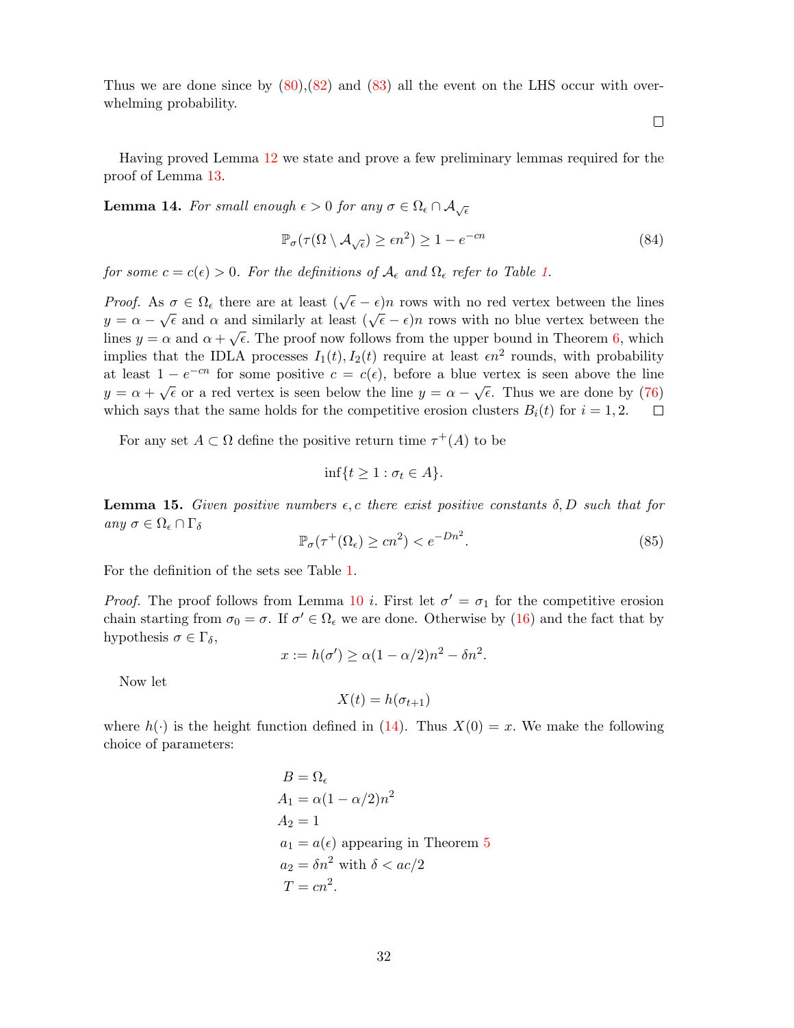Thus we are done since by (80),(82) and (83) all the event on the LHS occur with overwhelming probability.

□

Having proved Lemma 12 we state and prove a few preliminary lemmas required for the proof of Lemma 13.

**Lemma 14.** *For small enough $\epsilon > 0$ for any $\sigma \in \Omega_\epsilon \cap \mathcal{A}_{\sqrt{\epsilon}}$*

$$\mathbb{P}_\sigma(\tau(\Omega \setminus \mathcal{A}_{\sqrt{\epsilon}}) \geq \epsilon n^2) \geq 1 - e^{-cn} \tag{84}$$

*for some $c = c(\epsilon) > 0$. For the definitions of $\mathcal{A}_\epsilon$ and $\Omega_\epsilon$ refer to Table 1.*

*Proof.* As $\sigma \in \Omega_\epsilon$ there are at least $(\sqrt{\epsilon} - \epsilon)n$ rows with no red vertex between the lines $y = \alpha - \sqrt{\epsilon}$ and $\alpha$ and similarly at least $(\sqrt{\epsilon} - \epsilon)n$ rows with no blue vertex between the lines $y = \alpha$ and $\alpha + \sqrt{\epsilon}$. The proof now follows from the upper bound in Theorem 6, which implies that the IDLA processes $I_1(t), I_2(t)$ require at least $\epsilon n^2$ rounds, with probability at least $1 - e^{-cn}$ for some positive $c = c(\epsilon)$, before a blue vertex is seen above the line $y = \alpha + \sqrt{\epsilon}$ or a red vertex is seen below the line $y = \alpha - \sqrt{\epsilon}$. Thus we are done by (76) which says that the same holds for the competitive erosion clusters $B_i(t)$ for $i = 1, 2$. □

For any set $A \subset \Omega$ define the positive return time $\tau^+(A)$ to be

$$\inf\{t \geq 1 : \sigma_t \in A\}.$$

**Lemma 15.** *Given positive numbers $\epsilon, c$ there exist positive constants $\delta, D$ such that for any $\sigma \in \Omega_\epsilon \cap \Gamma_\delta$*

$$\mathbb{P}_\sigma(\tau^+(\Omega_\epsilon) \geq cn^2) < e^{-Dn^2}. \tag{85}$$

For the definition of the sets see Table 1.

*Proof.* The proof follows from Lemma 10 *i*. First let $\sigma' = \sigma_1$ for the competitive erosion chain starting from $\sigma_0 = \sigma$. If $\sigma' \in \Omega_\epsilon$ we are done. Otherwise by (16) and the fact that by hypothesis $\sigma \in \Gamma_\delta$,

$$x := h(\sigma') \geq \alpha(1 - \alpha/2)n^2 - \delta n^2.$$

Now let

$$X(t) = h(\sigma_{t+1})$$

where $h(\cdot)$ is the height function defined in (14). Thus $X(0) = x$. We make the following choice of parameters:

$$\begin{aligned}
B &= \Omega_\epsilon \\
A_1 &= \alpha(1 - \alpha/2)n^2 \\
A_2 &= 1 \\
a_1 &= a(\epsilon) \text{ appearing in Theorem 5} \\
a_2 &= \delta n^2 \text{ with } \delta < ac/2 \\
T &= cn^2.
\end{aligned}$$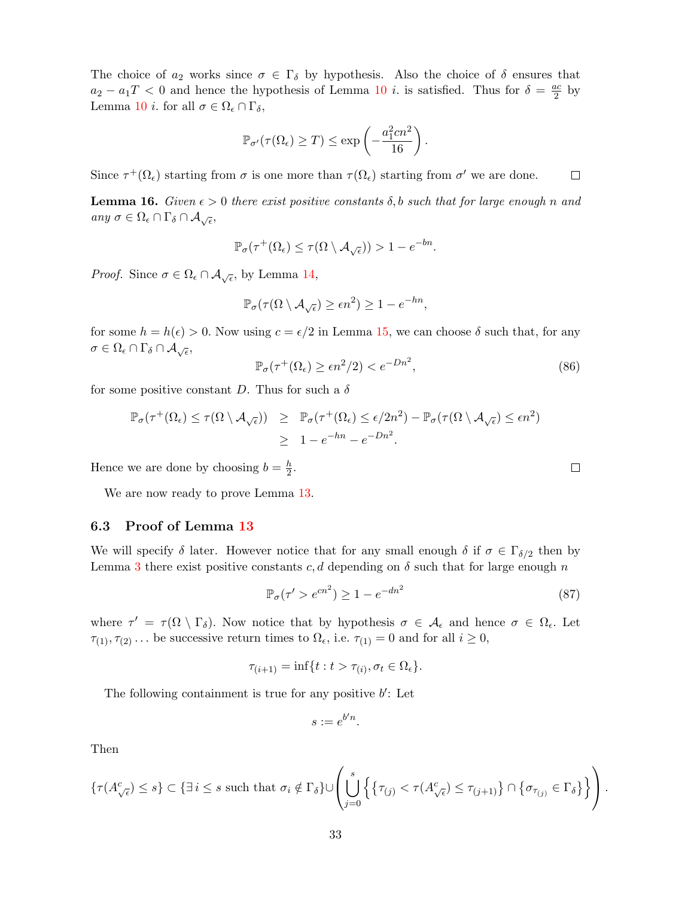The choice of $a_2$ works since $\sigma \in \Gamma_\delta$ by hypothesis. Also the choice of $\delta$ ensures that $a_2 - a_1 T < 0$ and hence the hypothesis of Lemma 10 *i.* is satisfied. Thus for $\delta = \frac{ac}{2}$ by Lemma 10 *i.* for all $\sigma \in \Omega_\epsilon \cap \Gamma_\delta$,

$$\mathbb{P}_{\sigma'}(\tau(\Omega_\epsilon) \geq T) \leq \exp\left(-\frac{a_1^2 c n^2}{16}\right).$$

Since $\tau^+(\Omega_\epsilon)$ starting from $\sigma$ is one more than $\tau(\Omega_\epsilon)$ starting from $\sigma'$ we are done. □

**Lemma 16.** *Given $\epsilon > 0$ there exist positive constants $\delta, b$ such that for large enough $n$ and any $\sigma \in \Omega_\epsilon \cap \Gamma_\delta \cap \mathcal{A}_{\sqrt{\epsilon}}$,*

$$\mathbb{P}_\sigma(\tau^+(\Omega_\epsilon) \leq \tau(\Omega \setminus \mathcal{A}_{\sqrt{\epsilon}})) > 1 - e^{-bn}.$$

*Proof.* Since $\sigma \in \Omega_\epsilon \cap \mathcal{A}_{\sqrt{\epsilon}}$, by Lemma 14,

$$\mathbb{P}_\sigma(\tau(\Omega \setminus \mathcal{A}_{\sqrt{\epsilon}}) \geq \epsilon n^2) \geq 1 - e^{-hn},$$

for some $h = h(\epsilon) > 0$. Now using $c = \epsilon/2$ in Lemma 15, we can choose $\delta$ such that, for any $\sigma \in \Omega_\epsilon \cap \Gamma_\delta \cap \mathcal{A}_{\sqrt{\epsilon}}$,

$$\mathbb{P}_\sigma(\tau^+(\Omega_\epsilon) \geq \epsilon n^2/2) < e^{-Dn^2}, \tag{86}$$

for some positive constant $D$. Thus for such a $\delta$

$$\begin{aligned}
\mathbb{P}_\sigma(\tau^+(\Omega_\epsilon) \leq \tau(\Omega \setminus \mathcal{A}_{\sqrt{\epsilon}})) &\geq \mathbb{P}_\sigma(\tau^+(\Omega_\epsilon) \leq \epsilon/2n^2) - \mathbb{P}_\sigma(\tau(\Omega \setminus \mathcal{A}_{\sqrt{\epsilon}}) \leq \epsilon n^2) \\
&\geq 1 - e^{-hn} - e^{-Dn^2}.
\end{aligned}$$

Hence we are done by choosing $b = \frac{h}{2}$. □

We are now ready to prove Lemma 13.

### 6.3 Proof of Lemma 13

We will specify $\delta$ later. However notice that for any small enough $\delta$ if $\sigma \in \Gamma_{\delta/2}$ then by Lemma 3 there exist positive constants $c, d$ depending on $\delta$ such that for large enough $n$

$$\mathbb{P}_\sigma(\tau' > e^{cn^2}) \geq 1 - e^{-dn^2} \tag{87}$$

where $\tau' = \tau(\Omega \setminus \Gamma_\delta)$. Now notice that by hypothesis $\sigma \in \mathcal{A}_\epsilon$ and hence $\sigma \in \Omega_\epsilon$. Let $\tau_{(1)}, \tau_{(2)} \ldots$ be successive return times to $\Omega_\epsilon$, i.e. $\tau_{(1)} = 0$ and for all $i \geq 0$,

$$\tau_{(i+1)} = \inf\{t : t > \tau_{(i)}, \sigma_t \in \Omega_\epsilon\}.$$

The following containment is true for any positive $b'$: Let

$$s := e^{b'n}.$$

Then

$$\{\tau(A^c_{\sqrt{\epsilon}}) \leq s\} \subset \{\exists\, i \leq s \text{ such that } \sigma_i \notin \Gamma_\delta\} \cup \left(\bigcup_{j=0}^{s} \left\{\left\{\tau_{(j)} < \tau(A^c_{\sqrt{\epsilon}}) \leq \tau_{(j+1)}\right\} \cap \left\{\sigma_{\tau_{(j)}} \in \Gamma_\delta\right\}\right\}\right).$$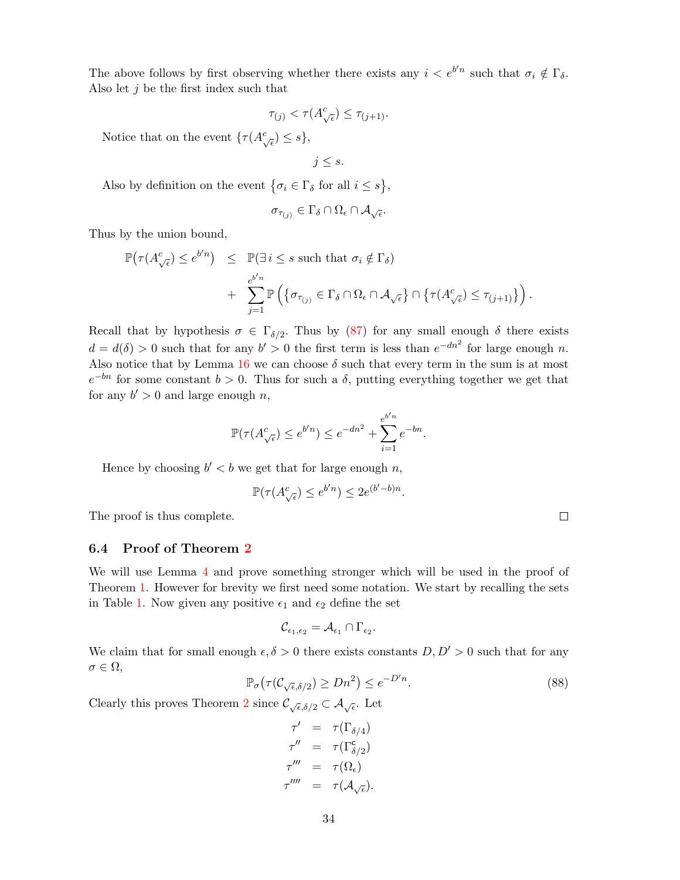The above follows by first observing whether there exists any $i < e^{b'n}$ such that $\sigma_i \notin \Gamma_\delta$. Also let $j$ be the first index such that

$$\tau_{(j)} < \tau(A^c_{\sqrt{\epsilon}}) \leq \tau_{(j+1)}.$$

Notice that on the event $\{\tau(A^c_{\sqrt{\epsilon}}) \leq s\}$,

$$j \leq s.$$

Also by definition on the event $\{\sigma_i \in \Gamma_\delta \text{ for all } i \leq s\}$,

$$\sigma_{\tau_{(j)}} \in \Gamma_\delta \cap \Omega_\epsilon \cap \mathcal{A}_{\sqrt{\epsilon}}.$$

Thus by the union bound,

$$\begin{aligned}
\mathbb{P}\big(\tau(A^c_{\sqrt{\epsilon}}) \leq e^{b'n}\big) &\leq \mathbb{P}(\exists\, i \leq s \text{ such that } \sigma_i \notin \Gamma_\delta) \\
&+ \sum_{j=1}^{e^{b'n}} \mathbb{P}\left(\left\{\sigma_{\tau_{(j)}} \in \Gamma_\delta \cap \Omega_\epsilon \cap \mathcal{A}_{\sqrt{\epsilon}}\right\} \cap \left\{\tau(A^c_{\sqrt{\epsilon}}) \leq \tau_{(j+1)}\right\}\right).
\end{aligned}$$

Recall that by hypothesis $\sigma \in \Gamma_{\delta/2}$. Thus by (87) for any small enough $\delta$ there exists $d = d(\delta) > 0$ such that for any $b' > 0$ the first term is less than $e^{-dn^2}$ for large enough $n$. Also notice that by Lemma 16 we can choose $\delta$ such that every term in the sum is at most $e^{-bn}$ for some constant $b > 0$. Thus for such a $\delta$, putting everything together we get that for any $b' > 0$ and large enough $n$,

$$\mathbb{P}(\tau(A^c_{\sqrt{\epsilon}}) \leq e^{b'n}) \leq e^{-dn^2} + \sum_{i=1}^{e^{b'n}} e^{-bn}.$$

Hence by choosing $b' < b$ we get that for large enough $n$,

$$\mathbb{P}(\tau(A^c_{\sqrt{\epsilon}}) \leq e^{b'n}) \leq 2e^{(b'-b)n}.$$

The proof is thus complete. $\square$

### 6.4 Proof of Theorem 2

We will use Lemma 4 and prove something stronger which will be used in the proof of Theorem 1. However for brevity we first need some notation. We start by recalling the sets in Table 1. Now given any positive $\epsilon_1$ and $\epsilon_2$ define the set

$$\mathcal{C}_{\epsilon_1,\epsilon_2} = \mathcal{A}_{\epsilon_1} \cap \Gamma_{\epsilon_2}.$$

We claim that for small enough $\epsilon, \delta > 0$ there exists constants $D, D' > 0$ such that for any $\sigma \in \Omega$,

$$\mathbb{P}_\sigma\big(\tau(\mathcal{C}_{\sqrt{\epsilon},\delta/2}) \geq Dn^2\big) \leq e^{-D'n}. \tag{88}$$

Clearly this proves Theorem 2 since $\mathcal{C}_{\sqrt{\epsilon},\delta/2} \subset \mathcal{A}_{\sqrt{\epsilon}}$. Let

$$\begin{aligned}
\tau' &= \tau(\Gamma_{\delta/4}) \\
\tau'' &= \tau(\Gamma^{\mathsf{c}}_{\delta/2}) \\
\tau''' &= \tau(\Omega_\epsilon) \\
\tau'''' &= \tau(\mathcal{A}_{\sqrt{\epsilon}}).
\end{aligned}$$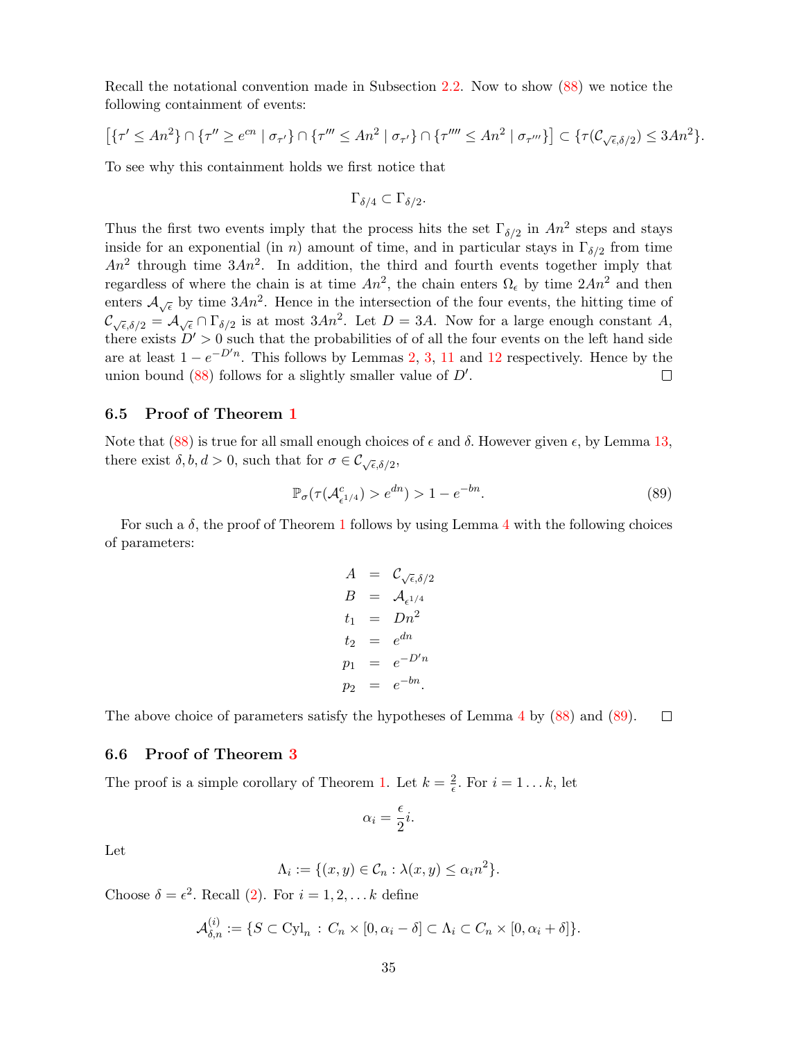Recall the notational convention made in Subsection 2.2. Now to show (88) we notice the following containment of events:

$$\left[\{\tau' \le An^2\} \cap \{\tau'' \ge e^{cn} \mid \sigma_{\tau'}\} \cap \{\tau''' \le An^2 \mid \sigma_{\tau'}\} \cap \{\tau'''' \le An^2 \mid \sigma_{\tau'''}\}\right] \subset \{\tau(\mathcal{C}_{\sqrt{\epsilon},\delta/2}) \le 3An^2\}.$$

To see why this containment holds we first notice that

$$\Gamma_{\delta/4} \subset \Gamma_{\delta/2}.$$

Thus the first two events imply that the process hits the set $\Gamma_{\delta/2}$ in $An^2$ steps and stays inside for an exponential (in $n$) amount of time, and in particular stays in $\Gamma_{\delta/2}$ from time $An^2$ through time $3An^2$. In addition, the third and fourth events together imply that regardless of where the chain is at time $An^2$, the chain enters $\Omega_\epsilon$ by time $2An^2$ and then enters $\mathcal{A}_{\sqrt{\epsilon}}$ by time $3An^2$. Hence in the intersection of the four events, the hitting time of $\mathcal{C}_{\sqrt{\epsilon},\delta/2} = \mathcal{A}_{\sqrt{\epsilon}} \cap \Gamma_{\delta/2}$ is at most $3An^2$. Let $D = 3A$. Now for a large enough constant $A$, there exists $D' > 0$ such that the probabilities of of all the four events on the left hand side are at least $1 - e^{-D'n}$. This follows by Lemmas 2, 3, 11 and 12 respectively. Hence by the union bound (88) follows for a slightly smaller value of $D'$. ◻

### 6.5 Proof of Theorem 1

Note that (88) is true for all small enough choices of $\epsilon$ and $\delta$. However given $\epsilon$, by Lemma 13, there exist $\delta, b, d > 0$, such that for $\sigma \in \mathcal{C}_{\sqrt{\epsilon},\delta/2}$,

$$\mathbb{P}_\sigma(\tau(\mathcal{A}^c_{\epsilon^{1/4}}) > e^{dn}) > 1 - e^{-bn}. \tag{89}$$

For such a $\delta$, the proof of Theorem 1 follows by using Lemma 4 with the following choices of parameters:

$$\begin{aligned}
A &= \mathcal{C}_{\sqrt{\epsilon},\delta/2}\\
B &= \mathcal{A}_{\epsilon^{1/4}}\\
t_1 &= Dn^2\\
t_2 &= e^{dn}\\
p_1 &= e^{-D'n}\\
p_2 &= e^{-bn}.
\end{aligned}$$

The above choice of parameters satisfy the hypotheses of Lemma 4 by (88) and (89). ◻

### 6.6 Proof of Theorem 3

The proof is a simple corollary of Theorem 1. Let $k = \frac{2}{\epsilon}$. For $i = 1 \ldots k$, let

$$\alpha_i = \frac{\epsilon}{2} i.$$

Let

$$\Lambda_i := \{(x, y) \in \mathcal{C}_n : \lambda(x, y) \le \alpha_i n^2\}.$$

Choose $\delta = \epsilon^2$. Recall (2). For $i = 1, 2, \ldots k$ define

$$\mathcal{A}^{(i)}_{\delta,n} := \{S \subset \mathrm{Cyl}_n \, : \, C_n \times [0, \alpha_i - \delta] \subset \Lambda_i \subset C_n \times [0, \alpha_i + \delta]\}.$$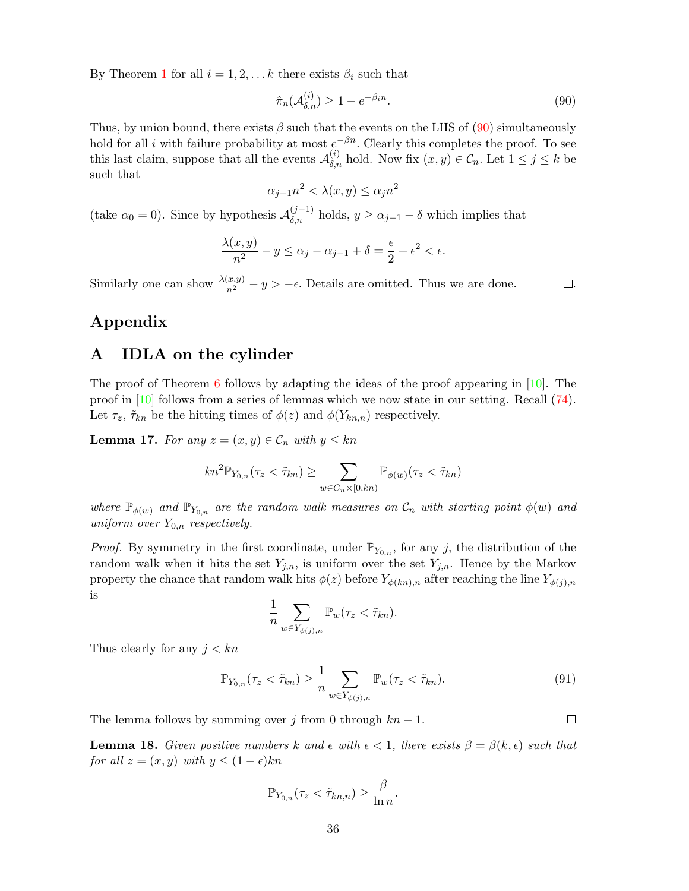By Theorem 1 for all $i = 1, 2, \ldots k$ there exists $\beta_i$ such that

$$\hat{\pi}_n(\mathcal{A}^{(i)}_{\delta,n}) \geq 1 - e^{-\beta_i n}. \tag{90}$$

Thus, by union bound, there exists $\beta$ such that the events on the LHS of (90) simultaneously hold for all $i$ with failure probability at most $e^{-\beta n}$. Clearly this completes the proof. To see this last claim, suppose that all the events $\mathcal{A}^{(i)}_{\delta,n}$ hold. Now fix $(x, y) \in \mathcal{C}_n$. Let $1 \leq j \leq k$ be such that

$$\alpha_{j-1} n^2 < \lambda(x, y) \leq \alpha_j n^2$$

(take $\alpha_0 = 0$). Since by hypothesis $\mathcal{A}^{(j-1)}_{\delta,n}$ holds, $y \geq \alpha_{j-1} - \delta$ which implies that

$$\frac{\lambda(x, y)}{n^2} - y \leq \alpha_j - \alpha_{j-1} + \delta = \frac{\epsilon}{2} + \epsilon^2 < \epsilon.$$

Similarly one can show $\frac{\lambda(x,y)}{n^2} - y > -\epsilon$. Details are omitted. Thus we are done. $\square$.

# Appendix

## A IDLA on the cylinder

The proof of Theorem 6 follows by adapting the ideas of the proof appearing in [10]. The proof in [10] follows from a series of lemmas which we now state in our setting. Recall (74). Let $\tau_z$, $\tilde{\tau}_{kn}$ be the hitting times of $\phi(z)$ and $\phi(Y_{kn,n})$ respectively.

**Lemma 17.** *For any $z = (x, y) \in \mathcal{C}_n$ with $y \leq kn$*

$$kn^2 \mathbb{P}_{Y_{0,n}}(\tau_z < \tilde{\tau}_{kn}) \geq \sum_{w \in C_n \times [0,kn)} \mathbb{P}_{\phi(w)}(\tau_z < \tilde{\tau}_{kn})$$

*where $\mathbb{P}_{\phi(w)}$ and $\mathbb{P}_{Y_{0,n}}$ are the random walk measures on $\mathcal{C}_n$ with starting point $\phi(w)$ and uniform over $Y_{0,n}$ respectively.*

*Proof.* By symmetry in the first coordinate, under $\mathbb{P}_{Y_{0,n}}$, for any $j$, the distribution of the random walk when it hits the set $Y_{j,n}$, is uniform over the set $Y_{j,n}$. Hence by the Markov property the chance that random walk hits $\phi(z)$ before $Y_{\phi(kn),n}$ after reaching the line $Y_{\phi(j),n}$ is

$$\frac{1}{n} \sum_{w \in Y_{\phi(j),n}} \mathbb{P}_w(\tau_z < \tilde{\tau}_{kn}).$$

Thus clearly for any $j < kn$

$$\mathbb{P}_{Y_{0,n}}(\tau_z < \tilde{\tau}_{kn}) \geq \frac{1}{n} \sum_{w \in Y_{\phi(j),n}} \mathbb{P}_w(\tau_z < \tilde{\tau}_{kn}). \tag{91}$$

The lemma follows by summing over $j$ from 0 through $kn - 1$. $\square$

**Lemma 18.** *Given positive numbers $k$ and $\epsilon$ with $\epsilon < 1$, there exists $\beta = \beta(k, \epsilon)$ such that for all $z = (x, y)$ with $y \leq (1 - \epsilon)kn$*

$$\mathbb{P}_{Y_{0,n}}(\tau_z < \tilde{\tau}_{kn,n}) \geq \frac{\beta}{\ln n}.$$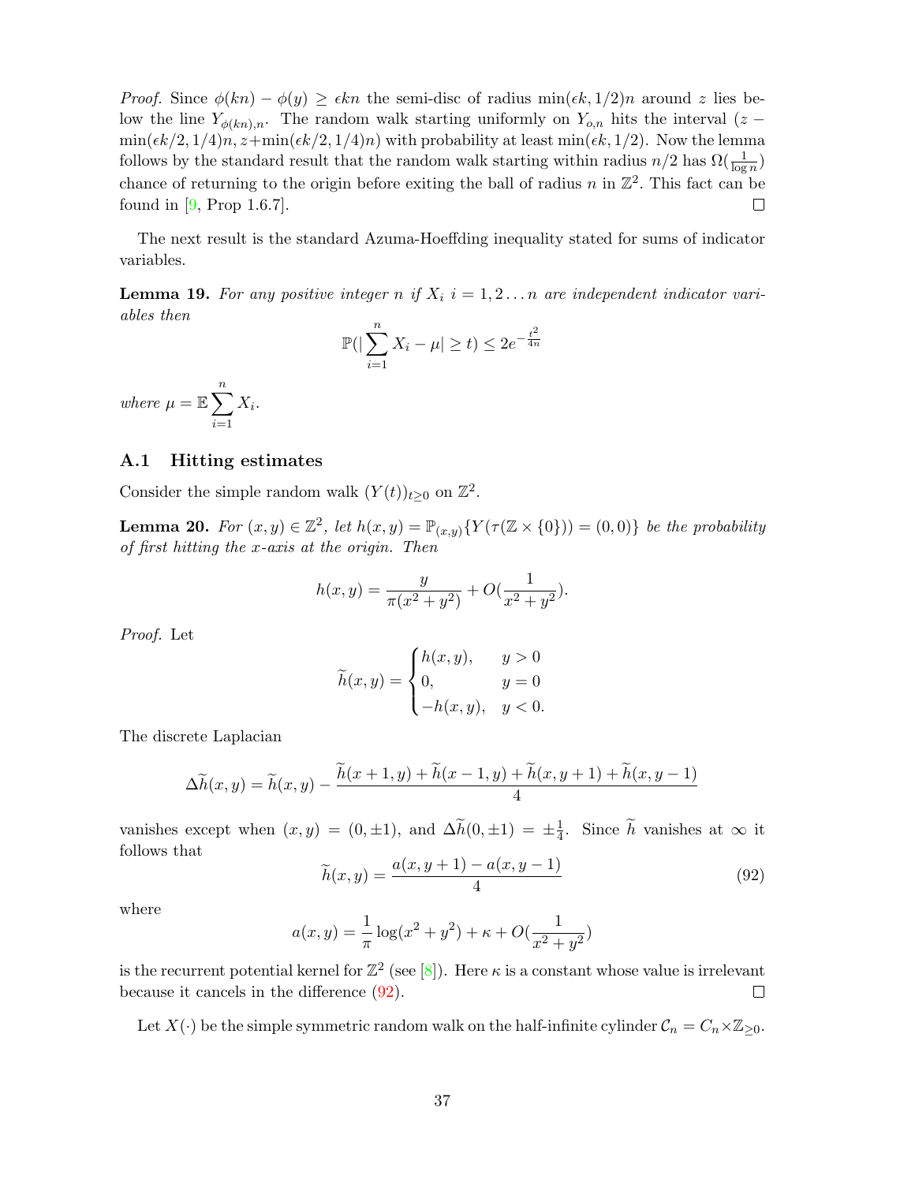*Proof.* Since $\phi(kn) - \phi(y) \geq \epsilon kn$ the semi-disc of radius $\min(\epsilon k, 1/2)n$ around $z$ lies below the line $Y_{\phi(kn),n}$. The random walk starting uniformly on $Y_{o,n}$ hits the interval $(z - \min(\epsilon k/2, 1/4)n, z + \min(\epsilon k/2, 1/4)n)$ with probability at least $\min(\epsilon k, 1/2)$. Now the lemma follows by the standard result that the random walk starting within radius $n/2$ has $\Omega(\frac{1}{\log n})$ chance of returning to the origin before exiting the ball of radius $n$ in $\mathbb{Z}^2$. This fact can be found in [9, Prop 1.6.7]. □

The next result is the standard Azuma-Hoeffding inequality stated for sums of indicator variables.

**Lemma 19.** *For any positive integer $n$ if $X_i$ $i = 1, 2 \ldots n$ are independent indicator variables then*

$$\mathbb{P}(|\sum_{i=1}^{n} X_i - \mu| \geq t) \leq 2e^{-\frac{t^2}{4n}}$$

*where $\mu = \mathbb{E}\sum_{i=1}^{n} X_i$.*

### A.1 Hitting estimates

Consider the simple random walk $(Y(t))_{t\geq 0}$ on $\mathbb{Z}^2$.

**Lemma 20.** *For $(x, y) \in \mathbb{Z}^2$, let $h(x, y) = \mathbb{P}_{(x,y)}\{Y(\tau(\mathbb{Z} \times \{0\})) = (0, 0)\}$ be the probability of first hitting the x-axis at the origin. Then*

$$h(x, y) = \frac{y}{\pi(x^2 + y^2)} + O(\frac{1}{x^2 + y^2}).$$

*Proof.* Let

$$\widetilde{h}(x, y) = \begin{cases} h(x, y), & y > 0 \\ 0, & y = 0 \\ -h(x, y), & y < 0. \end{cases}$$

The discrete Laplacian

$$\Delta\widetilde{h}(x, y) = \widetilde{h}(x, y) - \frac{\widetilde{h}(x + 1, y) + \widetilde{h}(x - 1, y) + \widetilde{h}(x, y + 1) + \widetilde{h}(x, y - 1)}{4}$$

vanishes except when $(x, y) = (0, \pm 1)$, and $\Delta\widetilde{h}(0, \pm 1) = \pm\frac{1}{4}$. Since $\widetilde{h}$ vanishes at $\infty$ it follows that

$$\widetilde{h}(x, y) = \frac{a(x, y + 1) - a(x, y - 1)}{4} \tag{92}$$

where

$$a(x, y) = \frac{1}{\pi}\log(x^2 + y^2) + \kappa + O(\frac{1}{x^2 + y^2})$$

is the recurrent potential kernel for $\mathbb{Z}^2$ (see [8]). Here $\kappa$ is a constant whose value is irrelevant because it cancels in the difference (92). □

Let $X(\cdot)$ be the simple symmetric random walk on the half-infinite cylinder $\mathcal{C}_n = C_n \times \mathbb{Z}_{\geq 0}$.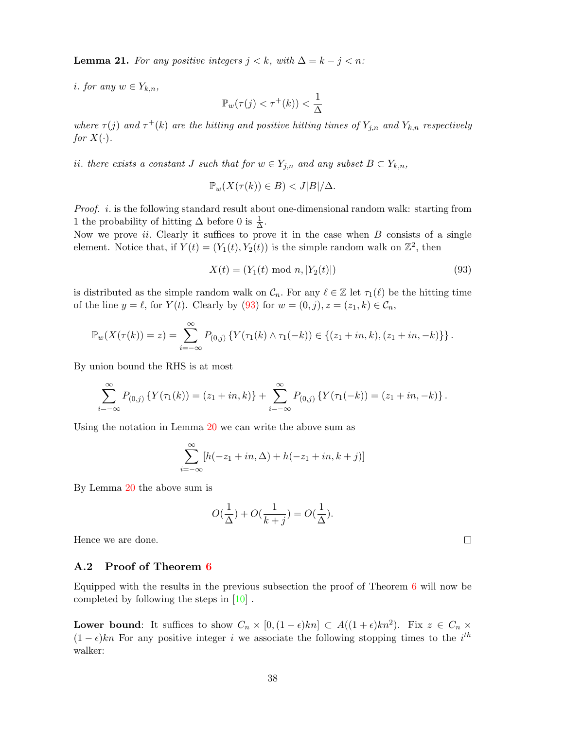**Lemma 21.** *For any positive integers $j < k$, with $\Delta = k - j < n$:*

*i. for any $w \in Y_{k,n}$,*

$$\mathbb{P}_w(\tau(j) < \tau^+(k)) < \frac{1}{\Delta}$$

*where $\tau(j)$ and $\tau^+(k)$ are the hitting and positive hitting times of $Y_{j,n}$ and $Y_{k,n}$ respectively for $X(\cdot)$.*

*ii. there exists a constant $J$ such that for $w \in Y_{j,n}$ and any subset $B \subset Y_{k,n}$,*

$$\mathbb{P}_w(X(\tau(k)) \in B) < J|B|/\Delta.$$

*Proof.* *i.* is the following standard result about one-dimensional random walk: starting from 1 the probability of hitting $\Delta$ before 0 is $\frac{1}{\Delta}$.
Now we prove *ii*. Clearly it suffices to prove it in the case when $B$ consists of a single element. Notice that, if $Y(t) = (Y_1(t), Y_2(t))$ is the simple random walk on $\mathbb{Z}^2$, then

$$X(t) = (Y_1(t) \bmod n, |Y_2(t)|) \tag{93}$$

is distributed as the simple random walk on $\mathcal{C}_n$. For any $\ell \in \mathbb{Z}$ let $\tau_1(\ell)$ be the hitting time of the line $y = \ell$, for $Y(t)$. Clearly by (93) for $w = (0, j), z = (z_1, k) \in \mathcal{C}_n$,

$$\mathbb{P}_w(X(\tau(k)) = z) = \sum_{i=-\infty}^{\infty} P_{(0,j)}\left\{Y(\tau_1(k) \wedge \tau_1(-k)) \in \{(z_1 + in, k), (z_1 + in, -k)\}\right\}.$$

By union bound the RHS is at most

$$\sum_{i=-\infty}^{\infty} P_{(0,j)}\left\{Y(\tau_1(k)) = (z_1 + in, k)\right\} + \sum_{i=-\infty}^{\infty} P_{(0,j)}\left\{Y(\tau_1(-k)) = (z_1 + in, -k)\right\}.$$

Using the notation in Lemma 20 we can write the above sum as

$$\sum_{i=-\infty}^{\infty} \left[h(-z_1 + in, \Delta) + h(-z_1 + in, k + j)\right]$$

By Lemma 20 the above sum is

$$O(\frac{1}{\Delta}) + O(\frac{1}{k+j}) = O(\frac{1}{\Delta}).$$

Hence we are done. $\square$

## A.2 Proof of Theorem 6

Equipped with the results in the previous subsection the proof of Theorem 6 will now be completed by following the steps in [10] .

**Lower bound**: It suffices to show $C_n \times [0, (1-\epsilon)kn] \subset A((1+\epsilon)kn^2)$. Fix $z \in C_n \times (1-\epsilon)kn$ For any positive integer $i$ we associate the following stopping times to the $i^{th}$ walker: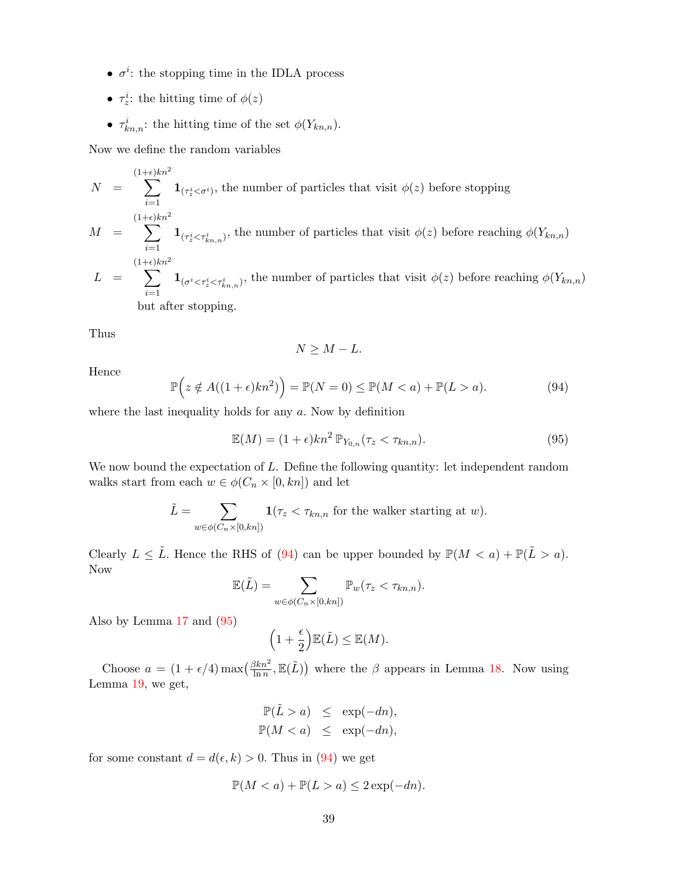- $\sigma^i$: the stopping time in the IDLA process
- $\tau^i_z$: the hitting time of $\phi(z)$
- $\tau^i_{kn,n}$: the hitting time of the set $\phi(Y_{kn,n})$.

Now we define the random variables

$$
\begin{aligned}
N &= \sum_{i=1}^{(1+\epsilon)kn^2} \mathbf{1}_{(\tau^i_z < \sigma^i)}, \text{ the number of particles that visit } \phi(z) \text{ before stopping} \\
M &= \sum_{i=1}^{(1+\epsilon)kn^2} \mathbf{1}_{(\tau^i_z < \tau^i_{kn,n})}, \text{ the number of particles that visit } \phi(z) \text{ before reaching } \phi(Y_{kn,n}) \\
L &= \sum_{i=1}^{(1+\epsilon)kn^2} \mathbf{1}_{(\sigma^i < \tau^i_z < \tau^i_{kn,n})}, \text{ the number of particles that visit } \phi(z) \text{ before reaching } \phi(Y_{kn,n}) \\
&\quad \text{but after stopping.}
\end{aligned}
$$

Thus

$$
N \geq M - L.
$$

Hence

$$
\mathbb{P}\Big(z \notin A((1+\epsilon)kn^2)\Big) = \mathbb{P}(N = 0) \leq \mathbb{P}(M < a) + \mathbb{P}(L > a). \tag{94}
$$

where the last inequality holds for any $a$. Now by definition

$$
\mathbb{E}(M) = (1+\epsilon)kn^2\, \mathbb{P}_{Y_{0,n}}(\tau_z < \tau_{kn,n}). \tag{95}
$$

We now bound the expectation of $L$. Define the following quantity: let independent random walks start from each $w \in \phi(C_n \times [0, kn])$ and let

$$
\tilde{L} = \sum_{w \in \phi(C_n \times [0,kn])} \mathbf{1}(\tau_z < \tau_{kn,n} \text{ for the walker starting at } w).
$$

Clearly $L \leq \tilde{L}$. Hence the RHS of (94) can be upper bounded by $\mathbb{P}(M < a) + \mathbb{P}(\tilde{L} > a)$. Now

$$
\mathbb{E}(\tilde{L}) = \sum_{w \in \phi(C_n \times [0,kn])} \mathbb{P}_w(\tau_z < \tau_{kn,n}).
$$

Also by Lemma 17 and (95)

$$
\Big(1 + \frac{\epsilon}{2}\Big)\mathbb{E}(\tilde{L}) \leq \mathbb{E}(M).
$$

Choose $a = (1+\epsilon/4)\max\big(\frac{\beta kn^2}{\ln n}, \mathbb{E}(\tilde{L})\big)$ where the $\beta$ appears in Lemma 18. Now using Lemma 19, we get,

$$
\begin{aligned}
\mathbb{P}(\tilde{L} > a) &\leq \exp(-dn), \\
\mathbb{P}(M < a) &\leq \exp(-dn),
\end{aligned}
$$

for some constant $d = d(\epsilon, k) > 0$. Thus in (94) we get

$$
\mathbb{P}(M < a) + \mathbb{P}(L > a) \leq 2\exp(-dn).
$$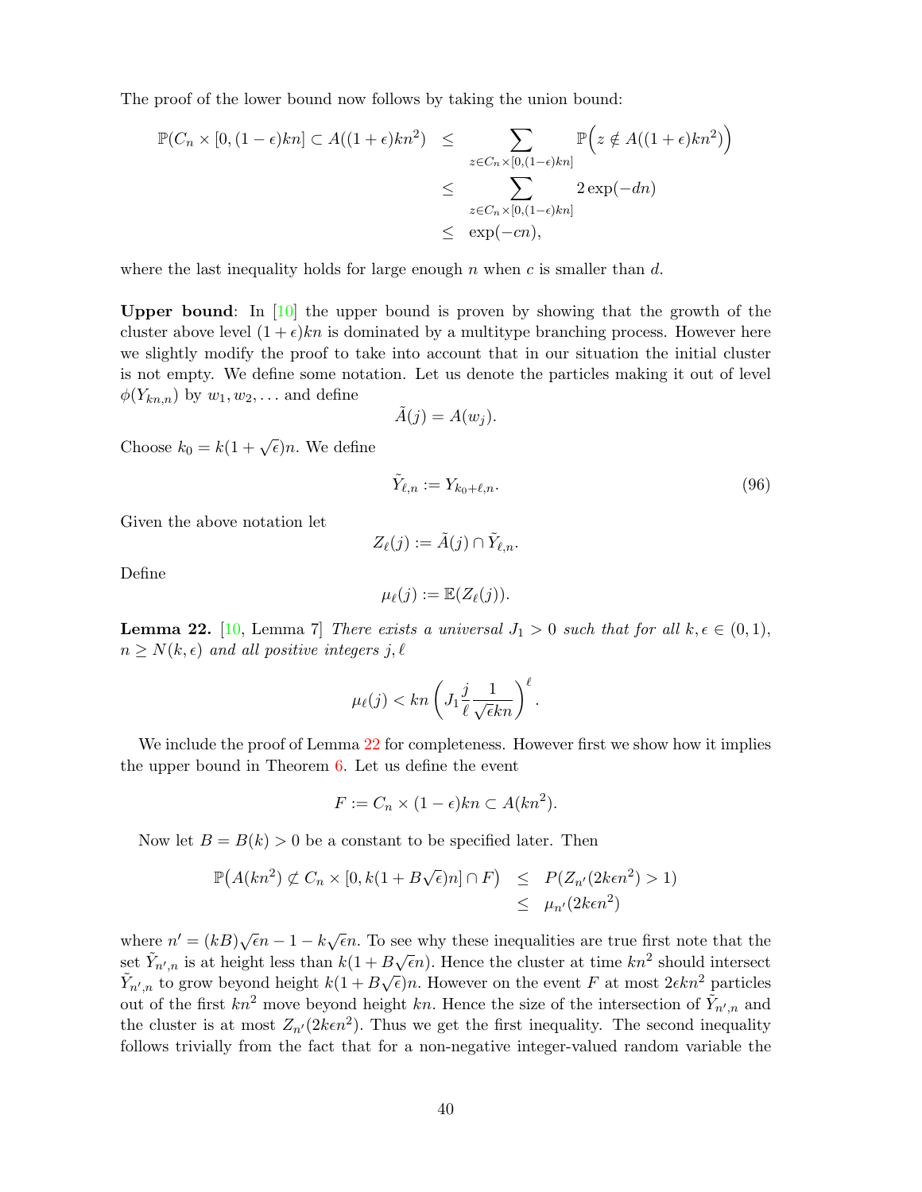The proof of the lower bound now follows by taking the union bound:

$$
\begin{aligned}
\mathbb{P}(C_n \times [0,(1-\epsilon)kn] \subset A((1+\epsilon)kn^2) &\leq \sum_{z \in C_n \times [0,(1-\epsilon)kn]} \mathbb{P}\Big(z \notin A((1+\epsilon)kn^2)\Big) \\
&\leq \sum_{z \in C_n \times [0,(1-\epsilon)kn]} 2\exp(-dn) \\
&\leq \exp(-cn),
\end{aligned}
$$

where the last inequality holds for large enough $n$ when $c$ is smaller than $d$.

**Upper bound**: In [10] the upper bound is proven by showing that the growth of the cluster above level $(1+\epsilon)kn$ is dominated by a multitype branching process. However here we slightly modify the proof to take into account that in our situation the initial cluster is not empty. We define some notation. Let us denote the particles making it out of level $\phi(Y_{kn,n})$ by $w_1, w_2, \ldots$ and define

$$\tilde{A}(j) = A(w_j).$$

Choose $k_0 = k(1+\sqrt{\epsilon})n$. We define

$$\tilde{Y}_{\ell,n} := Y_{k_0+\ell,n}. \tag{96}$$

Given the above notation let

$$Z_\ell(j) := \tilde{A}(j) \cap \tilde{Y}_{\ell,n}.$$

Define

$$\mu_\ell(j) := \mathbb{E}(Z_\ell(j)).$$

**Lemma 22.** [10, Lemma 7] *There exists a universal $J_1 > 0$ such that for all $k, \epsilon \in (0,1)$, $n \geq N(k,\epsilon)$ and all positive integers $j, \ell$*

$$\mu_\ell(j) < kn\left(J_1 \frac{j}{\ell}\frac{1}{\sqrt{\epsilon}kn}\right)^\ell.$$

We include the proof of Lemma 22 for completeness. However first we show how it implies the upper bound in Theorem 6. Let us define the event

$$F := C_n \times (1-\epsilon)kn \subset A(kn^2).$$

Now let $B = B(k) > 0$ be a constant to be specified later. Then

$$
\begin{aligned}
\mathbb{P}\big(A(kn^2) \not\subset C_n \times [0, k(1+B\sqrt{\epsilon})n] \cap F\big) &\leq P(Z_{n'}(2k\epsilon n^2) > 1) \\
&\leq \mu_{n'}(2k\epsilon n^2)
\end{aligned}
$$

where $n' = (kB)\sqrt{\epsilon}n - 1 - k\sqrt{\epsilon}n$. To see why these inequalities are true first note that the set $\tilde{Y}_{n',n}$ is at height less than $k(1+B\sqrt{\epsilon}n)$. Hence the cluster at time $kn^2$ should intersect $\tilde{Y}_{n',n}$ to grow beyond height $k(1+B\sqrt{\epsilon})n$. However on the event $F$ at most $2\epsilon kn^2$ particles out of the first $kn^2$ move beyond height $kn$. Hence the size of the intersection of $\tilde{Y}_{n',n}$ and the cluster is at most $Z_{n'}(2k\epsilon n^2)$. Thus we get the first inequality. The second inequality follows trivially from the fact that for a non-negative integer-valued random variable the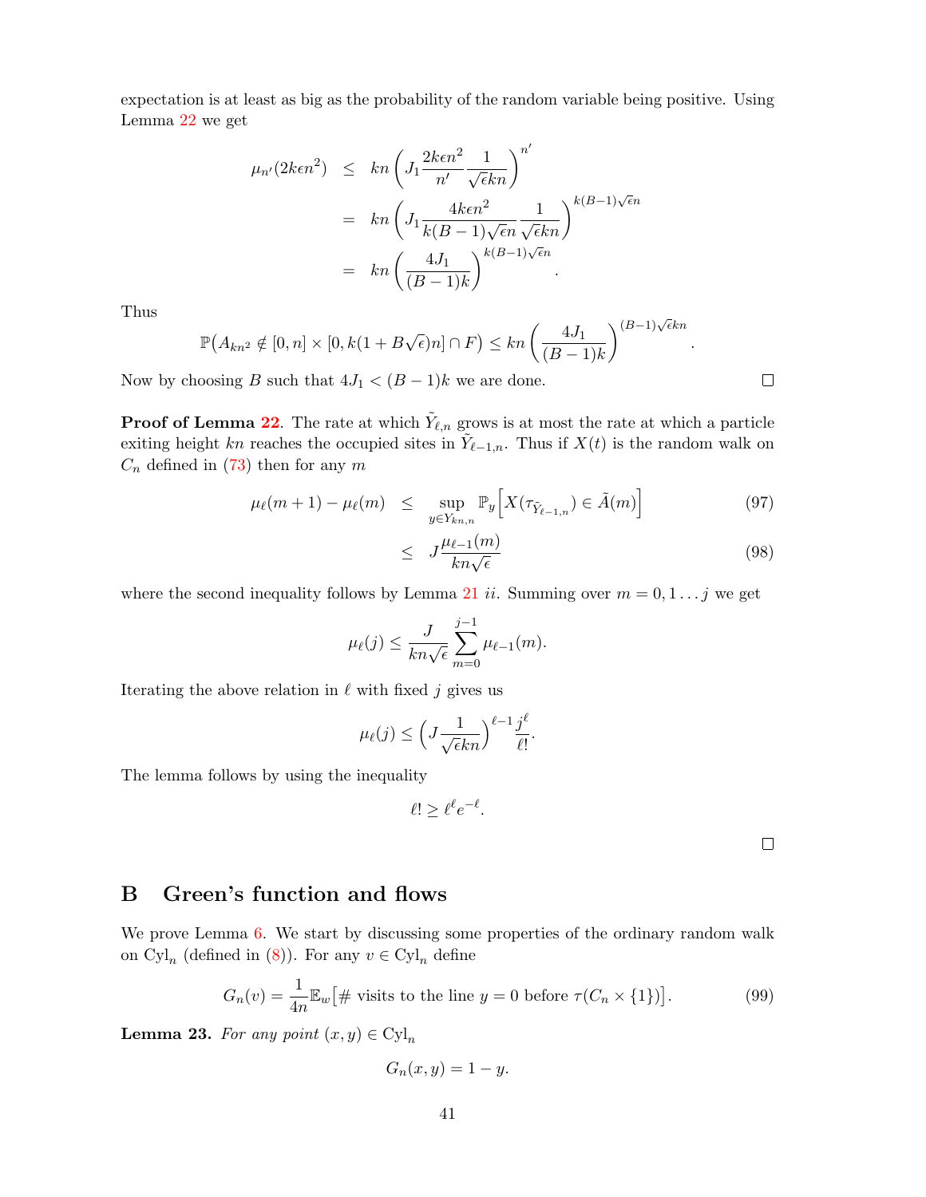expectation is at least as big as the probability of the random variable being positive. Using Lemma 22 we get

$$
\begin{aligned}
\mu_{n'}(2k\epsilon n^2) &\leq kn\left(J_1 \frac{2k\epsilon n^2}{n'}\frac{1}{\sqrt{\epsilon}kn}\right)^{n'} \\
&= kn\left(J_1 \frac{4k\epsilon n^2}{k(B-1)\sqrt{\epsilon}n}\frac{1}{\sqrt{\epsilon}kn}\right)^{k(B-1)\sqrt{\epsilon}n} \\
&= kn\left(\frac{4J_1}{(B-1)k}\right)^{k(B-1)\sqrt{\epsilon}n}.
\end{aligned}
$$

Thus

$$
\mathbb{P}\big(A_{kn^2} \notin [0,n] \times [0, k(1+B\sqrt{\epsilon})n] \cap F\big) \leq kn\left(\frac{4J_1}{(B-1)k}\right)^{(B-1)\sqrt{\epsilon}kn}.
$$

Now by choosing $B$ such that $4J_1 < (B-1)k$ we are done. □

**Proof of Lemma 22**. The rate at which $\tilde{Y}_{\ell,n}$ grows is at most the rate at which a particle exiting height $kn$ reaches the occupied sites in $\tilde{Y}_{\ell-1,n}$. Thus if $X(t)$ is the random walk on $C_n$ defined in (73) then for any $m$

$$
\begin{aligned}
\mu_\ell(m+1) - \mu_\ell(m) &\leq \sup_{y \in Y_{kn,n}} \mathbb{P}_y\Big[X(\tau_{\tilde{Y}_{\ell-1,n}}) \in \tilde{A}(m)\Big] &(97)\\
&\leq J\frac{\mu_{\ell-1}(m)}{kn\sqrt{\epsilon}} &(98)
\end{aligned}
$$

where the second inequality follows by Lemma 21 *ii*. Summing over $m = 0, 1 \ldots j$ we get

$$
\mu_\ell(j) \leq \frac{J}{kn\sqrt{\epsilon}} \sum_{m=0}^{j-1} \mu_{\ell-1}(m).
$$

Iterating the above relation in $\ell$ with fixed $j$ gives us

$$
\mu_\ell(j) \leq \left(J\frac{1}{\sqrt{\epsilon}kn}\right)^{\ell-1} \frac{j^\ell}{\ell!}.
$$

The lemma follows by using the inequality

$$
\ell! \geq \ell^\ell e^{-\ell}.
$$

□

## B Green's function and flows

We prove Lemma 6. We start by discussing some properties of the ordinary random walk on $\mathrm{Cyl}_n$ (defined in (8)). For any $v \in \mathrm{Cyl}_n$ define

$$
G_n(v) = \frac{1}{4n}\mathbb{E}_w\big[\#\text{ visits to the line } y = 0 \text{ before } \tau(C_n \times \{1\})\big]. \tag{99}
$$

**Lemma 23.** *For any point* $(x,y) \in \mathrm{Cyl}_n$

$$
G_n(x,y) = 1 - y.
$$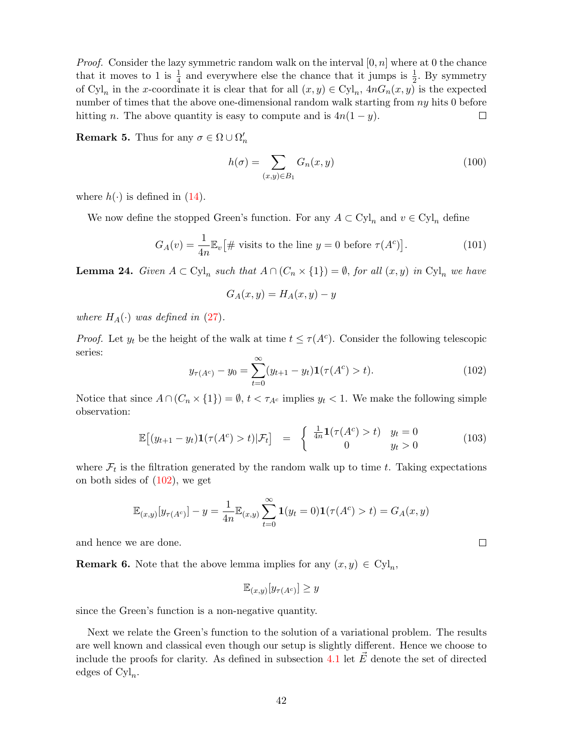*Proof.* Consider the lazy symmetric random walk on the interval $[0, n]$ where at 0 the chance that it moves to 1 is $\frac{1}{4}$ and everywhere else the chance that it jumps is $\frac{1}{2}$. By symmetry of $\mathrm{Cyl}_n$ in the $x$-coordinate it is clear that for all $(x, y) \in \mathrm{Cyl}_n$, $4nG_n(x, y)$ is the expected number of times that the above one-dimensional random walk starting from $ny$ hits 0 before hitting $n$. The above quantity is easy to compute and is $4n(1 - y)$. ☐

**Remark 5.** Thus for any $\sigma \in \Omega \cup \Omega'_n$

$$h(\sigma) = \sum_{(x,y)\in B_1} G_n(x, y) \tag{100}$$

where $h(\cdot)$ is defined in (14).

We now define the stopped Green's function. For any $A \subset \mathrm{Cyl}_n$ and $v \in \mathrm{Cyl}_n$ define

$$G_A(v) = \frac{1}{4n}\mathbb{E}_v\big[\#\text{ visits to the line } y = 0 \text{ before } \tau(A^c)\big]. \tag{101}$$

**Lemma 24.** *Given $A \subset \mathrm{Cyl}_n$ such that $A \cap (C_n \times \{1\}) = \emptyset$, for all $(x, y)$ in $\mathrm{Cyl}_n$ we have*

$$G_A(x, y) = H_A(x, y) - y$$

*where $H_A(\cdot)$ was defined in (27).*

*Proof.* Let $y_t$ be the height of the walk at time $t \le \tau(A^c)$. Consider the following telescopic series:

$$y_{\tau(A^c)} - y_0 = \sum_{t=0}^{\infty}(y_{t+1} - y_t)\mathbf{1}(\tau(A^c) > t). \tag{102}$$

Notice that since $A \cap (C_n \times \{1\}) = \emptyset$, $t < \tau_{A^c}$ implies $y_t < 1$. We make the following simple observation:

$$\mathbb{E}\big[(y_{t+1} - y_t)\mathbf{1}(\tau(A^c) > t)|\mathcal{F}_t\big] \;=\; \begin{cases} \frac{1}{4n}\mathbf{1}(\tau(A^c) > t) & y_t = 0 \\ 0 & y_t > 0 \end{cases} \tag{103}$$

where $\mathcal{F}_t$ is the filtration generated by the random walk up to time $t$. Taking expectations on both sides of (102), we get

$$\mathbb{E}_{(x,y)}[y_{\tau(A^c)}] - y = \frac{1}{4n}\mathbb{E}_{(x,y)}\sum_{t=0}^{\infty}\mathbf{1}(y_t = 0)\mathbf{1}(\tau(A^c) > t) = G_A(x, y)$$

and hence we are done. ☐

**Remark 6.** Note that the above lemma implies for any $(x, y) \in \mathrm{Cyl}_n$,

$$\mathbb{E}_{(x,y)}[y_{\tau(A^c)}] \ge y$$

since the Green's function is a non-negative quantity.

Next we relate the Green's function to the solution of a variational problem. The results are well known and classical even though our setup is slightly different. Hence we choose to include the proofs for clarity. As defined in subsection 4.1 let $\vec{E}$ denote the set of directed edges of $\mathrm{Cyl}_n$.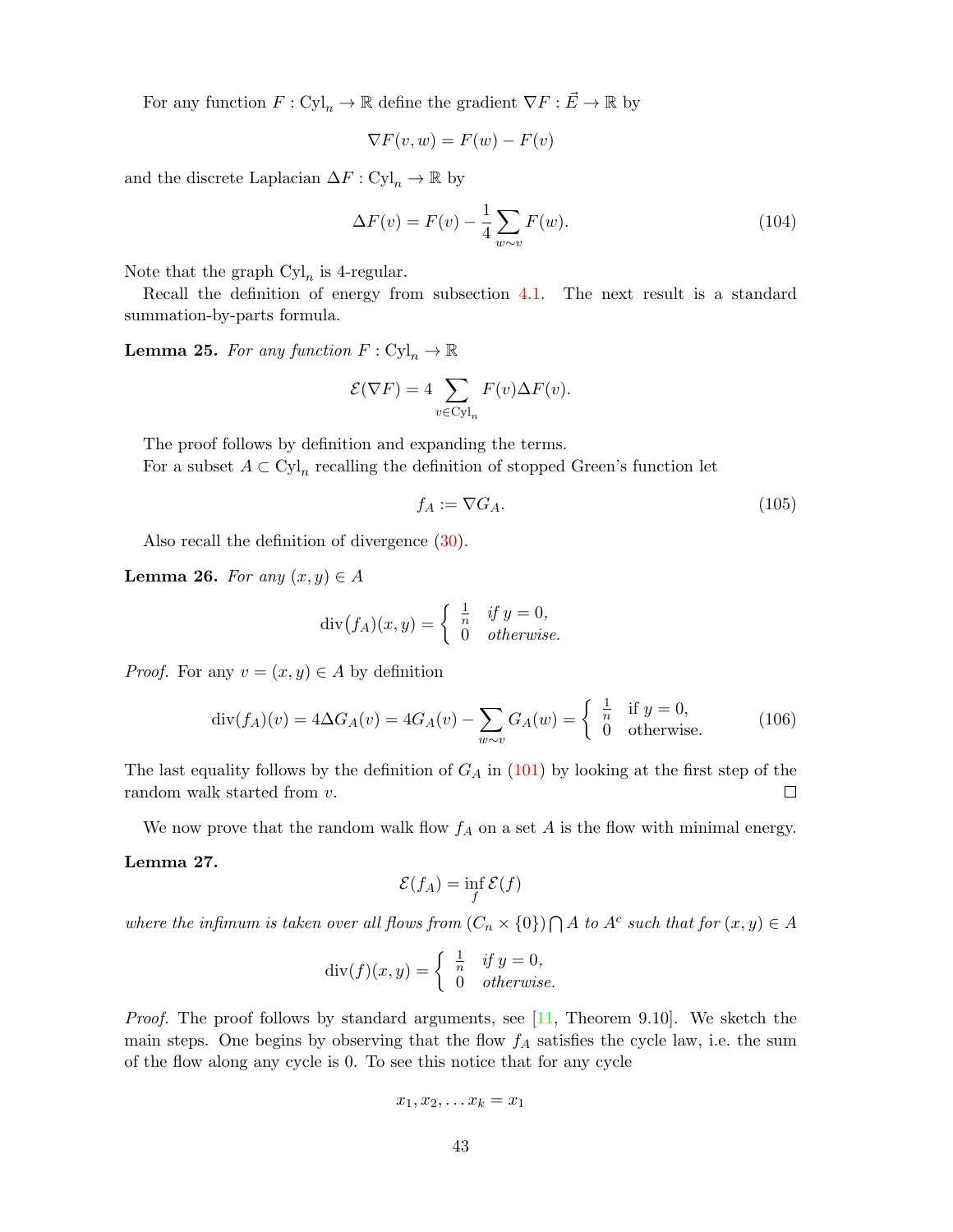For any function $F : \mathrm{Cyl}_n \to \mathbb{R}$ define the gradient $\nabla F : \vec{E} \to \mathbb{R}$ by

$$\nabla F(v, w) = F(w) - F(v)$$

and the discrete Laplacian $\Delta F : \mathrm{Cyl}_n \to \mathbb{R}$ by

$$\Delta F(v) = F(v) - \frac{1}{4} \sum_{w \sim v} F(w). \tag{104}$$

Note that the graph $\mathrm{Cyl}_n$ is 4-regular.

Recall the definition of energy from subsection 4.1. The next result is a standard summation-by-parts formula.

**Lemma 25.** *For any function $F : \mathrm{Cyl}_n \to \mathbb{R}$*

$$\mathcal{E}(\nabla F) = 4 \sum_{v \in \mathrm{Cyl}_n} F(v) \Delta F(v).$$

The proof follows by definition and expanding the terms.

For a subset $A \subset \mathrm{Cyl}_n$ recalling the definition of stopped Green's function let

$$f_A := \nabla G_A. \tag{105}$$

Also recall the definition of divergence (30).

**Lemma 26.** *For any $(x, y) \in A$*

$$\mathrm{div}\big(f_A\big)(x, y) = \begin{cases} \frac{1}{n} & \textit{if } y = 0, \\ 0 & \textit{otherwise.} \end{cases}$$

*Proof.* For any $v = (x, y) \in A$ by definition

$$\mathrm{div}(f_A)(v) = 4\Delta G_A(v) = 4G_A(v) - \sum_{w \sim v} G_A(w) = \begin{cases} \frac{1}{n} & \text{if } y = 0, \\ 0 & \text{otherwise.} \end{cases} \tag{106}$$

The last equality follows by the definition of $G_A$ in (101) by looking at the first step of the random walk started from $v$. □

We now prove that the random walk flow $f_A$ on a set $A$ is the flow with minimal energy.

**Lemma 27.**

$$\mathcal{E}(f_A) = \inf_f \mathcal{E}(f)$$

*where the infimum is taken over all flows from $(C_n \times \{0\}) \bigcap A$ to $A^c$ such that for $(x, y) \in A$*

$$\mathrm{div}(f)(x, y) = \begin{cases} \frac{1}{n} & \textit{if } y = 0, \\ 0 & \textit{otherwise.} \end{cases}$$

*Proof.* The proof follows by standard arguments, see [11, Theorem 9.10]. We sketch the main steps. One begins by observing that the flow $f_A$ satisfies the cycle law, i.e. the sum of the flow along any cycle is 0. To see this notice that for any cycle

$$x_1, x_2, \ldots x_k = x_1$$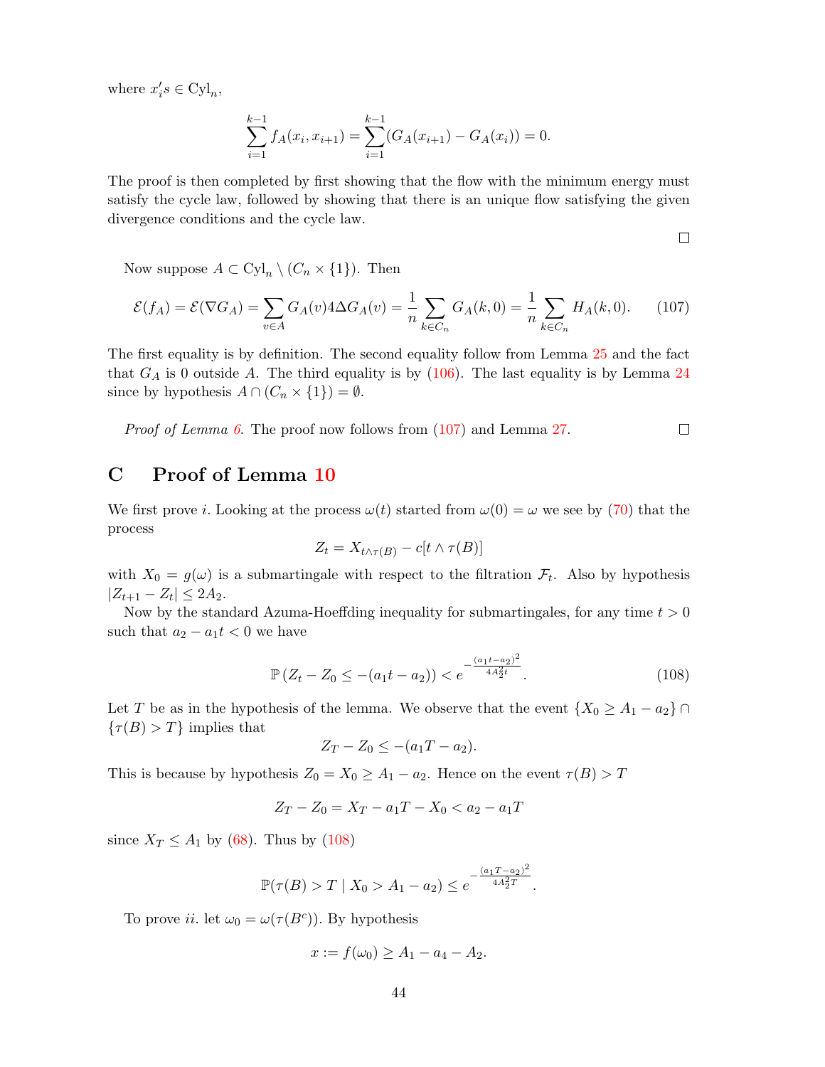where $x_i's \in \mathrm{Cyl}_n$,

$$\sum_{i=1}^{k-1} f_A(x_i, x_{i+1}) = \sum_{i=1}^{k-1} (G_A(x_{i+1}) - G_A(x_i)) = 0.$$

The proof is then completed by first showing that the flow with the minimum energy must satisfy the cycle law, followed by showing that there is an unique flow satisfying the given divergence conditions and the cycle law.

□

Now suppose $A \subset \mathrm{Cyl}_n \setminus (C_n \times \{1\})$. Then

$$\mathcal{E}(f_A) = \mathcal{E}(\nabla G_A) = \sum_{v \in A} G_A(v) 4\Delta G_A(v) = \frac{1}{n} \sum_{k \in C_n} G_A(k, 0) = \frac{1}{n} \sum_{k \in C_n} H_A(k, 0). \tag{107}$$

The first equality is by definition. The second equality follow from Lemma 25 and the fact that $G_A$ is 0 outside $A$. The third equality is by (106). The last equality is by Lemma 24 since by hypothesis $A \cap (C_n \times \{1\}) = \emptyset$.

*Proof of Lemma 6.* The proof now follows from (107) and Lemma 27. □

## C Proof of Lemma 10

We first prove $i$. Looking at the process $\omega(t)$ started from $\omega(0) = \omega$ we see by (70) that the process

$$Z_t = X_{t \wedge \tau(B)} - c[t \wedge \tau(B)]$$

with $X_0 = g(\omega)$ is a submartingale with respect to the filtration $\mathcal{F}_t$. Also by hypothesis $|Z_{t+1} - Z_t| \le 2A_2$.

Now by the standard Azuma-Hoeffding inequality for submartingales, for any time $t > 0$ such that $a_2 - a_1 t < 0$ we have

$$\mathbb{P}\left(Z_t - Z_0 \le -(a_1 t - a_2)\right) < e^{-\frac{(a_1 t - a_2)^2}{4A_2^2 t}}. \tag{108}$$

Let $T$ be as in the hypothesis of the lemma. We observe that the event $\{X_0 \ge A_1 - a_2\} \cap \{\tau(B) > T\}$ implies that

$$Z_T - Z_0 \le -(a_1 T - a_2).$$

This is because by hypothesis $Z_0 = X_0 \ge A_1 - a_2$. Hence on the event $\tau(B) > T$

$$Z_T - Z_0 = X_T - a_1 T - X_0 < a_2 - a_1 T$$

since $X_T \le A_1$ by (68). Thus by (108)

$$\mathbb{P}(\tau(B) > T \mid X_0 > A_1 - a_2) \le e^{-\frac{(a_1 T - a_2)^2}{4A_2^2 T}}.$$

To prove $ii.$ let $\omega_0 = \omega(\tau(B^c))$. By hypothesis

$$x := f(\omega_0) \ge A_1 - a_4 - A_2.$$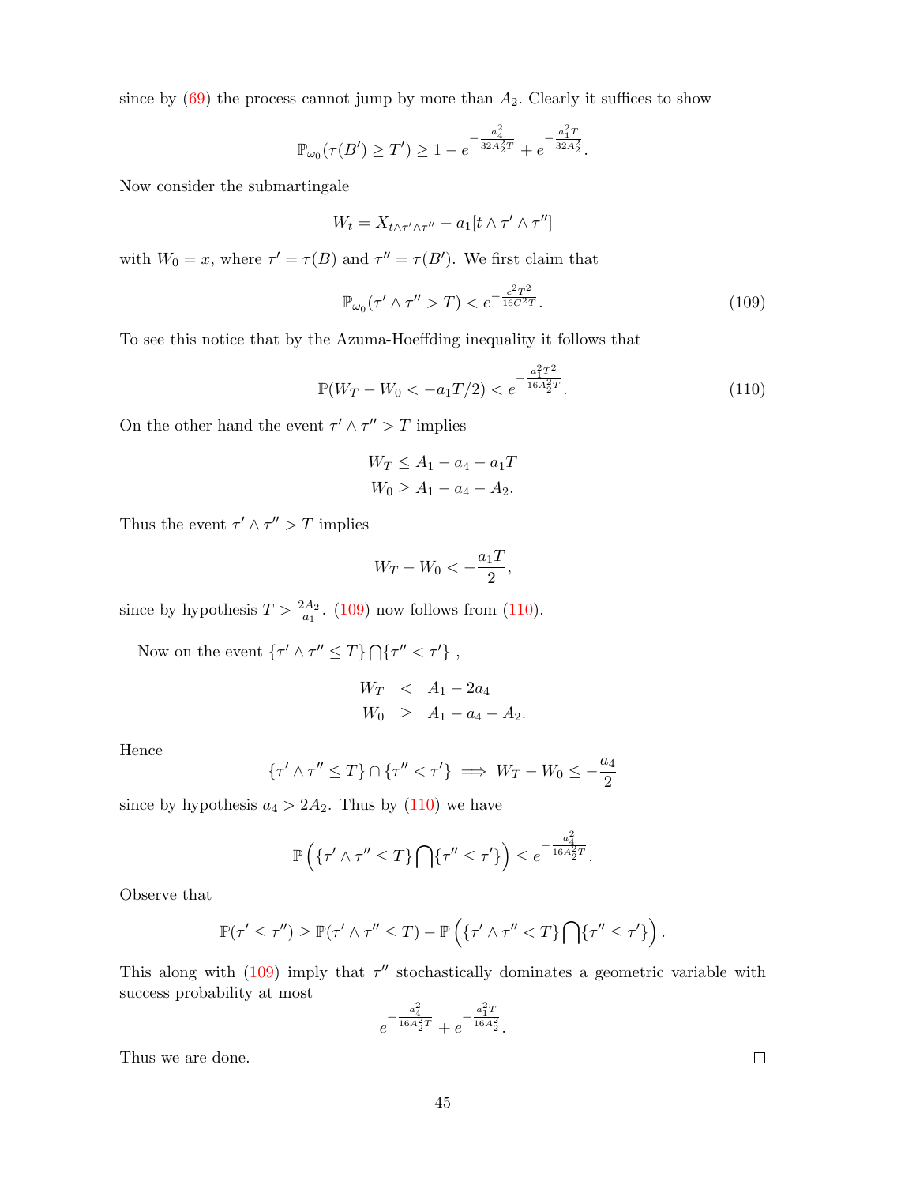since by (69) the process cannot jump by more than $A_2$. Clearly it suffices to show

$$\mathbb{P}_{\omega_0}(\tau(B') \geq T') \geq 1 - e^{-\frac{a_4^2}{32A_2^2 T}} + e^{-\frac{a_1^2 T}{32A_2^2}}.$$

Now consider the submartingale

$$W_t = X_{t\wedge\tau'\wedge\tau''} - a_1[t \wedge \tau' \wedge \tau'']$$

with $W_0 = x$, where $\tau' = \tau(B)$ and $\tau'' = \tau(B')$. We first claim that

$$\mathbb{P}_{\omega_0}(\tau' \wedge \tau'' > T) < e^{-\frac{c^2 T^2}{16C^2 T}}. \tag{109}$$

To see this notice that by the Azuma-Hoeffding inequality it follows that

$$\mathbb{P}(W_T - W_0 < -a_1 T/2) < e^{-\frac{a_1^2 T^2}{16A_2^2 T}}. \tag{110}$$

On the other hand the event $\tau' \wedge \tau'' > T$ implies

$$\begin{aligned} W_T &\leq A_1 - a_4 - a_1 T \\ W_0 &\geq A_1 - a_4 - A_2. \end{aligned}$$

Thus the event $\tau' \wedge \tau'' > T$ implies

$$W_T - W_0 < -\frac{a_1 T}{2},$$

since by hypothesis $T > \frac{2A_2}{a_1}$. (109) now follows from (110).

Now on the event $\{\tau' \wedge \tau'' \leq T\} \bigcap \{\tau'' < \tau'\}$ ,

$$\begin{aligned} W_T &< A_1 - 2a_4 \\ W_0 &\geq A_1 - a_4 - A_2. \end{aligned}$$

Hence

$$\{\tau' \wedge \tau'' \leq T\} \cap \{\tau'' < \tau'\} \implies W_T - W_0 \leq -\frac{a_4}{2}$$

since by hypothesis $a_4 > 2A_2$. Thus by (110) we have

$$\mathbb{P}\left(\{\tau' \wedge \tau'' \leq T\} \bigcap \{\tau'' \leq \tau'\}\right) \leq e^{-\frac{a_4^2}{16A_2^2 T}}.$$

Observe that

$$\mathbb{P}(\tau' \leq \tau'') \geq \mathbb{P}(\tau' \wedge \tau'' \leq T) - \mathbb{P}\left(\{\tau' \wedge \tau'' < T\} \bigcap \{\tau'' \leq \tau'\}\right).$$

This along with (109) imply that $\tau''$ stochastically dominates a geometric variable with success probability at most

$$e^{-\frac{a_4^2}{16A_2^2 T}} + e^{-\frac{a_1^2 T}{16A_2^2}}.$$

Thus we are done. $\square$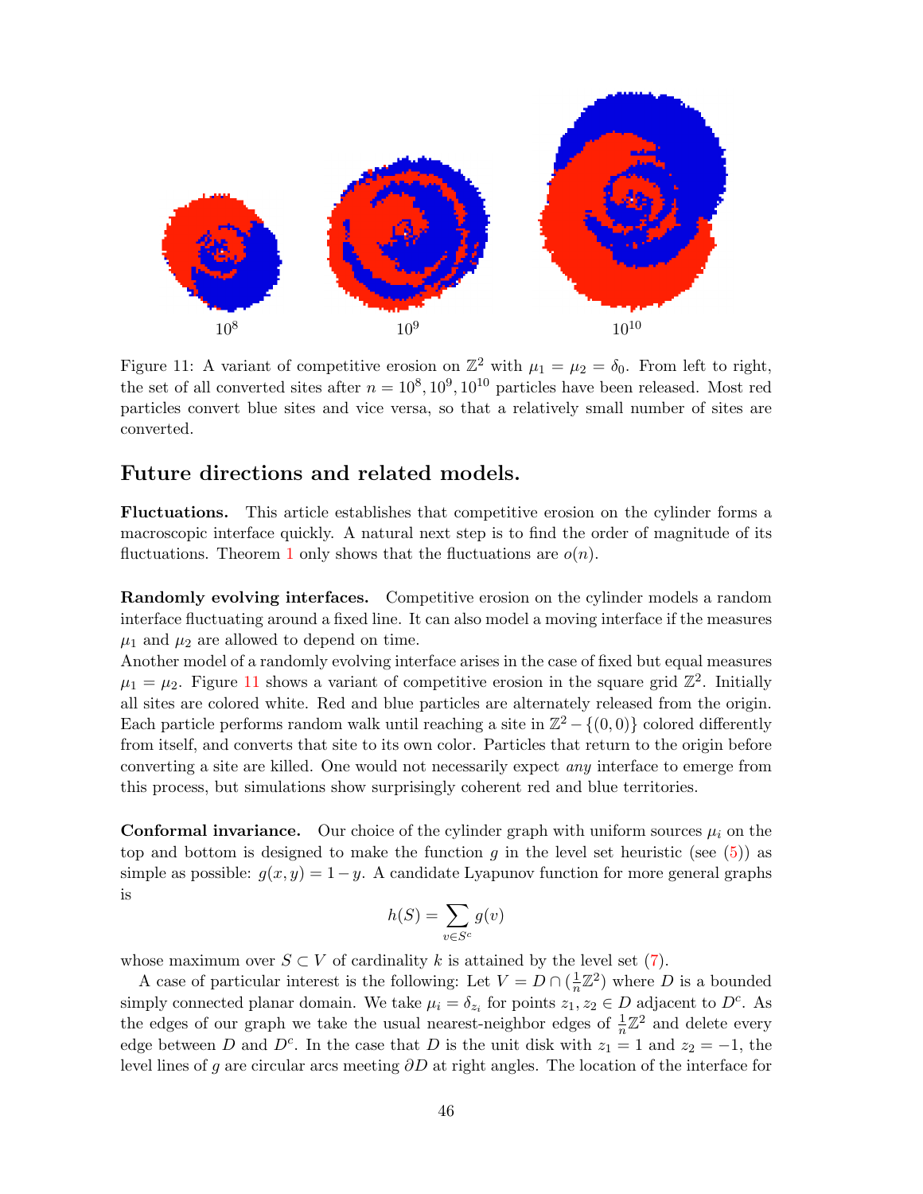$10^8$ $10^9$ $10^{10}$

Figure 11: A variant of competitive erosion on $\mathbb{Z}^2$ with $\mu_1 = \mu_2 = \delta_0$. From left to right, the set of all converted sites after $n = 10^8, 10^9, 10^{10}$ particles have been released. Most red particles convert blue sites and vice versa, so that a relatively small number of sites are converted.

## Future directions and related models.

**Fluctuations.** This article establishes that competitive erosion on the cylinder forms a macroscopic interface quickly. A natural next step is to find the order of magnitude of its fluctuations. Theorem 1 only shows that the fluctuations are $o(n)$.

**Randomly evolving interfaces.** Competitive erosion on the cylinder models a random interface fluctuating around a fixed line. It can also model a moving interface if the measures $\mu_1$ and $\mu_2$ are allowed to depend on time.

Another model of a randomly evolving interface arises in the case of fixed but equal measures $\mu_1 = \mu_2$. Figure 11 shows a variant of competitive erosion in the square grid $\mathbb{Z}^2$. Initially all sites are colored white. Red and blue particles are alternately released from the origin. Each particle performs random walk until reaching a site in $\mathbb{Z}^2 - \{(0,0)\}$ colored differently from itself, and converts that site to its own color. Particles that return to the origin before converting a site are killed. One would not necessarily expect *any* interface to emerge from this process, but simulations show surprisingly coherent red and blue territories.

**Conformal invariance.** Our choice of the cylinder graph with uniform sources $\mu_i$ on the top and bottom is designed to make the function $g$ in the level set heuristic (see (5)) as simple as possible: $g(x,y) = 1 - y$. A candidate Lyapunov function for more general graphs is

$$h(S) = \sum_{v \in S^c} g(v)$$

whose maximum over $S \subset V$ of cardinality $k$ is attained by the level set (7).

A case of particular interest is the following: Let $V = D \cap (\frac{1}{n}\mathbb{Z}^2)$ where $D$ is a bounded simply connected planar domain. We take $\mu_i = \delta_{z_i}$ for points $z_1, z_2 \in D$ adjacent to $D^c$. As the edges of our graph we take the usual nearest-neighbor edges of $\frac{1}{n}\mathbb{Z}^2$ and delete every edge between $D$ and $D^c$. In the case that $D$ is the unit disk with $z_1 = 1$ and $z_2 = -1$, the level lines of $g$ are circular arcs meeting $\partial D$ at right angles. The location of the interface for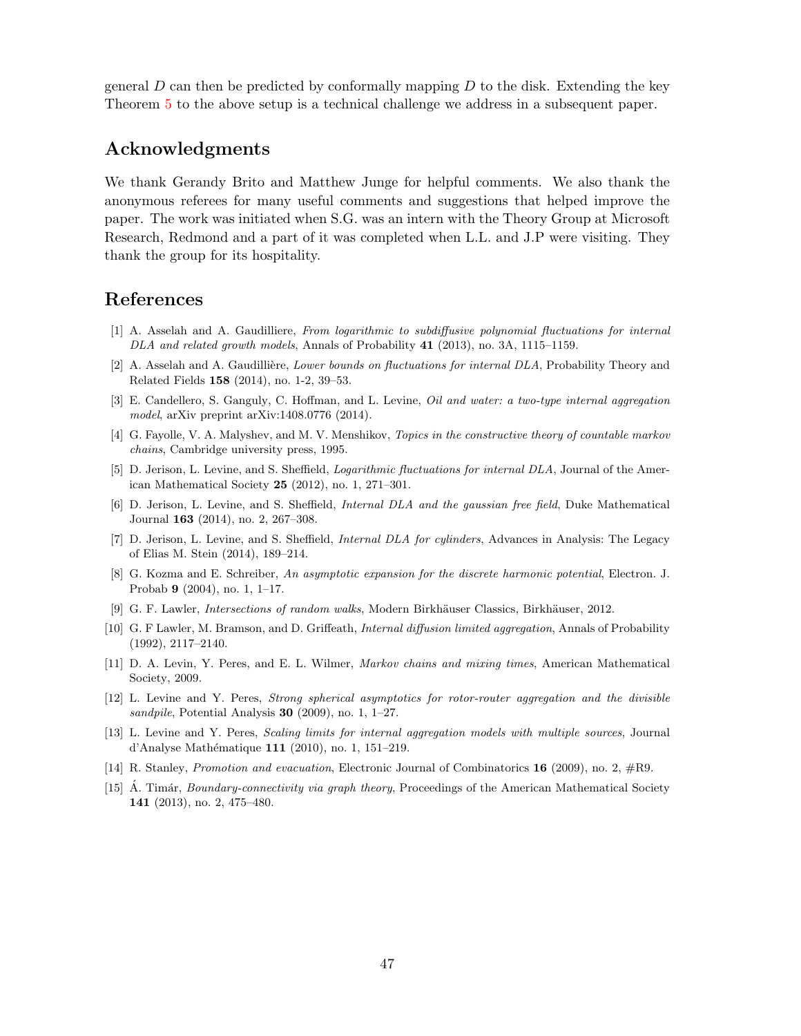general $D$ can then be predicted by conformally mapping $D$ to the disk. Extending the key Theorem 5 to the above setup is a technical challenge we address in a subsequent paper.

## Acknowledgments

We thank Gerandy Brito and Matthew Junge for helpful comments. We also thank the anonymous referees for many useful comments and suggestions that helped improve the paper. The work was initiated when S.G. was an intern with the Theory Group at Microsoft Research, Redmond and a part of it was completed when L.L. and J.P were visiting. They thank the group for its hospitality.

## References

[1] A. Asselah and A. Gaudilliere, *From logarithmic to subdiffusive polynomial fluctuations for internal DLA and related growth models*, Annals of Probability **41** (2013), no. 3A, 1115–1159.

[2] A. Asselah and A. Gaudillière, *Lower bounds on fluctuations for internal DLA*, Probability Theory and Related Fields **158** (2014), no. 1-2, 39–53.

[3] E. Candellero, S. Ganguly, C. Hoffman, and L. Levine, *Oil and water: a two-type internal aggregation model*, arXiv preprint arXiv:1408.0776 (2014).

[4] G. Fayolle, V. A. Malyshev, and M. V. Menshikov, *Topics in the constructive theory of countable markov chains*, Cambridge university press, 1995.

[5] D. Jerison, L. Levine, and S. Sheffield, *Logarithmic fluctuations for internal DLA*, Journal of the American Mathematical Society **25** (2012), no. 1, 271–301.

[6] D. Jerison, L. Levine, and S. Sheffield, *Internal DLA and the gaussian free field*, Duke Mathematical Journal **163** (2014), no. 2, 267–308.

[7] D. Jerison, L. Levine, and S. Sheffield, *Internal DLA for cylinders*, Advances in Analysis: The Legacy of Elias M. Stein (2014), 189–214.

[8] G. Kozma and E. Schreiber, *An asymptotic expansion for the discrete harmonic potential*, Electron. J. Probab **9** (2004), no. 1, 1–17.

[9] G. F. Lawler, *Intersections of random walks*, Modern Birkhäuser Classics, Birkhäuser, 2012.

[10] G. F Lawler, M. Bramson, and D. Griffeath, *Internal diffusion limited aggregation*, Annals of Probability (1992), 2117–2140.

[11] D. A. Levin, Y. Peres, and E. L. Wilmer, *Markov chains and mixing times*, American Mathematical Society, 2009.

[12] L. Levine and Y. Peres, *Strong spherical asymptotics for rotor-router aggregation and the divisible sandpile*, Potential Analysis **30** (2009), no. 1, 1–27.

[13] L. Levine and Y. Peres, *Scaling limits for internal aggregation models with multiple sources*, Journal d'Analyse Mathématique **111** (2010), no. 1, 151–219.

[14] R. Stanley, *Promotion and evacuation*, Electronic Journal of Combinatorics **16** (2009), no. 2, #R9.

[15] Á. Timár, *Boundary-connectivity via graph theory*, Proceedings of the American Mathematical Society **141** (2013), no. 2, 475–480.